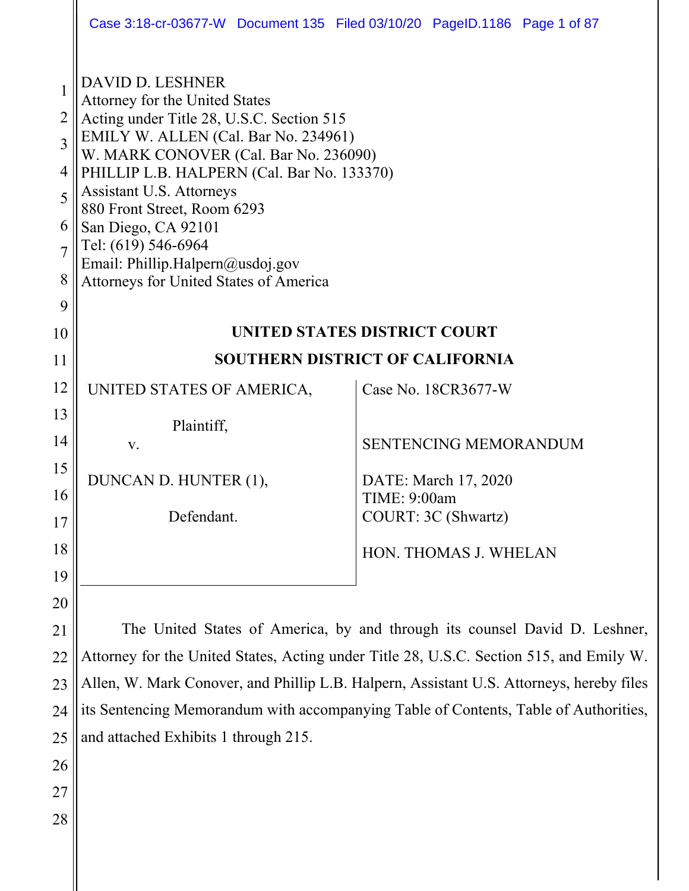DAVID D. LESHNER
Attorney for the United States
Acting under Title 28, U.S.C. Section 515
EMILY W. ALLEN (Cal. Bar No. 234961)
W. MARK CONOVER (Cal. Bar No. 236090)
PHILLIP L.B. HALPERN (Cal. Bar No. 133370)
Assistant U.S. Attorneys
880 Front Street, Room 6293
San Diego, CA 92101
Tel: (619) 546-6964
Email: Phillip.Halpern@usdoj.gov
Attorneys for United States of America

**UNITED STATES DISTRICT COURT**

**SOUTHERN DISTRICT OF CALIFORNIA**

| | |
|---|---|
| UNITED STATES OF AMERICA,<br><br>Plaintiff,<br><br>v.<br><br>DUNCAN D. HUNTER (1),<br><br>Defendant. | Case No. 18CR3677-W<br><br>SENTENCING MEMORANDUM<br><br>DATE: March 17, 2020<br>TIME: 9:00am<br>COURT: 3C (Shwartz)<br><br>HON. THOMAS J. WHELAN |

The United States of America, by and through its counsel David D. Leshner, Attorney for the United States, Acting under Title 28, U.S.C. Section 515, and Emily W. Allen, W. Mark Conover, and Phillip L.B. Halpern, Assistant U.S. Attorneys, hereby files its Sentencing Memorandum with accompanying Table of Contents, Table of Authorities, and attached Exhibits 1 through 215.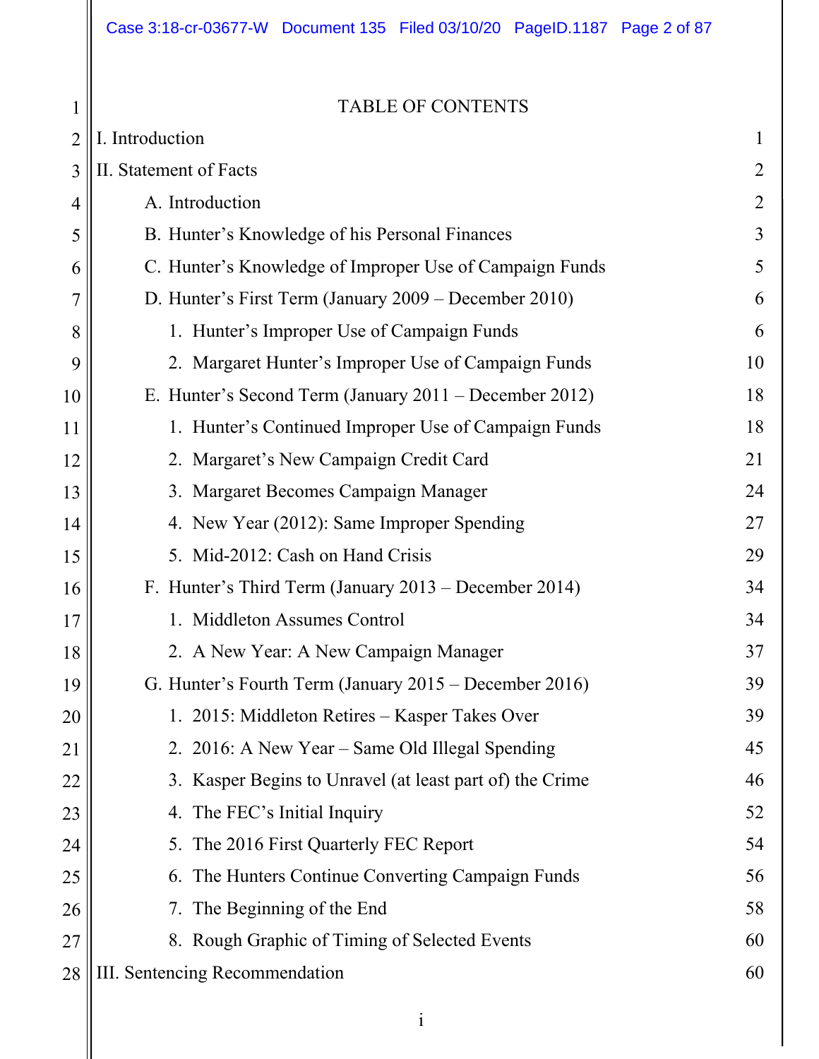# TABLE OF CONTENTS

I. Introduction 1

II. Statement of Facts 2

- A. Introduction 2
- B. Hunter's Knowledge of his Personal Finances 3
- C. Hunter's Knowledge of Improper Use of Campaign Funds 5
- D. Hunter's First Term (January 2009 – December 2010) 6
  1. Hunter's Improper Use of Campaign Funds 6
  2. Margaret Hunter's Improper Use of Campaign Funds 10
- E. Hunter's Second Term (January 2011 – December 2012) 18
  1. Hunter's Continued Improper Use of Campaign Funds 18
  2. Margaret's New Campaign Credit Card 21
  3. Margaret Becomes Campaign Manager 24
  4. New Year (2012): Same Improper Spending 27
  5. Mid-2012: Cash on Hand Crisis 29
- F. Hunter's Third Term (January 2013 – December 2014) 34
  1. Middleton Assumes Control 34
  2. A New Year: A New Campaign Manager 37
- G. Hunter's Fourth Term (January 2015 – December 2016) 39
  1. 2015: Middleton Retires – Kasper Takes Over 39
  2. 2016: A New Year – Same Old Illegal Spending 45
  3. Kasper Begins to Unravel (at least part of) the Crime 46
  4. The FEC's Initial Inquiry 52
  5. The 2016 First Quarterly FEC Report 54
  6. The Hunters Continue Converting Campaign Funds 56
  7. The Beginning of the End 58
  8. Rough Graphic of Timing of Selected Events 60

III. Sentencing Recommendation 60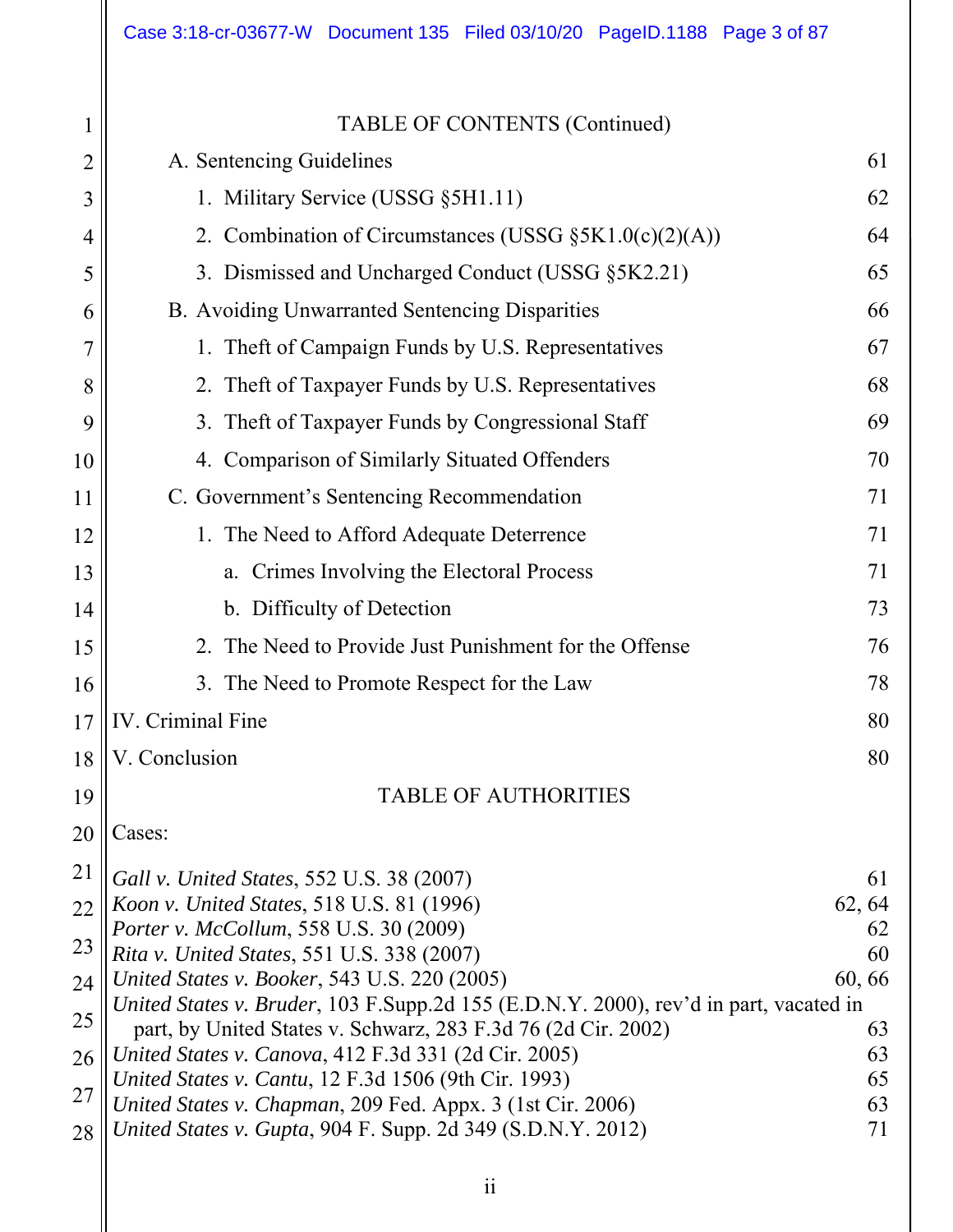TABLE OF CONTENTS (Continued)

- A. Sentencing Guidelines — 61
  - 1. Military Service (USSG §5H1.11) — 62
  - 2. Combination of Circumstances (USSG §5K1.0(c)(2)(A)) — 64
  - 3. Dismissed and Uncharged Conduct (USSG §5K2.21) — 65
- B. Avoiding Unwarranted Sentencing Disparities — 66
  - 1. Theft of Campaign Funds by U.S. Representatives — 67
  - 2. Theft of Taxpayer Funds by U.S. Representatives — 68
  - 3. Theft of Taxpayer Funds by Congressional Staff — 69
  - 4. Comparison of Similarly Situated Offenders — 70
- C. Government's Sentencing Recommendation — 71
  - 1. The Need to Afford Adequate Deterrence — 71
    - a. Crimes Involving the Electoral Process — 71
    - b. Difficulty of Detection — 73
  - 2. The Need to Provide Just Punishment for the Offense — 76
  - 3. The Need to Promote Respect for the Law — 78

IV. Criminal Fine — 80

V. Conclusion — 80

TABLE OF AUTHORITIES

Cases:

| Case | Page(s) |
|---|---|
| *Gall v. United States*, 552 U.S. 38 (2007) | 61 |
| *Koon v. United States*, 518 U.S. 81 (1996) | 62, 64 |
| *Porter v. McCollum*, 558 U.S. 30 (2009) | 62 |
| *Rita v. United States*, 551 U.S. 338 (2007) | 60 |
| *United States v. Booker*, 543 U.S. 220 (2005) | 60, 66 |
| *United States v. Bruder*, 103 F.Supp.2d 155 (E.D.N.Y. 2000), rev'd in part, vacated in part, by United States v. Schwarz, 283 F.3d 76 (2d Cir. 2002) | 63 |
| *United States v. Canova*, 412 F.3d 331 (2d Cir. 2005) | 63 |
| *United States v. Cantu*, 12 F.3d 1506 (9th Cir. 1993) | 65 |
| *United States v. Chapman*, 209 Fed. Appx. 3 (1st Cir. 2006) | 63 |
| *United States v. Gupta*, 904 F. Supp. 2d 349 (S.D.N.Y. 2012) | 71 |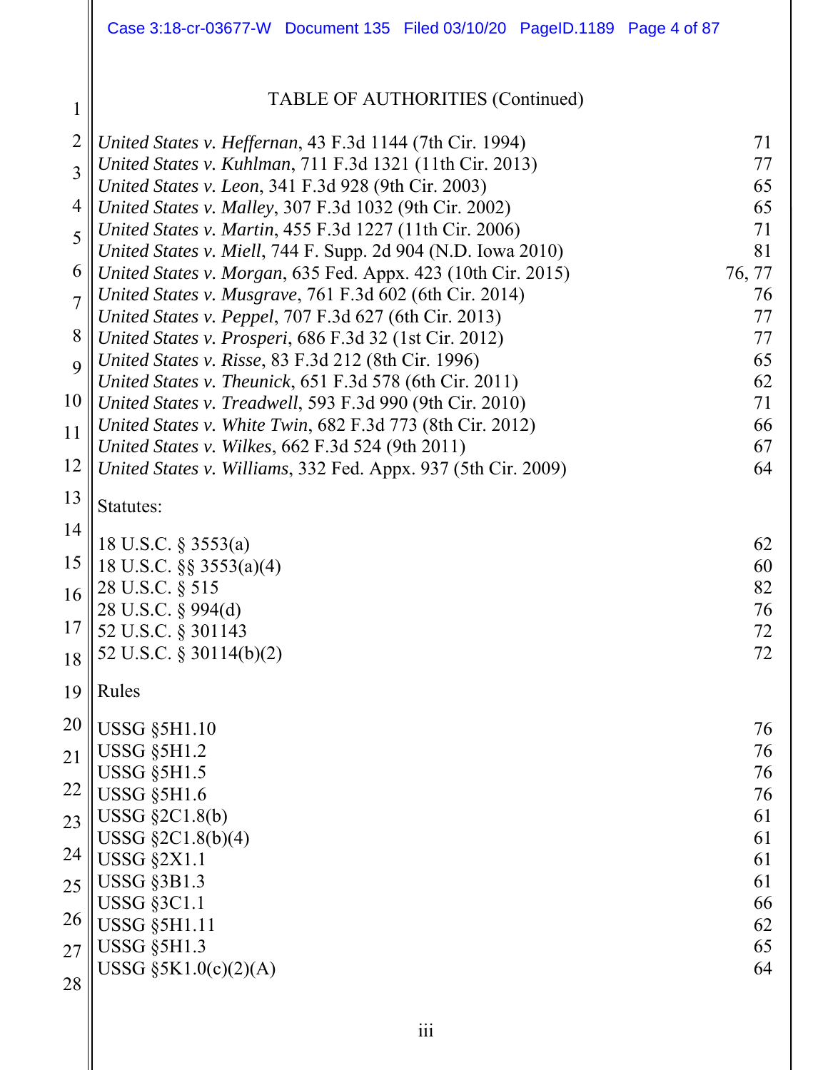## TABLE OF AUTHORITIES (Continued)

| | |
|---|---|
| *United States v. Heffernan*, 43 F.3d 1144 (7th Cir. 1994) | 71 |
| *United States v. Kuhlman*, 711 F.3d 1321 (11th Cir. 2013) | 77 |
| *United States v. Leon*, 341 F.3d 928 (9th Cir. 2003) | 65 |
| *United States v. Malley*, 307 F.3d 1032 (9th Cir. 2002) | 65 |
| *United States v. Martin*, 455 F.3d 1227 (11th Cir. 2006) | 71 |
| *United States v. Miell*, 744 F. Supp. 2d 904 (N.D. Iowa 2010) | 81 |
| *United States v. Morgan*, 635 Fed. Appx. 423 (10th Cir. 2015) | 76, 77 |
| *United States v. Musgrave*, 761 F.3d 602 (6th Cir. 2014) | 76 |
| *United States v. Peppel*, 707 F.3d 627 (6th Cir. 2013) | 77 |
| *United States v. Prosperi*, 686 F.3d 32 (1st Cir. 2012) | 77 |
| *United States v. Risse*, 83 F.3d 212 (8th Cir. 1996) | 65 |
| *United States v. Theunick*, 651 F.3d 578 (6th Cir. 2011) | 62 |
| *United States v. Treadwell*, 593 F.3d 990 (9th Cir. 2010) | 71 |
| *United States v. White Twin*, 682 F.3d 773 (8th Cir. 2012) | 66 |
| *United States v. Wilkes*, 662 F.3d 524 (9th 2011) | 67 |
| *United States v. Williams*, 332 Fed. Appx. 937 (5th Cir. 2009) | 64 |

Statutes:

| | |
|---|---|
| 18 U.S.C. § 3553(a) | 62 |
| 18 U.S.C. §§ 3553(a)(4) | 60 |
| 28 U.S.C. § 515 | 82 |
| 28 U.S.C. § 994(d) | 76 |
| 52 U.S.C. § 301143 | 72 |
| 52 U.S.C. § 30114(b)(2) | 72 |

Rules

| | |
|---|---|
| USSG §5H1.10 | 76 |
| USSG §5H1.2 | 76 |
| USSG §5H1.5 | 76 |
| USSG §5H1.6 | 76 |
| USSG §2C1.8(b) | 61 |
| USSG §2C1.8(b)(4) | 61 |
| USSG §2X1.1 | 61 |
| USSG §3B1.3 | 61 |
| USSG §3C1.1 | 66 |
| USSG §5H1.11 | 62 |
| USSG §5H1.3 | 65 |
| USSG §5K1.0(c)(2)(A) | 64 |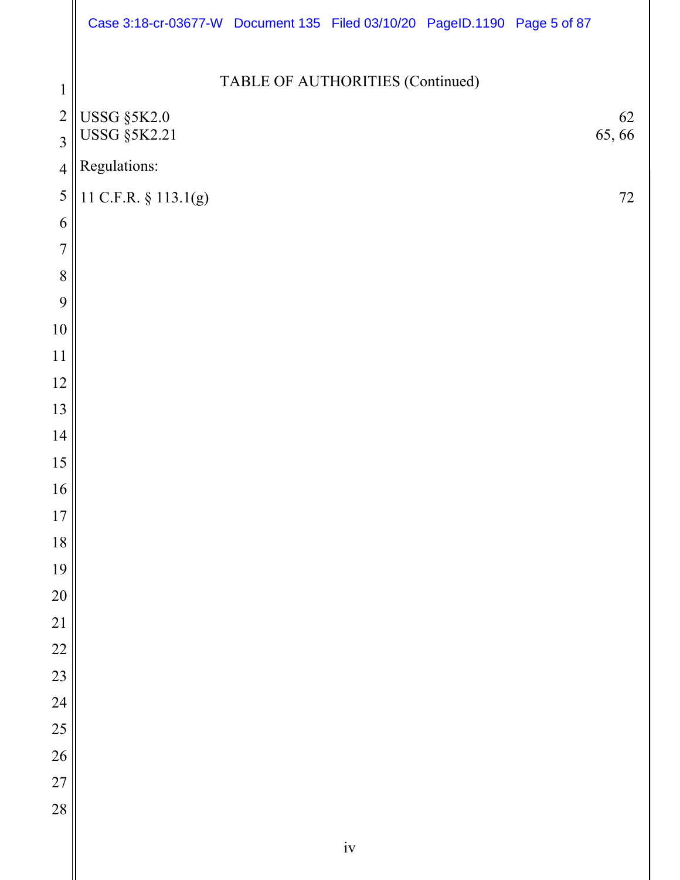## TABLE OF AUTHORITIES (Continued)

| | |
|---|---|
| USSG §5K2.0 | 62 |
| USSG §5K2.21 | 65, 66 |

Regulations:

| | |
|---|---|
| 11 C.F.R. § 113.1(g) | 72 |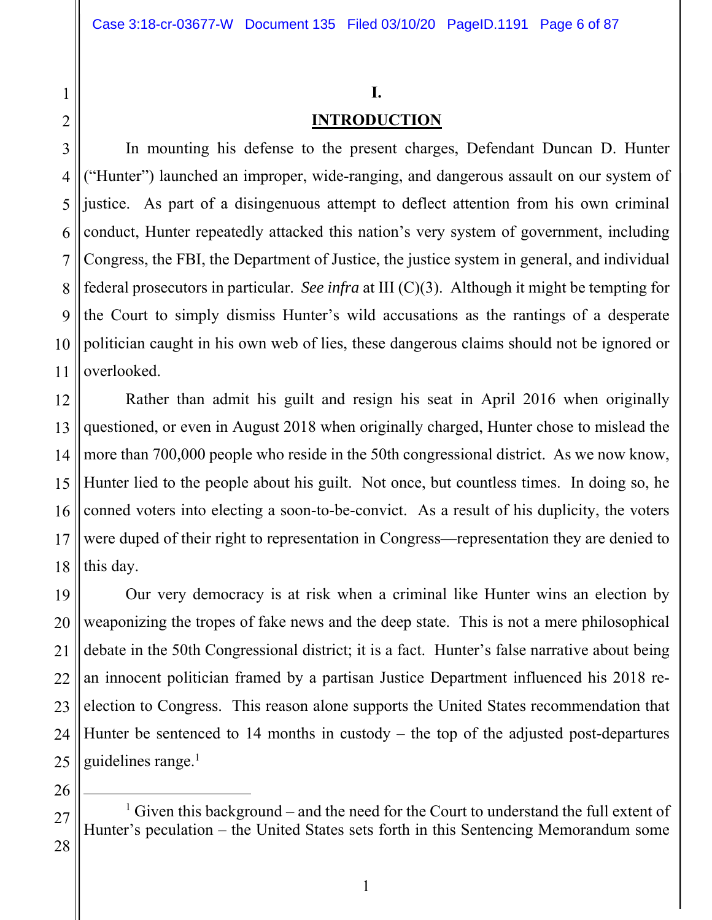# I.

## INTRODUCTION

In mounting his defense to the present charges, Defendant Duncan D. Hunter ("Hunter") launched an improper, wide-ranging, and dangerous assault on our system of justice. As part of a disingenuous attempt to deflect attention from his own criminal conduct, Hunter repeatedly attacked this nation's very system of government, including Congress, the FBI, the Department of Justice, the justice system in general, and individual federal prosecutors in particular. *See infra* at III (C)(3). Although it might be tempting for the Court to simply dismiss Hunter's wild accusations as the rantings of a desperate politician caught in his own web of lies, these dangerous claims should not be ignored or overlooked.

Rather than admit his guilt and resign his seat in April 2016 when originally questioned, or even in August 2018 when originally charged, Hunter chose to mislead the more than 700,000 people who reside in the 50th congressional district. As we now know, Hunter lied to the people about his guilt. Not once, but countless times. In doing so, he conned voters into electing a soon-to-be-convict. As a result of his duplicity, the voters were duped of their right to representation in Congress—representation they are denied to this day.

Our very democracy is at risk when a criminal like Hunter wins an election by weaponizing the tropes of fake news and the deep state. This is not a mere philosophical debate in the 50th Congressional district; it is a fact. Hunter's false narrative about being an innocent politician framed by a partisan Justice Department influenced his 2018 re-election to Congress. This reason alone supports the United States recommendation that Hunter be sentenced to 14 months in custody – the top of the adjusted post-departures guidelines range.[1]

---

[1] Given this background – and the need for the Court to understand the full extent of Hunter's peculation – the United States sets forth in this Sentencing Memorandum some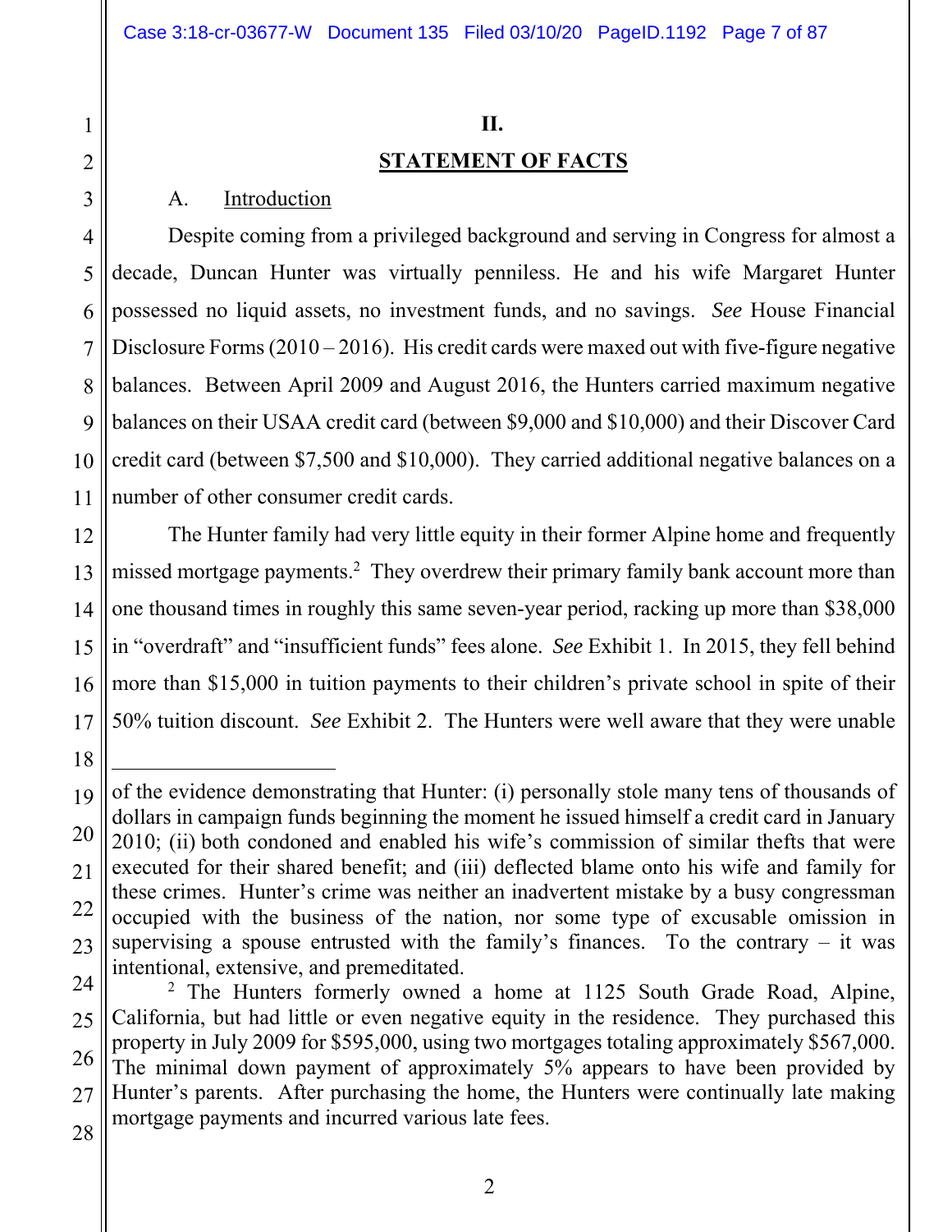## II.

## STATEMENT OF FACTS

### A. Introduction

Despite coming from a privileged background and serving in Congress for almost a decade, Duncan Hunter was virtually penniless. He and his wife Margaret Hunter possessed no liquid assets, no investment funds, and no savings. *See* House Financial Disclosure Forms (2010 – 2016). His credit cards were maxed out with five-figure negative balances. Between April 2009 and August 2016, the Hunters carried maximum negative balances on their USAA credit card (between $9,000 and $10,000) and their Discover Card credit card (between $7,500 and $10,000). They carried additional negative balances on a number of other consumer credit cards.

The Hunter family had very little equity in their former Alpine home and frequently missed mortgage payments.[2] They overdrew their primary family bank account more than one thousand times in roughly this same seven-year period, racking up more than $38,000 in "overdraft" and "insufficient funds" fees alone. *See* Exhibit 1. In 2015, they fell behind more than $15,000 in tuition payments to their children's private school in spite of their 50% tuition discount. *See* Exhibit 2. The Hunters were well aware that they were unable

---

of the evidence demonstrating that Hunter: (i) personally stole many tens of thousands of dollars in campaign funds beginning the moment he issued himself a credit card in January 2010; (ii) both condoned and enabled his wife's commission of similar thefts that were executed for their shared benefit; and (iii) deflected blame onto his wife and family for these crimes. Hunter's crime was neither an inadvertent mistake by a busy congressman occupied with the business of the nation, nor some type of excusable omission in supervising a spouse entrusted with the family's finances. To the contrary – it was intentional, extensive, and premeditated.

[2] The Hunters formerly owned a home at 1125 South Grade Road, Alpine, California, but had little or even negative equity in the residence. They purchased this property in July 2009 for $595,000, using two mortgages totaling approximately $567,000. The minimal down payment of approximately 5% appears to have been provided by Hunter's parents. After purchasing the home, the Hunters were continually late making mortgage payments and incurred various late fees.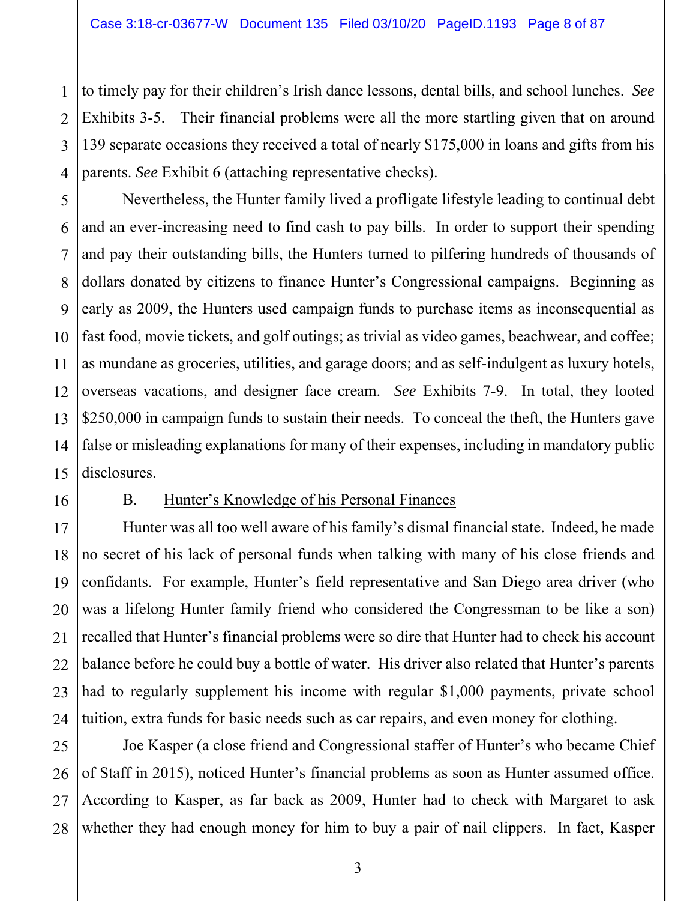to timely pay for their children's Irish dance lessons, dental bills, and school lunches. *See* Exhibits 3-5. Their financial problems were all the more startling given that on around 139 separate occasions they received a total of nearly $175,000 in loans and gifts from his parents. *See* Exhibit 6 (attaching representative checks).

Nevertheless, the Hunter family lived a profligate lifestyle leading to continual debt and an ever-increasing need to find cash to pay bills. In order to support their spending and pay their outstanding bills, the Hunters turned to pilfering hundreds of thousands of dollars donated by citizens to finance Hunter's Congressional campaigns. Beginning as early as 2009, the Hunters used campaign funds to purchase items as inconsequential as fast food, movie tickets, and golf outings; as trivial as video games, beachwear, and coffee; as mundane as groceries, utilities, and garage doors; and as self-indulgent as luxury hotels, overseas vacations, and designer face cream. *See* Exhibits 7-9. In total, they looted $250,000 in campaign funds to sustain their needs. To conceal the theft, the Hunters gave false or misleading explanations for many of their expenses, including in mandatory public disclosures.

B. <u>Hunter's Knowledge of his Personal Finances</u>

Hunter was all too well aware of his family's dismal financial state. Indeed, he made no secret of his lack of personal funds when talking with many of his close friends and confidants. For example, Hunter's field representative and San Diego area driver (who was a lifelong Hunter family friend who considered the Congressman to be like a son) recalled that Hunter's financial problems were so dire that Hunter had to check his account balance before he could buy a bottle of water. His driver also related that Hunter's parents had to regularly supplement his income with regular $1,000 payments, private school tuition, extra funds for basic needs such as car repairs, and even money for clothing.

Joe Kasper (a close friend and Congressional staffer of Hunter's who became Chief of Staff in 2015), noticed Hunter's financial problems as soon as Hunter assumed office. According to Kasper, as far back as 2009, Hunter had to check with Margaret to ask whether they had enough money for him to buy a pair of nail clippers. In fact, Kasper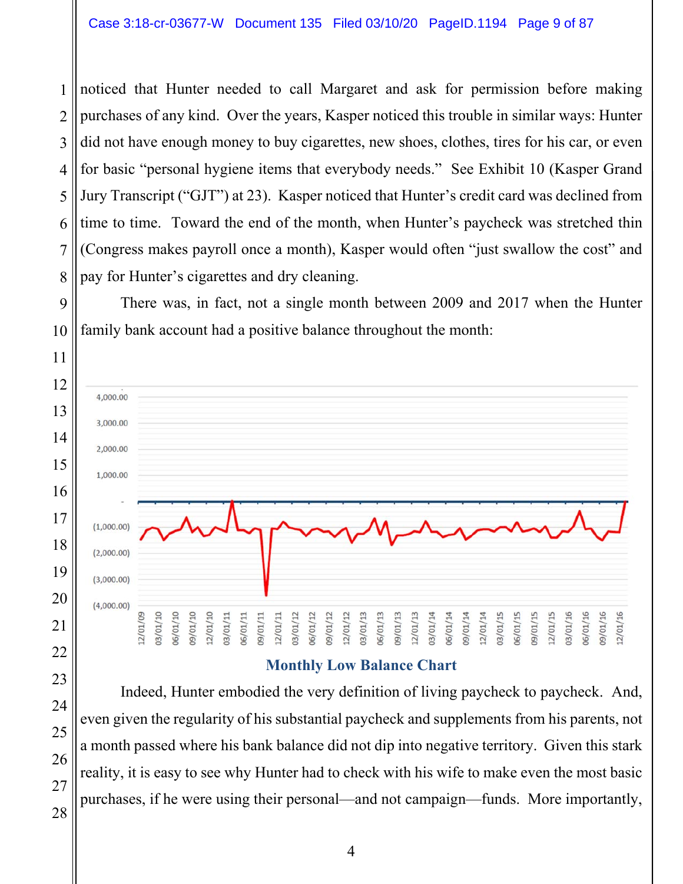noticed that Hunter needed to call Margaret and ask for permission before making purchases of any kind. Over the years, Kasper noticed this trouble in similar ways: Hunter did not have enough money to buy cigarettes, new shoes, clothes, tires for his car, or even for basic "personal hygiene items that everybody needs." See Exhibit 10 (Kasper Grand Jury Transcript ("GJT") at 23). Kasper noticed that Hunter's credit card was declined from time to time. Toward the end of the month, when Hunter's paycheck was stretched thin (Congress makes payroll once a month), Kasper would often "just swallow the cost" and pay for Hunter's cigarettes and dry cleaning.

There was, in fact, not a single month between 2009 and 2017 when the Hunter family bank account had a positive balance throughout the month:

**Monthly Low Balance Chart**

Indeed, Hunter embodied the very definition of living paycheck to paycheck. And, even given the regularity of his substantial paycheck and supplements from his parents, not a month passed where his bank balance did not dip into negative territory. Given this stark reality, it is easy to see why Hunter had to check with his wife to make even the most basic purchases, if he were using their personal—and not campaign—funds. More importantly,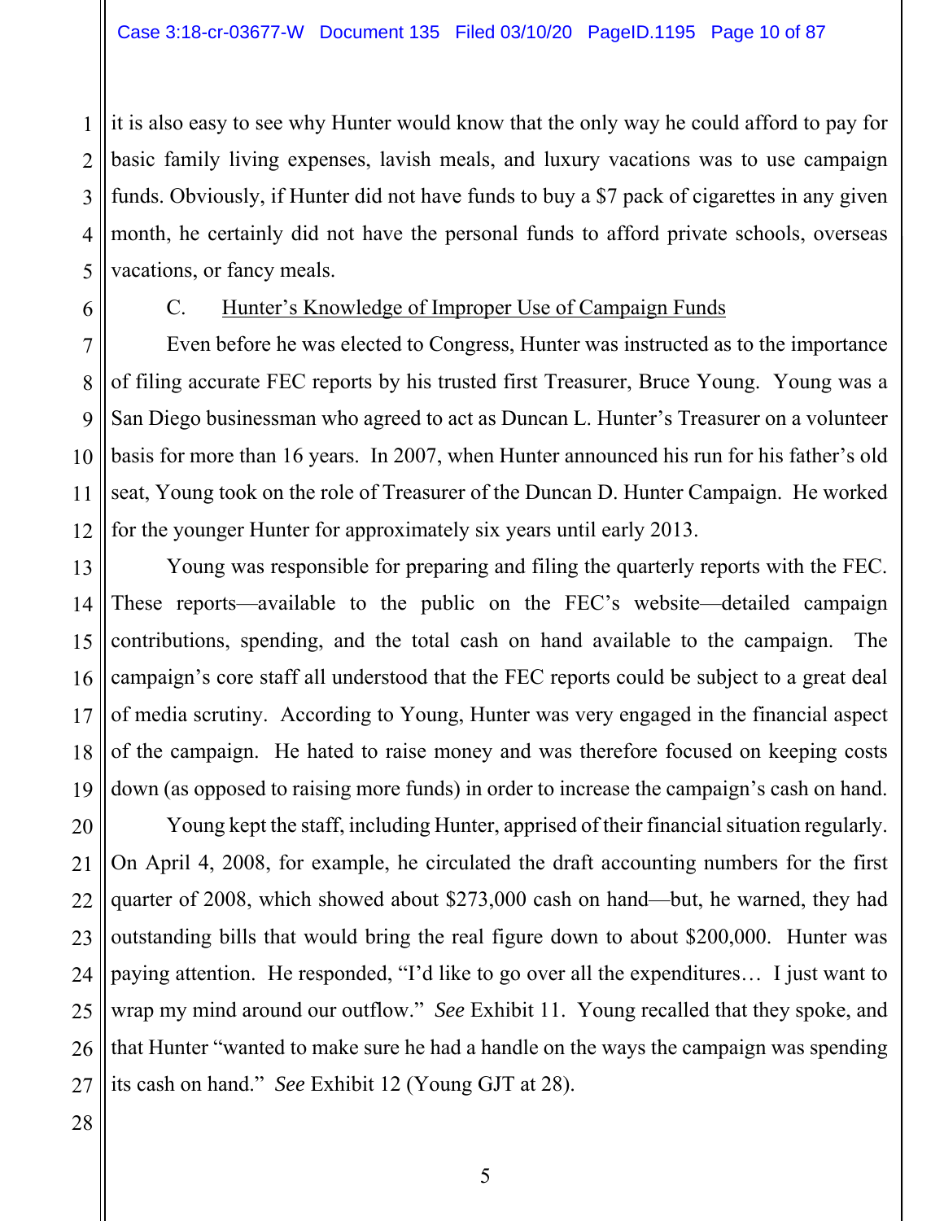it is also easy to see why Hunter would know that the only way he could afford to pay for basic family living expenses, lavish meals, and luxury vacations was to use campaign funds. Obviously, if Hunter did not have funds to buy a $7 pack of cigarettes in any given month, he certainly did not have the personal funds to afford private schools, overseas vacations, or fancy meals.

C. <u>Hunter's Knowledge of Improper Use of Campaign Funds</u>

Even before he was elected to Congress, Hunter was instructed as to the importance of filing accurate FEC reports by his trusted first Treasurer, Bruce Young. Young was a San Diego businessman who agreed to act as Duncan L. Hunter's Treasurer on a volunteer basis for more than 16 years. In 2007, when Hunter announced his run for his father's old seat, Young took on the role of Treasurer of the Duncan D. Hunter Campaign. He worked for the younger Hunter for approximately six years until early 2013.

Young was responsible for preparing and filing the quarterly reports with the FEC. These reports—available to the public on the FEC's website—detailed campaign contributions, spending, and the total cash on hand available to the campaign. The campaign's core staff all understood that the FEC reports could be subject to a great deal of media scrutiny. According to Young, Hunter was very engaged in the financial aspect of the campaign. He hated to raise money and was therefore focused on keeping costs down (as opposed to raising more funds) in order to increase the campaign's cash on hand.

Young kept the staff, including Hunter, apprised of their financial situation regularly. On April 4, 2008, for example, he circulated the draft accounting numbers for the first quarter of 2008, which showed about $273,000 cash on hand—but, he warned, they had outstanding bills that would bring the real figure down to about $200,000. Hunter was paying attention. He responded, "I'd like to go over all the expenditures… I just want to wrap my mind around our outflow." *See* Exhibit 11. Young recalled that they spoke, and that Hunter "wanted to make sure he had a handle on the ways the campaign was spending its cash on hand." *See* Exhibit 12 (Young GJT at 28).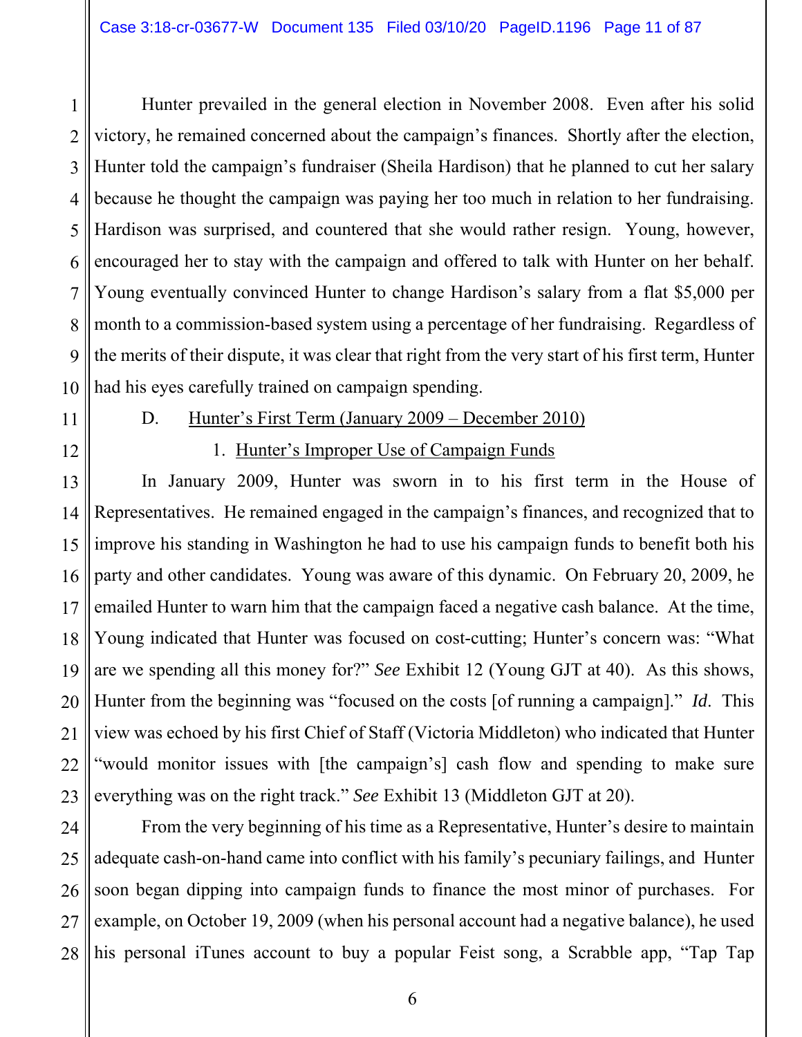Hunter prevailed in the general election in November 2008. Even after his solid victory, he remained concerned about the campaign's finances. Shortly after the election, Hunter told the campaign's fundraiser (Sheila Hardison) that he planned to cut her salary because he thought the campaign was paying her too much in relation to her fundraising. Hardison was surprised, and countered that she would rather resign. Young, however, encouraged her to stay with the campaign and offered to talk with Hunter on her behalf. Young eventually convinced Hunter to change Hardison's salary from a flat $5,000 per month to a commission-based system using a percentage of her fundraising. Regardless of the merits of their dispute, it was clear that right from the very start of his first term, Hunter had his eyes carefully trained on campaign spending.

D. Hunter's First Term (January 2009 – December 2010)

1. Hunter's Improper Use of Campaign Funds

In January 2009, Hunter was sworn in to his first term in the House of Representatives. He remained engaged in the campaign's finances, and recognized that to improve his standing in Washington he had to use his campaign funds to benefit both his party and other candidates. Young was aware of this dynamic. On February 20, 2009, he emailed Hunter to warn him that the campaign faced a negative cash balance. At the time, Young indicated that Hunter was focused on cost-cutting; Hunter's concern was: "What are we spending all this money for?" *See* Exhibit 12 (Young GJT at 40). As this shows, Hunter from the beginning was "focused on the costs [of running a campaign]." *Id*. This view was echoed by his first Chief of Staff (Victoria Middleton) who indicated that Hunter "would monitor issues with [the campaign's] cash flow and spending to make sure everything was on the right track." *See* Exhibit 13 (Middleton GJT at 20).

From the very beginning of his time as a Representative, Hunter's desire to maintain adequate cash-on-hand came into conflict with his family's pecuniary failings, and Hunter soon began dipping into campaign funds to finance the most minor of purchases. For example, on October 19, 2009 (when his personal account had a negative balance), he used his personal iTunes account to buy a popular Feist song, a Scrabble app, "Tap Tap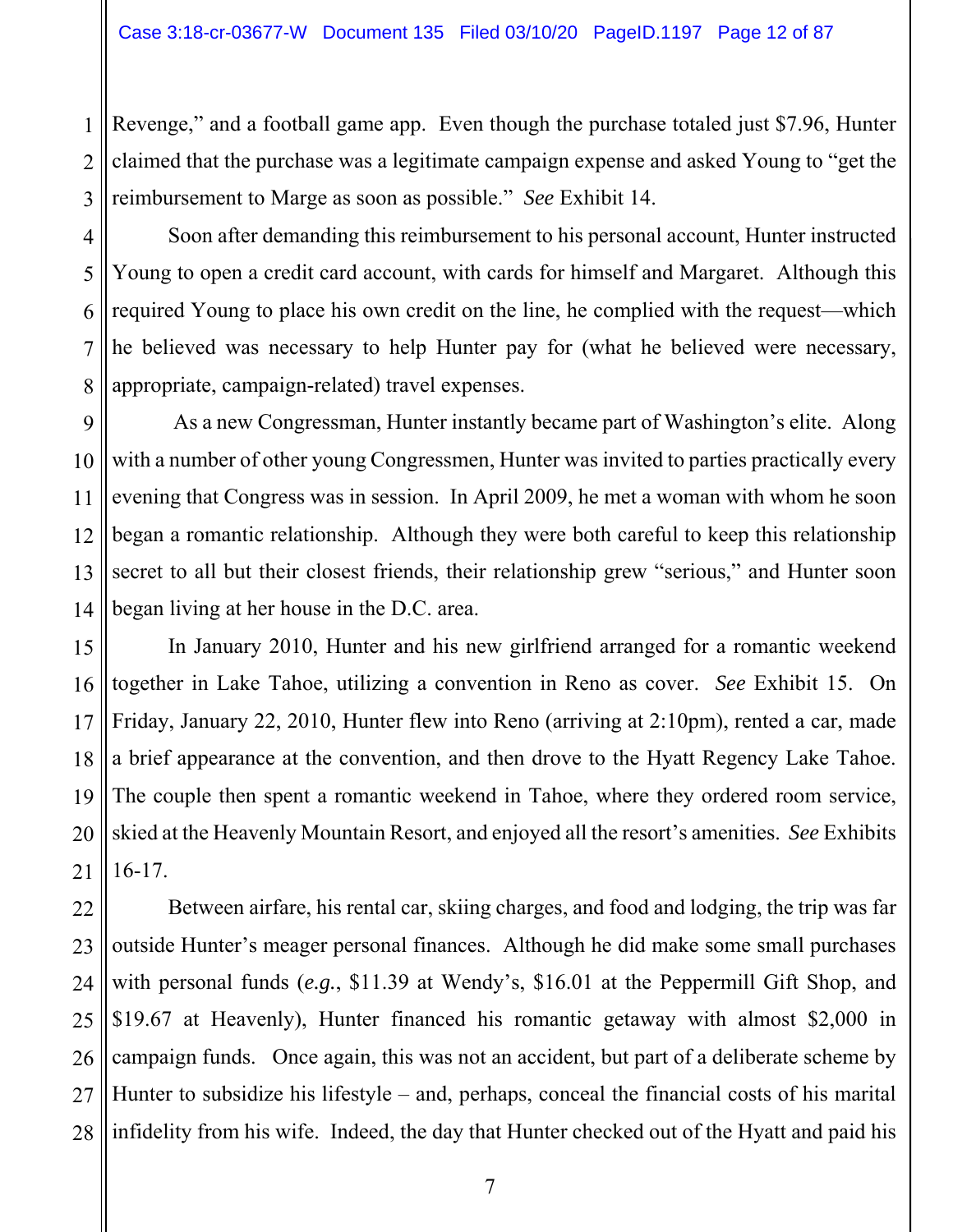Revenge," and a football game app. Even though the purchase totaled just $7.96, Hunter claimed that the purchase was a legitimate campaign expense and asked Young to "get the reimbursement to Marge as soon as possible." *See* Exhibit 14.

Soon after demanding this reimbursement to his personal account, Hunter instructed Young to open a credit card account, with cards for himself and Margaret. Although this required Young to place his own credit on the line, he complied with the request—which he believed was necessary to help Hunter pay for (what he believed were necessary, appropriate, campaign-related) travel expenses.

As a new Congressman, Hunter instantly became part of Washington's elite. Along with a number of other young Congressmen, Hunter was invited to parties practically every evening that Congress was in session. In April 2009, he met a woman with whom he soon began a romantic relationship. Although they were both careful to keep this relationship secret to all but their closest friends, their relationship grew "serious," and Hunter soon began living at her house in the D.C. area.

In January 2010, Hunter and his new girlfriend arranged for a romantic weekend together in Lake Tahoe, utilizing a convention in Reno as cover. *See* Exhibit 15. On Friday, January 22, 2010, Hunter flew into Reno (arriving at 2:10pm), rented a car, made a brief appearance at the convention, and then drove to the Hyatt Regency Lake Tahoe. The couple then spent a romantic weekend in Tahoe, where they ordered room service, skied at the Heavenly Mountain Resort, and enjoyed all the resort's amenities. *See* Exhibits 16-17.

Between airfare, his rental car, skiing charges, and food and lodging, the trip was far outside Hunter's meager personal finances. Although he did make some small purchases with personal funds (*e.g.*, $11.39 at Wendy's, $16.01 at the Peppermill Gift Shop, and $19.67 at Heavenly), Hunter financed his romantic getaway with almost $2,000 in campaign funds. Once again, this was not an accident, but part of a deliberate scheme by Hunter to subsidize his lifestyle – and, perhaps, conceal the financial costs of his marital infidelity from his wife. Indeed, the day that Hunter checked out of the Hyatt and paid his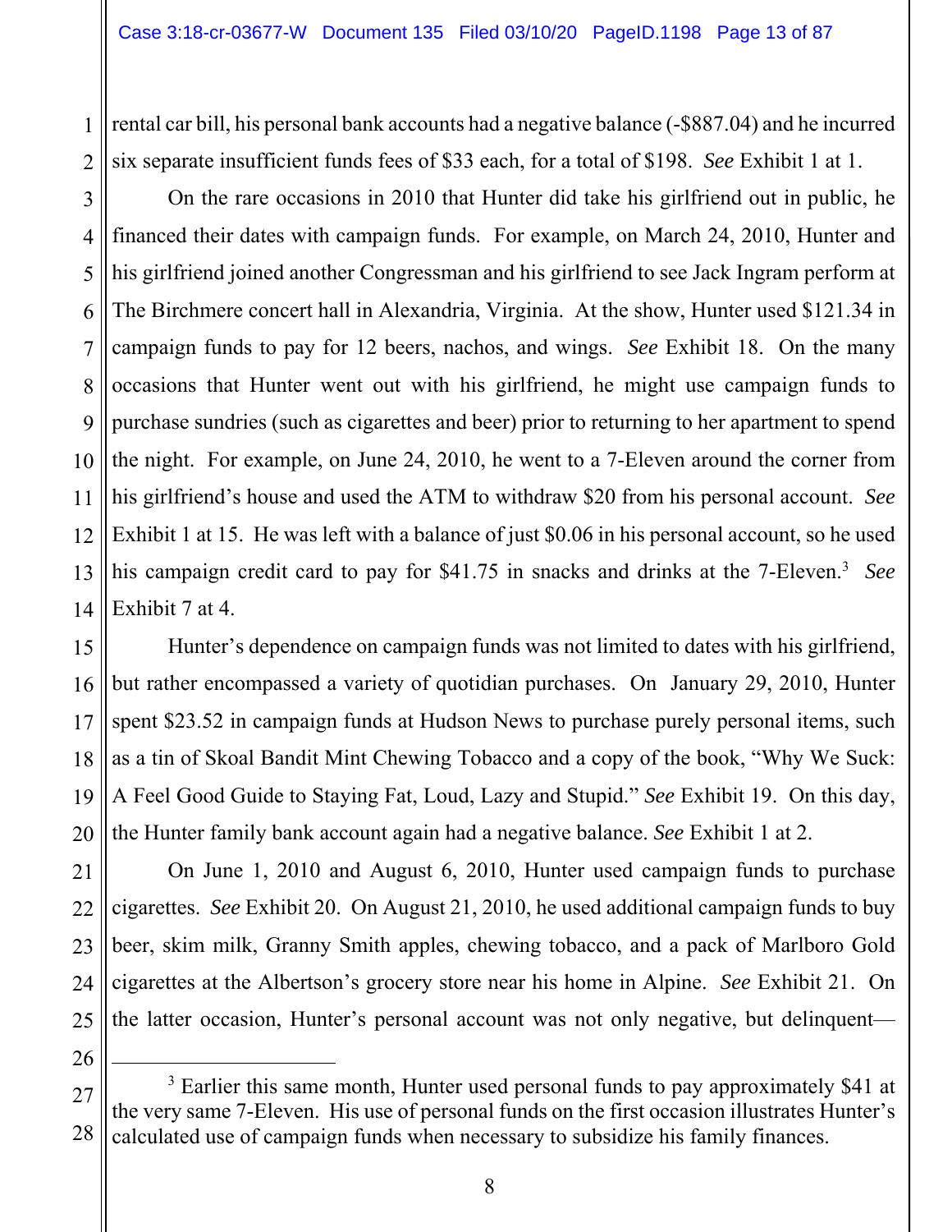rental car bill, his personal bank accounts had a negative balance (-$887.04) and he incurred six separate insufficient funds fees of $33 each, for a total of $198. *See* Exhibit 1 at 1.

On the rare occasions in 2010 that Hunter did take his girlfriend out in public, he financed their dates with campaign funds. For example, on March 24, 2010, Hunter and his girlfriend joined another Congressman and his girlfriend to see Jack Ingram perform at The Birchmere concert hall in Alexandria, Virginia. At the show, Hunter used $121.34 in campaign funds to pay for 12 beers, nachos, and wings. *See* Exhibit 18. On the many occasions that Hunter went out with his girlfriend, he might use campaign funds to purchase sundries (such as cigarettes and beer) prior to returning to her apartment to spend the night. For example, on June 24, 2010, he went to a 7-Eleven around the corner from his girlfriend's house and used the ATM to withdraw $20 from his personal account. *See* Exhibit 1 at 15. He was left with a balance of just $0.06 in his personal account, so he used his campaign credit card to pay for $41.75 in snacks and drinks at the 7-Eleven.[3] *See* Exhibit 7 at 4.

Hunter's dependence on campaign funds was not limited to dates with his girlfriend, but rather encompassed a variety of quotidian purchases. On January 29, 2010, Hunter spent $23.52 in campaign funds at Hudson News to purchase purely personal items, such as a tin of Skoal Bandit Mint Chewing Tobacco and a copy of the book, "Why We Suck: A Feel Good Guide to Staying Fat, Loud, Lazy and Stupid." *See* Exhibit 19. On this day, the Hunter family bank account again had a negative balance. *See* Exhibit 1 at 2.

On June 1, 2010 and August 6, 2010, Hunter used campaign funds to purchase cigarettes. *See* Exhibit 20. On August 21, 2010, he used additional campaign funds to buy beer, skim milk, Granny Smith apples, chewing tobacco, and a pack of Marlboro Gold cigarettes at the Albertson's grocery store near his home in Alpine. *See* Exhibit 21. On the latter occasion, Hunter's personal account was not only negative, but delinquent—

---

[3] Earlier this same month, Hunter used personal funds to pay approximately $41 at the very same 7-Eleven. His use of personal funds on the first occasion illustrates Hunter's calculated use of campaign funds when necessary to subsidize his family finances.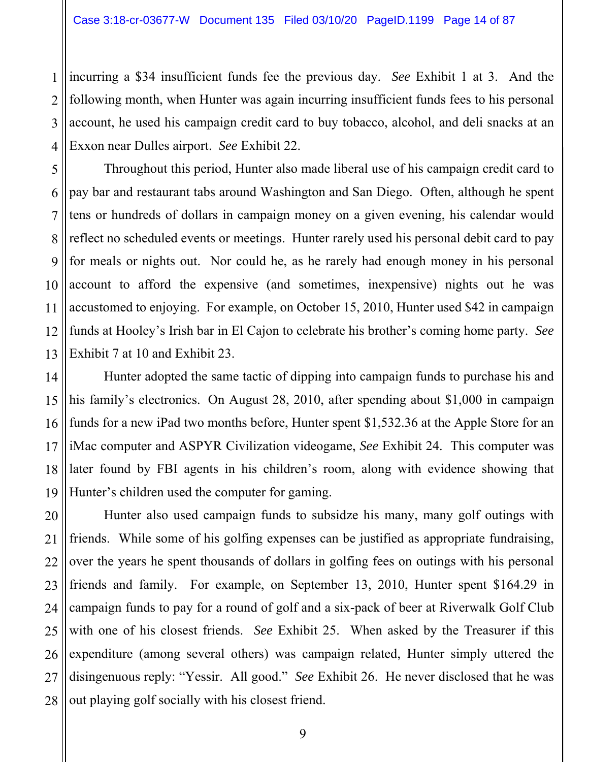incurring a $34 insufficient funds fee the previous day. *See* Exhibit 1 at 3. And the following month, when Hunter was again incurring insufficient funds fees to his personal account, he used his campaign credit card to buy tobacco, alcohol, and deli snacks at an Exxon near Dulles airport. *See* Exhibit 22.

Throughout this period, Hunter also made liberal use of his campaign credit card to pay bar and restaurant tabs around Washington and San Diego. Often, although he spent tens or hundreds of dollars in campaign money on a given evening, his calendar would reflect no scheduled events or meetings. Hunter rarely used his personal debit card to pay for meals or nights out. Nor could he, as he rarely had enough money in his personal account to afford the expensive (and sometimes, inexpensive) nights out he was accustomed to enjoying. For example, on October 15, 2010, Hunter used $42 in campaign funds at Hooley's Irish bar in El Cajon to celebrate his brother's coming home party. *See* Exhibit 7 at 10 and Exhibit 23.

Hunter adopted the same tactic of dipping into campaign funds to purchase his and his family's electronics. On August 28, 2010, after spending about $1,000 in campaign funds for a new iPad two months before, Hunter spent $1,532.36 at the Apple Store for an iMac computer and ASPYR Civilization videogame, *See* Exhibit 24. This computer was later found by FBI agents in his children's room, along with evidence showing that Hunter's children used the computer for gaming.

Hunter also used campaign funds to subsidze his many, many golf outings with friends. While some of his golfing expenses can be justified as appropriate fundraising, over the years he spent thousands of dollars in golfing fees on outings with his personal friends and family. For example, on September 13, 2010, Hunter spent $164.29 in campaign funds to pay for a round of golf and a six-pack of beer at Riverwalk Golf Club with one of his closest friends. *See* Exhibit 25. When asked by the Treasurer if this expenditure (among several others) was campaign related, Hunter simply uttered the disingenuous reply: "Yessir. All good." *See* Exhibit 26. He never disclosed that he was out playing golf socially with his closest friend.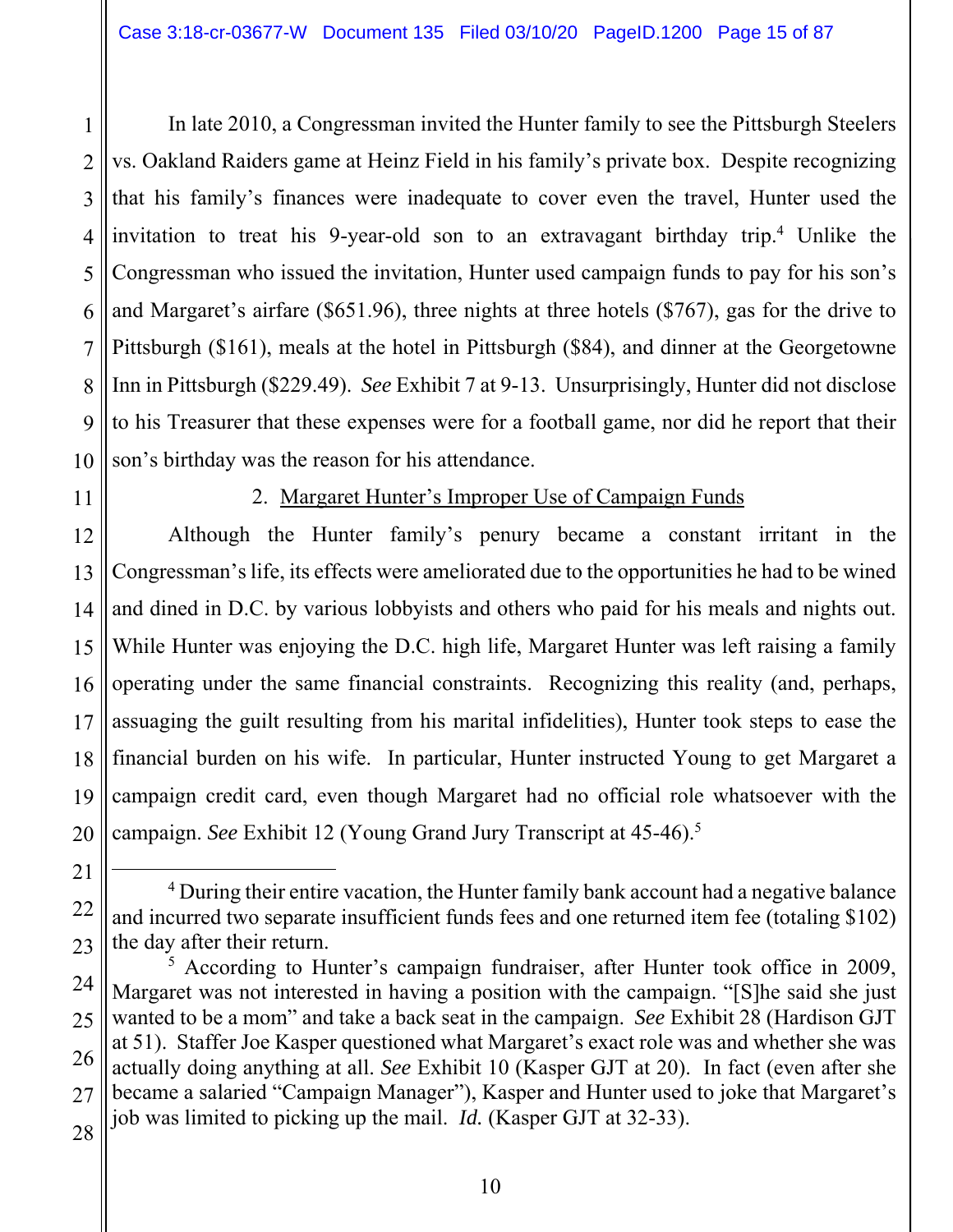In late 2010, a Congressman invited the Hunter family to see the Pittsburgh Steelers vs. Oakland Raiders game at Heinz Field in his family's private box. Despite recognizing that his family's finances were inadequate to cover even the travel, Hunter used the invitation to treat his 9-year-old son to an extravagant birthday trip.[4] Unlike the Congressman who issued the invitation, Hunter used campaign funds to pay for his son's and Margaret's airfare ($651.96), three nights at three hotels ($767), gas for the drive to Pittsburgh ($161), meals at the hotel in Pittsburgh ($84), and dinner at the Georgetowne Inn in Pittsburgh ($229.49). *See* Exhibit 7 at 9-13. Unsurprisingly, Hunter did not disclose to his Treasurer that these expenses were for a football game, nor did he report that their son's birthday was the reason for his attendance.

2. <u>Margaret Hunter's Improper Use of Campaign Funds</u>

Although the Hunter family's penury became a constant irritant in the Congressman's life, its effects were ameliorated due to the opportunities he had to be wined and dined in D.C. by various lobbyists and others who paid for his meals and nights out. While Hunter was enjoying the D.C. high life, Margaret Hunter was left raising a family operating under the same financial constraints. Recognizing this reality (and, perhaps, assuaging the guilt resulting from his marital infidelities), Hunter took steps to ease the financial burden on his wife. In particular, Hunter instructed Young to get Margaret a campaign credit card, even though Margaret had no official role whatsoever with the campaign. *See* Exhibit 12 (Young Grand Jury Transcript at 45-46).[5]

---

[4] During their entire vacation, the Hunter family bank account had a negative balance and incurred two separate insufficient funds fees and one returned item fee (totaling $102) the day after their return.

[5] According to Hunter's campaign fundraiser, after Hunter took office in 2009, Margaret was not interested in having a position with the campaign. "[S]he said she just wanted to be a mom" and take a back seat in the campaign. *See* Exhibit 28 (Hardison GJT at 51). Staffer Joe Kasper questioned what Margaret's exact role was and whether she was actually doing anything at all. *See* Exhibit 10 (Kasper GJT at 20). In fact (even after she became a salaried "Campaign Manager"), Kasper and Hunter used to joke that Margaret's job was limited to picking up the mail. *Id.* (Kasper GJT at 32-33).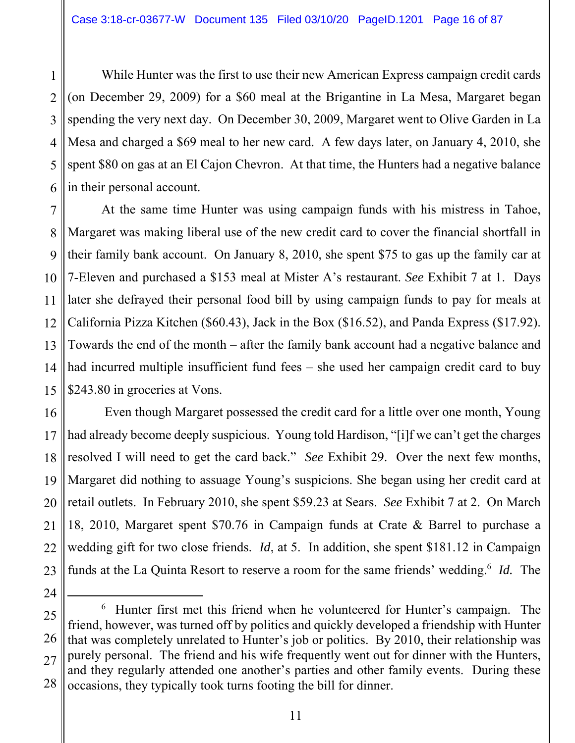While Hunter was the first to use their new American Express campaign credit cards (on December 29, 2009) for a $60 meal at the Brigantine in La Mesa, Margaret began spending the very next day. On December 30, 2009, Margaret went to Olive Garden in La Mesa and charged a $69 meal to her new card. A few days later, on January 4, 2010, she spent $80 on gas at an El Cajon Chevron. At that time, the Hunters had a negative balance in their personal account.

At the same time Hunter was using campaign funds with his mistress in Tahoe, Margaret was making liberal use of the new credit card to cover the financial shortfall in their family bank account. On January 8, 2010, she spent $75 to gas up the family car at 7-Eleven and purchased a $153 meal at Mister A's restaurant. *See* Exhibit 7 at 1. Days later she defrayed their personal food bill by using campaign funds to pay for meals at California Pizza Kitchen ($60.43), Jack in the Box ($16.52), and Panda Express ($17.92). Towards the end of the month – after the family bank account had a negative balance and had incurred multiple insufficient fund fees – she used her campaign credit card to buy $243.80 in groceries at Vons.

Even though Margaret possessed the credit card for a little over one month, Young had already become deeply suspicious. Young told Hardison, "[i]f we can't get the charges resolved I will need to get the card back." *See* Exhibit 29. Over the next few months, Margaret did nothing to assuage Young's suspicions. She began using her credit card at retail outlets. In February 2010, she spent $59.23 at Sears. *See* Exhibit 7 at 2. On March 18, 2010, Margaret spent $70.76 in Campaign funds at Crate & Barrel to purchase a wedding gift for two close friends. *Id*, at 5. In addition, she spent $181.12 in Campaign funds at the La Quinta Resort to reserve a room for the same friends' wedding.[6] *Id.* The

---

[6] Hunter first met this friend when he volunteered for Hunter's campaign. The friend, however, was turned off by politics and quickly developed a friendship with Hunter that was completely unrelated to Hunter's job or politics. By 2010, their relationship was purely personal. The friend and his wife frequently went out for dinner with the Hunters, and they regularly attended one another's parties and other family events. During these occasions, they typically took turns footing the bill for dinner.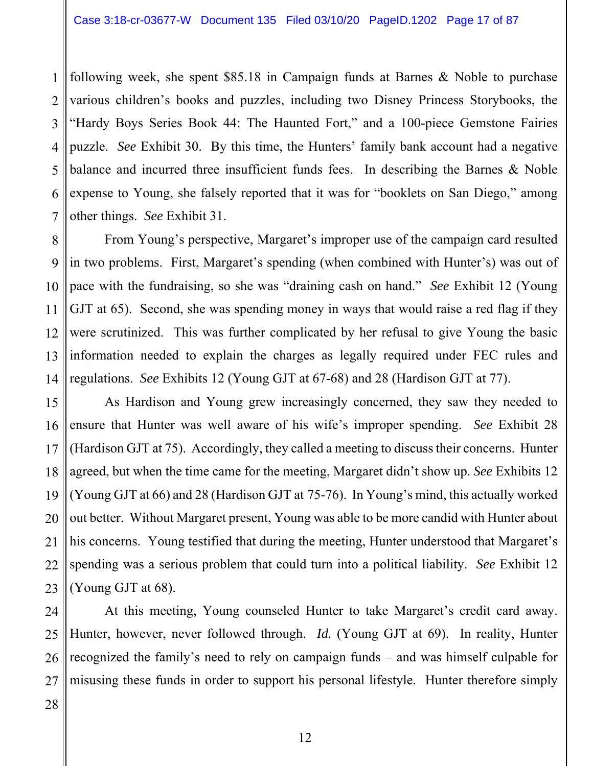following week, she spent $85.18 in Campaign funds at Barnes & Noble to purchase various children's books and puzzles, including two Disney Princess Storybooks, the "Hardy Boys Series Book 44: The Haunted Fort," and a 100-piece Gemstone Fairies puzzle. *See* Exhibit 30. By this time, the Hunters' family bank account had a negative balance and incurred three insufficient funds fees. In describing the Barnes & Noble expense to Young, she falsely reported that it was for "booklets on San Diego," among other things. *See* Exhibit 31.

From Young's perspective, Margaret's improper use of the campaign card resulted in two problems. First, Margaret's spending (when combined with Hunter's) was out of pace with the fundraising, so she was "draining cash on hand." *See* Exhibit 12 (Young GJT at 65). Second, she was spending money in ways that would raise a red flag if they were scrutinized. This was further complicated by her refusal to give Young the basic information needed to explain the charges as legally required under FEC rules and regulations. *See* Exhibits 12 (Young GJT at 67-68) and 28 (Hardison GJT at 77).

As Hardison and Young grew increasingly concerned, they saw they needed to ensure that Hunter was well aware of his wife's improper spending. *See* Exhibit 28 (Hardison GJT at 75). Accordingly, they called a meeting to discuss their concerns. Hunter agreed, but when the time came for the meeting, Margaret didn't show up. *See* Exhibits 12 (Young GJT at 66) and 28 (Hardison GJT at 75-76). In Young's mind, this actually worked out better. Without Margaret present, Young was able to be more candid with Hunter about his concerns. Young testified that during the meeting, Hunter understood that Margaret's spending was a serious problem that could turn into a political liability. *See* Exhibit 12 (Young GJT at 68).

At this meeting, Young counseled Hunter to take Margaret's credit card away. Hunter, however, never followed through. *Id.* (Young GJT at 69). In reality, Hunter recognized the family's need to rely on campaign funds – and was himself culpable for misusing these funds in order to support his personal lifestyle. Hunter therefore simply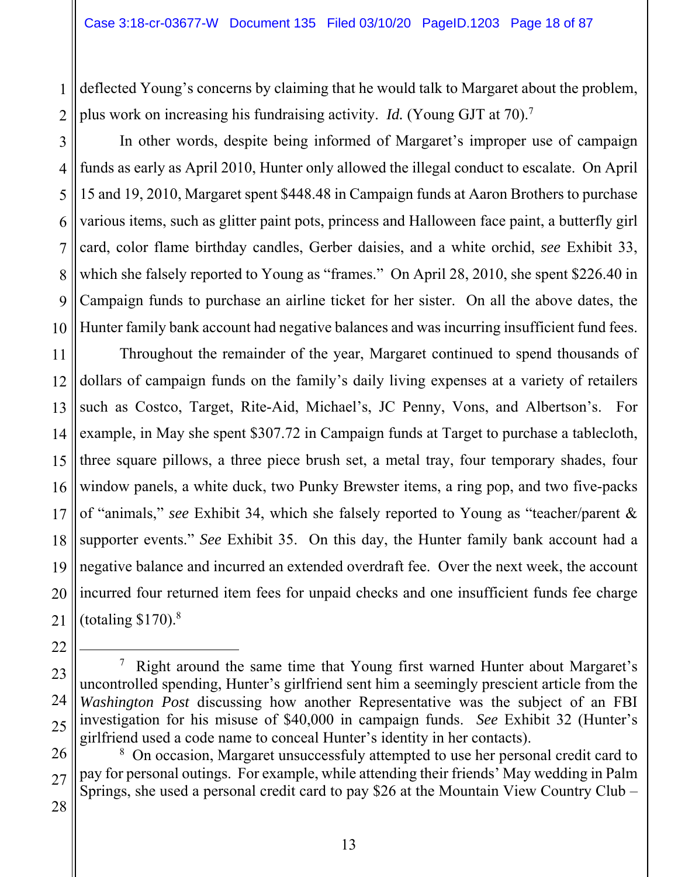deflected Young's concerns by claiming that he would talk to Margaret about the problem, plus work on increasing his fundraising activity. *Id.* (Young GJT at 70).[7]

In other words, despite being informed of Margaret's improper use of campaign funds as early as April 2010, Hunter only allowed the illegal conduct to escalate. On April 15 and 19, 2010, Margaret spent $448.48 in Campaign funds at Aaron Brothers to purchase various items, such as glitter paint pots, princess and Halloween face paint, a butterfly girl card, color flame birthday candles, Gerber daisies, and a white orchid, *see* Exhibit 33, which she falsely reported to Young as "frames." On April 28, 2010, she spent $226.40 in Campaign funds to purchase an airline ticket for her sister. On all the above dates, the Hunter family bank account had negative balances and was incurring insufficient fund fees.

Throughout the remainder of the year, Margaret continued to spend thousands of dollars of campaign funds on the family's daily living expenses at a variety of retailers such as Costco, Target, Rite-Aid, Michael's, JC Penny, Vons, and Albertson's. For example, in May she spent $307.72 in Campaign funds at Target to purchase a tablecloth, three square pillows, a three piece brush set, a metal tray, four temporary shades, four window panels, a white duck, two Punky Brewster items, a ring pop, and two five-packs of "animals," *see* Exhibit 34, which she falsely reported to Young as "teacher/parent & supporter events." *See* Exhibit 35. On this day, the Hunter family bank account had a negative balance and incurred an extended overdraft fee. Over the next week, the account incurred four returned item fees for unpaid checks and one insufficient funds fee charge (totaling $170).[8]

---

[7] Right around the same time that Young first warned Hunter about Margaret's uncontrolled spending, Hunter's girlfriend sent him a seemingly prescient article from the *Washington Post* discussing how another Representative was the subject of an FBI investigation for his misuse of $40,000 in campaign funds. *See* Exhibit 32 (Hunter's girlfriend used a code name to conceal Hunter's identity in her contacts).

[8] On occasion, Margaret unsuccessfuly attempted to use her personal credit card to pay for personal outings. For example, while attending their friends' May wedding in Palm Springs, she used a personal credit card to pay $26 at the Mountain View Country Club –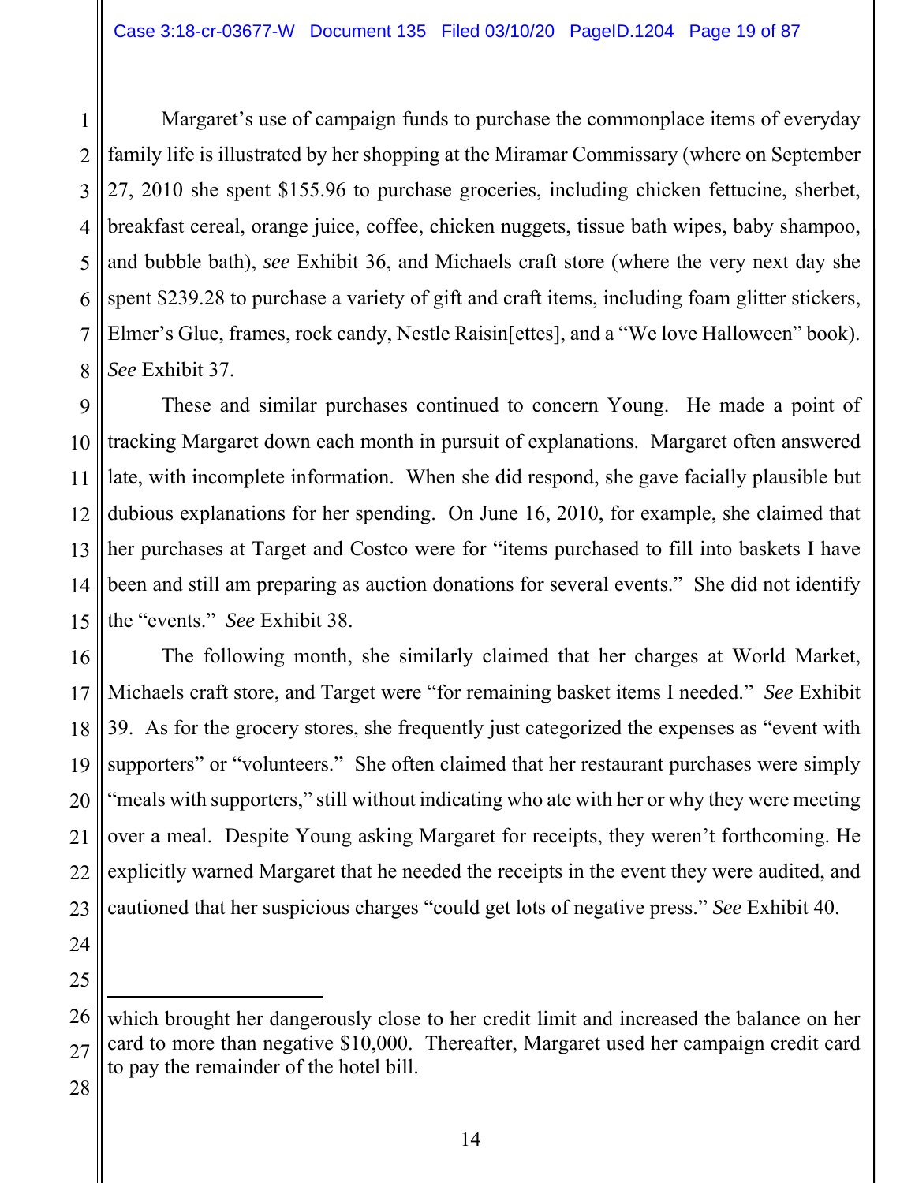Margaret's use of campaign funds to purchase the commonplace items of everyday family life is illustrated by her shopping at the Miramar Commissary (where on September 27, 2010 she spent $155.96 to purchase groceries, including chicken fettucine, sherbet, breakfast cereal, orange juice, coffee, chicken nuggets, tissue bath wipes, baby shampoo, and bubble bath), *see* Exhibit 36, and Michaels craft store (where the very next day she spent $239.28 to purchase a variety of gift and craft items, including foam glitter stickers, Elmer's Glue, frames, rock candy, Nestle Raisin[ettes], and a "We love Halloween" book). *See* Exhibit 37.

These and similar purchases continued to concern Young. He made a point of tracking Margaret down each month in pursuit of explanations. Margaret often answered late, with incomplete information. When she did respond, she gave facially plausible but dubious explanations for her spending. On June 16, 2010, for example, she claimed that her purchases at Target and Costco were for "items purchased to fill into baskets I have been and still am preparing as auction donations for several events." She did not identify the "events." *See* Exhibit 38.

The following month, she similarly claimed that her charges at World Market, Michaels craft store, and Target were "for remaining basket items I needed." *See* Exhibit 39. As for the grocery stores, she frequently just categorized the expenses as "event with supporters" or "volunteers." She often claimed that her restaurant purchases were simply "meals with supporters," still without indicating who ate with her or why they were meeting over a meal. Despite Young asking Margaret for receipts, they weren't forthcoming. He explicitly warned Margaret that he needed the receipts in the event they were audited, and cautioned that her suspicious charges "could get lots of negative press." *See* Exhibit 40.

---

which brought her dangerously close to her credit limit and increased the balance on her card to more than negative $10,000. Thereafter, Margaret used her campaign credit card to pay the remainder of the hotel bill.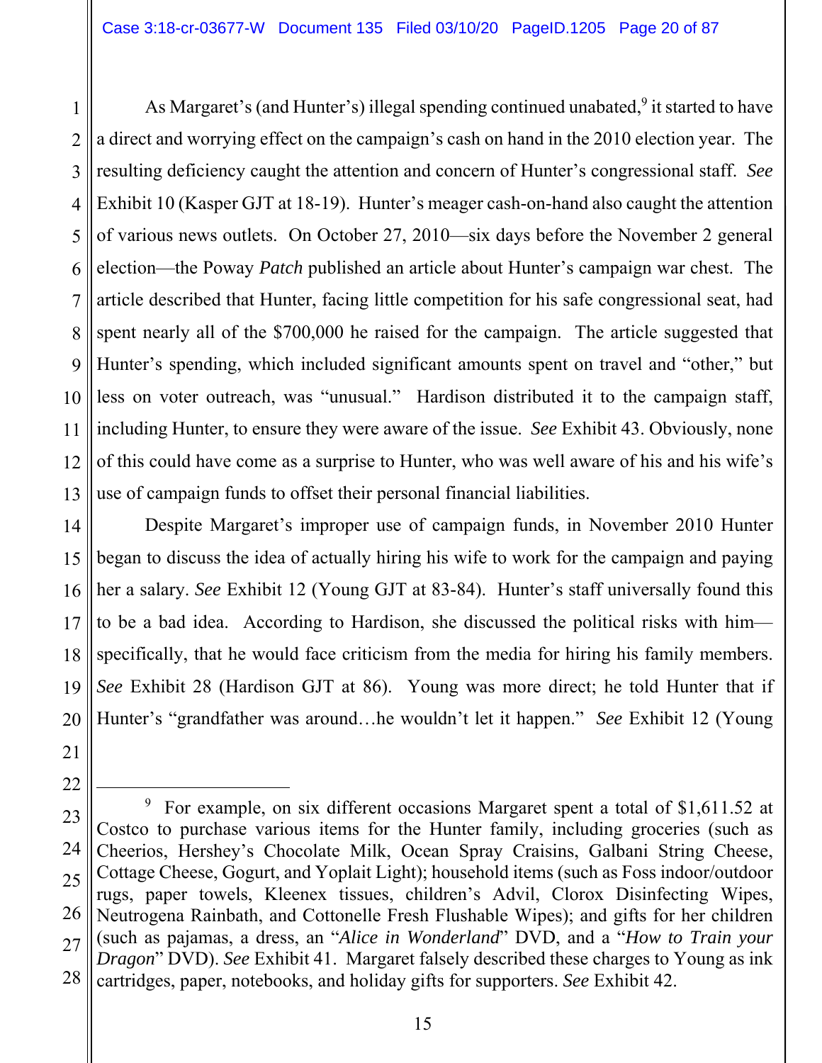As Margaret's (and Hunter's) illegal spending continued unabated,[9] it started to have a direct and worrying effect on the campaign's cash on hand in the 2010 election year. The resulting deficiency caught the attention and concern of Hunter's congressional staff. *See* Exhibit 10 (Kasper GJT at 18-19). Hunter's meager cash-on-hand also caught the attention of various news outlets. On October 27, 2010—six days before the November 2 general election—the Poway *Patch* published an article about Hunter's campaign war chest. The article described that Hunter, facing little competition for his safe congressional seat, had spent nearly all of the $700,000 he raised for the campaign. The article suggested that Hunter's spending, which included significant amounts spent on travel and "other," but less on voter outreach, was "unusual." Hardison distributed it to the campaign staff, including Hunter, to ensure they were aware of the issue. *See* Exhibit 43. Obviously, none of this could have come as a surprise to Hunter, who was well aware of his and his wife's use of campaign funds to offset their personal financial liabilities.

Despite Margaret's improper use of campaign funds, in November 2010 Hunter began to discuss the idea of actually hiring his wife to work for the campaign and paying her a salary. *See* Exhibit 12 (Young GJT at 83-84). Hunter's staff universally found this to be a bad idea. According to Hardison, she discussed the political risks with him—specifically, that he would face criticism from the media for hiring his family members. *See* Exhibit 28 (Hardison GJT at 86). Young was more direct; he told Hunter that if Hunter's "grandfather was around…he wouldn't let it happen." *See* Exhibit 12 (Young

---

[9] For example, on six different occasions Margaret spent a total of $1,611.52 at Costco to purchase various items for the Hunter family, including groceries (such as Cheerios, Hershey's Chocolate Milk, Ocean Spray Craisins, Galbani String Cheese, Cottage Cheese, Gogurt, and Yoplait Light); household items (such as Foss indoor/outdoor rugs, paper towels, Kleenex tissues, children's Advil, Clorox Disinfecting Wipes, Neutrogena Rainbath, and Cottonelle Fresh Flushable Wipes); and gifts for her children (such as pajamas, a dress, an "*Alice in Wonderland*" DVD, and a "*How to Train your Dragon*" DVD). *See* Exhibit 41. Margaret falsely described these charges to Young as ink cartridges, paper, notebooks, and holiday gifts for supporters. *See* Exhibit 42.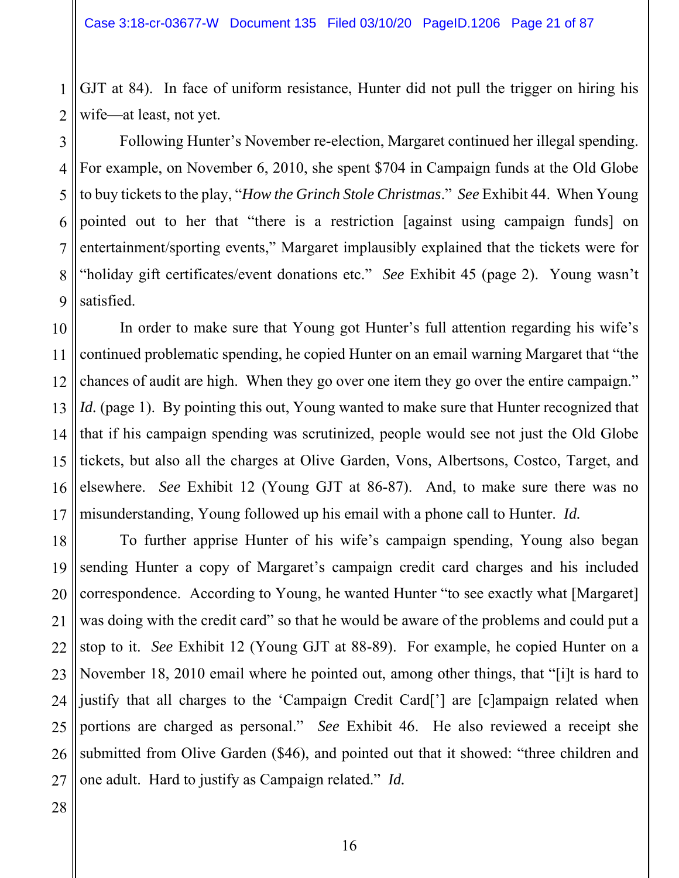GJT at 84). In face of uniform resistance, Hunter did not pull the trigger on hiring his wife—at least, not yet.

Following Hunter's November re-election, Margaret continued her illegal spending. For example, on November 6, 2010, she spent $704 in Campaign funds at the Old Globe to buy tickets to the play, "*How the Grinch Stole Christmas*." *See* Exhibit 44. When Young pointed out to her that "there is a restriction [against using campaign funds] on entertainment/sporting events," Margaret implausibly explained that the tickets were for "holiday gift certificates/event donations etc." *See* Exhibit 45 (page 2). Young wasn't satisfied.

In order to make sure that Young got Hunter's full attention regarding his wife's continued problematic spending, he copied Hunter on an email warning Margaret that "the chances of audit are high. When they go over one item they go over the entire campaign." *Id.* (page 1). By pointing this out, Young wanted to make sure that Hunter recognized that that if his campaign spending was scrutinized, people would see not just the Old Globe tickets, but also all the charges at Olive Garden, Vons, Albertsons, Costco, Target, and elsewhere. *See* Exhibit 12 (Young GJT at 86-87). And, to make sure there was no misunderstanding, Young followed up his email with a phone call to Hunter. *Id.*

To further apprise Hunter of his wife's campaign spending, Young also began sending Hunter a copy of Margaret's campaign credit card charges and his included correspondence. According to Young, he wanted Hunter "to see exactly what [Margaret] was doing with the credit card" so that he would be aware of the problems and could put a stop to it. *See* Exhibit 12 (Young GJT at 88-89). For example, he copied Hunter on a November 18, 2010 email where he pointed out, among other things, that "[i]t is hard to justify that all charges to the 'Campaign Credit Card['] are [c]ampaign related when portions are charged as personal." *See* Exhibit 46. He also reviewed a receipt she submitted from Olive Garden ($46), and pointed out that it showed: "three children and one adult. Hard to justify as Campaign related." *Id.*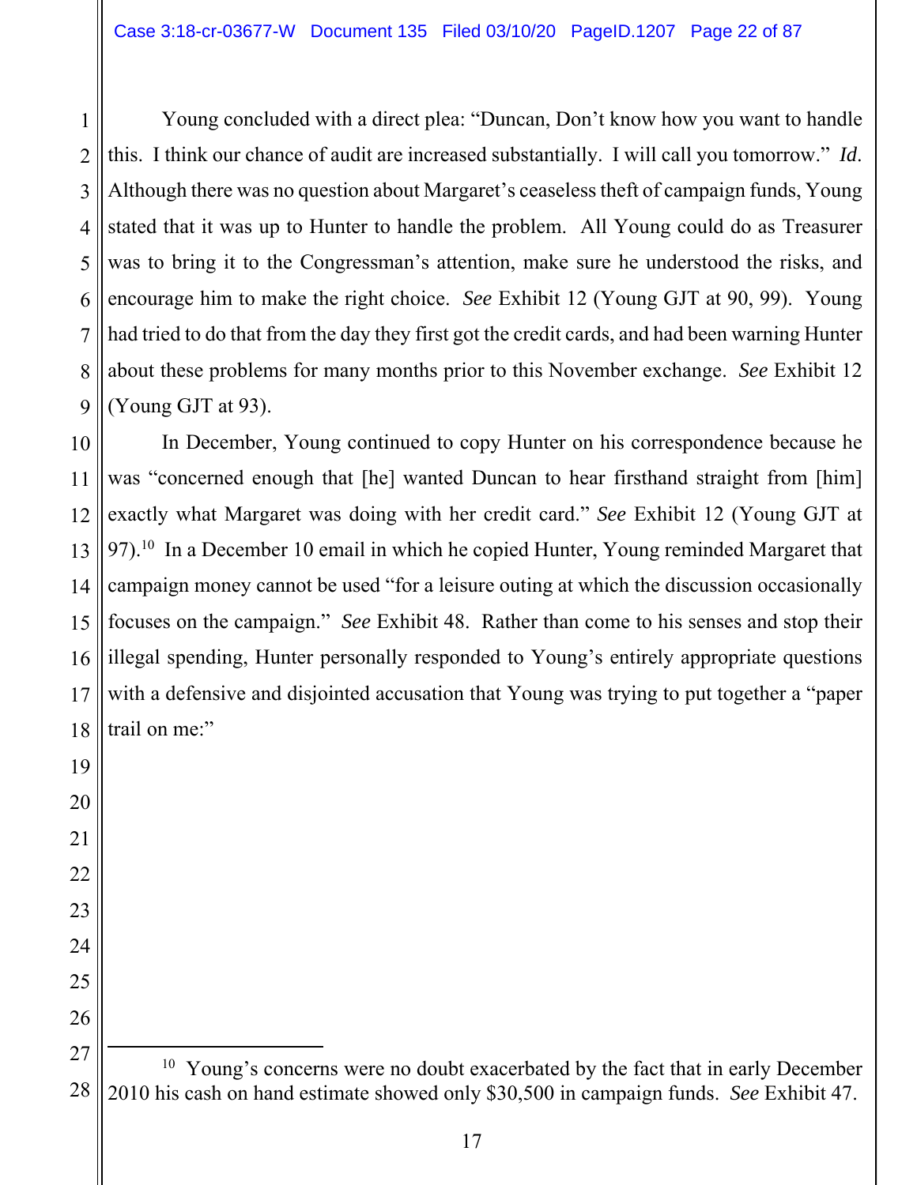Young concluded with a direct plea: "Duncan, Don't know how you want to handle this. I think our chance of audit are increased substantially. I will call you tomorrow." *Id.* Although there was no question about Margaret's ceaseless theft of campaign funds, Young stated that it was up to Hunter to handle the problem. All Young could do as Treasurer was to bring it to the Congressman's attention, make sure he understood the risks, and encourage him to make the right choice. *See* Exhibit 12 (Young GJT at 90, 99). Young had tried to do that from the day they first got the credit cards, and had been warning Hunter about these problems for many months prior to this November exchange. *See* Exhibit 12 (Young GJT at 93).

In December, Young continued to copy Hunter on his correspondence because he was "concerned enough that [he] wanted Duncan to hear firsthand straight from [him] exactly what Margaret was doing with her credit card." *See* Exhibit 12 (Young GJT at 97).[10] In a December 10 email in which he copied Hunter, Young reminded Margaret that campaign money cannot be used "for a leisure outing at which the discussion occasionally focuses on the campaign." *See* Exhibit 48. Rather than come to his senses and stop their illegal spending, Hunter personally responded to Young's entirely appropriate questions with a defensive and disjointed accusation that Young was trying to put together a "paper trail on me:"

---

[10] Young's concerns were no doubt exacerbated by the fact that in early December 2010 his cash on hand estimate showed only $30,500 in campaign funds. *See* Exhibit 47.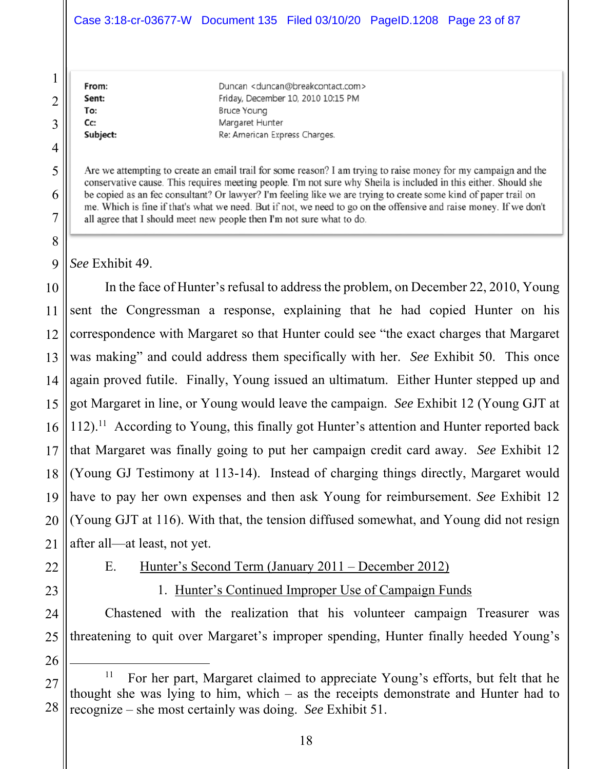> **From:** Duncan <duncan@breakcontact.com>
> **Sent:** Friday, December 10, 2010 10:15 PM
> **To:** Bruce Young
> **Cc:** Margaret Hunter
> **Subject:** Re: American Express Charges.
>
> Are we attempting to create an email trail for some reason? I am trying to raise money for my campaign and the conservative cause. This requires meeting people. I'm not sure why Sheila is included in this either. Should she be copied as an fec consultant? Or lawyer? I'm feeling like we are trying to create some kind of paper trail on me. Which is fine if that's what we need. But if not, we need to go on the offensive and raise money. If we don't all agree that I should meet new people then I'm not sure what to do.

*See* Exhibit 49.

In the face of Hunter's refusal to address the problem, on December 22, 2010, Young sent the Congressman a response, explaining that he had copied Hunter on his correspondence with Margaret so that Hunter could see "the exact charges that Margaret was making" and could address them specifically with her. *See* Exhibit 50. This once again proved futile. Finally, Young issued an ultimatum. Either Hunter stepped up and got Margaret in line, or Young would leave the campaign. *See* Exhibit 12 (Young GJT at 112).[11] According to Young, this finally got Hunter's attention and Hunter reported back that Margaret was finally going to put her campaign credit card away. *See* Exhibit 12 (Young GJ Testimony at 113-14). Instead of charging things directly, Margaret would have to pay her own expenses and then ask Young for reimbursement. *See* Exhibit 12 (Young GJT at 116). With that, the tension diffused somewhat, and Young did not resign after all—at least, not yet.

### E. Hunter's Second Term (January 2011 – December 2012)

#### 1. Hunter's Continued Improper Use of Campaign Funds

Chastened with the realization that his volunteer campaign Treasurer was threatening to quit over Margaret's improper spending, Hunter finally heeded Young's

---

[11] For her part, Margaret claimed to appreciate Young's efforts, but felt that he thought she was lying to him, which – as the receipts demonstrate and Hunter had to recognize – she most certainly was doing. *See* Exhibit 51.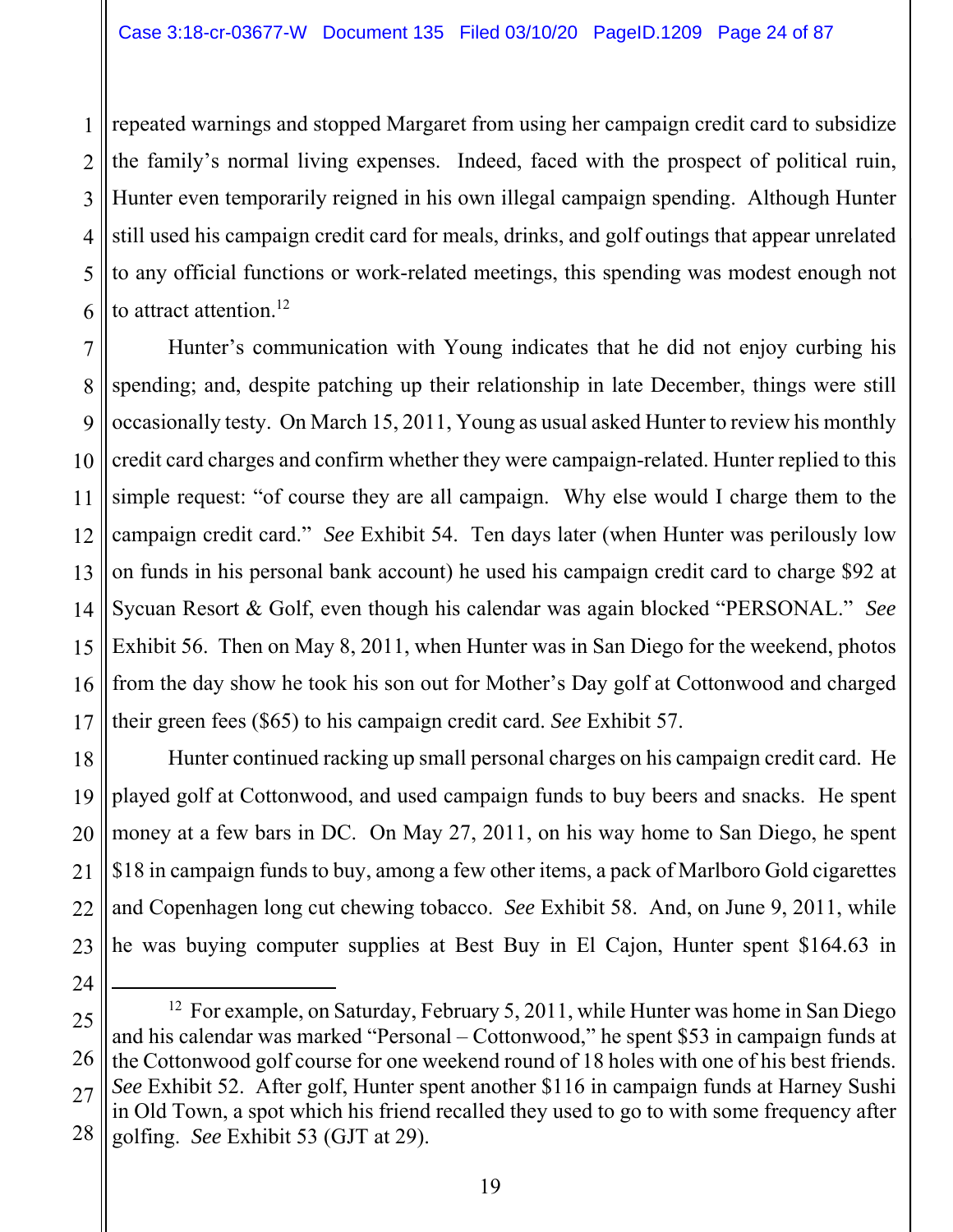repeated warnings and stopped Margaret from using her campaign credit card to subsidize the family's normal living expenses. Indeed, faced with the prospect of political ruin, Hunter even temporarily reigned in his own illegal campaign spending. Although Hunter still used his campaign credit card for meals, drinks, and golf outings that appear unrelated to any official functions or work-related meetings, this spending was modest enough not to attract attention.[12]

Hunter's communication with Young indicates that he did not enjoy curbing his spending; and, despite patching up their relationship in late December, things were still occasionally testy. On March 15, 2011, Young as usual asked Hunter to review his monthly credit card charges and confirm whether they were campaign-related. Hunter replied to this simple request: "of course they are all campaign. Why else would I charge them to the campaign credit card." *See* Exhibit 54. Ten days later (when Hunter was perilously low on funds in his personal bank account) he used his campaign credit card to charge $92 at Sycuan Resort & Golf, even though his calendar was again blocked "PERSONAL." *See* Exhibit 56. Then on May 8, 2011, when Hunter was in San Diego for the weekend, photos from the day show he took his son out for Mother's Day golf at Cottonwood and charged their green fees ($65) to his campaign credit card. *See* Exhibit 57.

Hunter continued racking up small personal charges on his campaign credit card. He played golf at Cottonwood, and used campaign funds to buy beers and snacks. He spent money at a few bars in DC. On May 27, 2011, on his way home to San Diego, he spent $18 in campaign funds to buy, among a few other items, a pack of Marlboro Gold cigarettes and Copenhagen long cut chewing tobacco. *See* Exhibit 58. And, on June 9, 2011, while he was buying computer supplies at Best Buy in El Cajon, Hunter spent $164.63 in

---

[12] For example, on Saturday, February 5, 2011, while Hunter was home in San Diego and his calendar was marked "Personal – Cottonwood," he spent $53 in campaign funds at the Cottonwood golf course for one weekend round of 18 holes with one of his best friends. *See* Exhibit 52. After golf, Hunter spent another $116 in campaign funds at Harney Sushi in Old Town, a spot which his friend recalled they used to go to with some frequency after golfing. *See* Exhibit 53 (GJT at 29).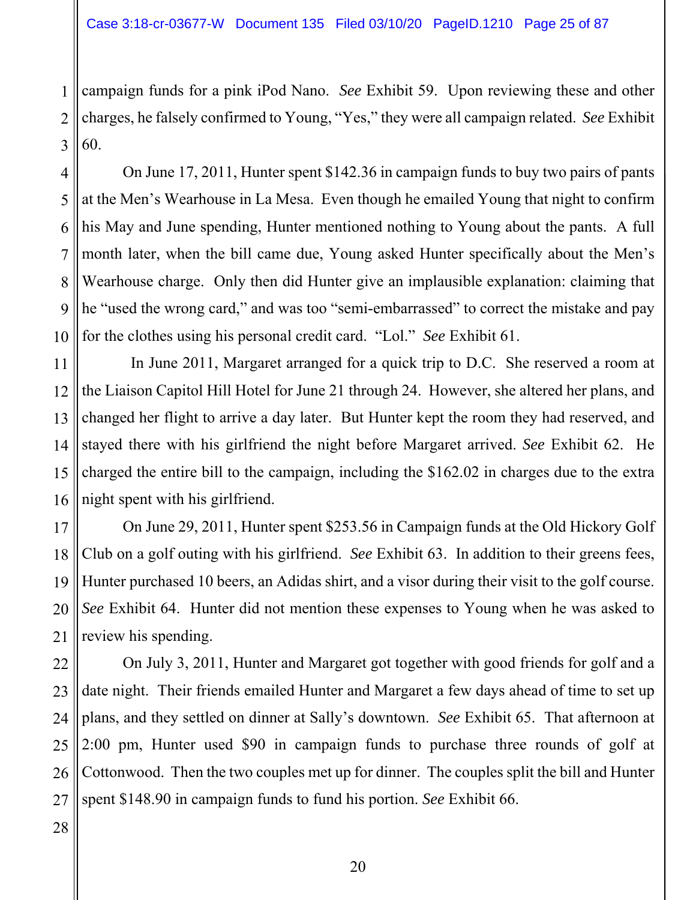campaign funds for a pink iPod Nano. *See* Exhibit 59. Upon reviewing these and other charges, he falsely confirmed to Young, "Yes," they were all campaign related. *See* Exhibit 60.

On June 17, 2011, Hunter spent $142.36 in campaign funds to buy two pairs of pants at the Men's Wearhouse in La Mesa. Even though he emailed Young that night to confirm his May and June spending, Hunter mentioned nothing to Young about the pants. A full month later, when the bill came due, Young asked Hunter specifically about the Men's Wearhouse charge. Only then did Hunter give an implausible explanation: claiming that he "used the wrong card," and was too "semi-embarrassed" to correct the mistake and pay for the clothes using his personal credit card. "Lol." *See* Exhibit 61.

In June 2011, Margaret arranged for a quick trip to D.C. She reserved a room at the Liaison Capitol Hill Hotel for June 21 through 24. However, she altered her plans, and changed her flight to arrive a day later. But Hunter kept the room they had reserved, and stayed there with his girlfriend the night before Margaret arrived. *See* Exhibit 62. He charged the entire bill to the campaign, including the $162.02 in charges due to the extra night spent with his girlfriend.

On June 29, 2011, Hunter spent $253.56 in Campaign funds at the Old Hickory Golf Club on a golf outing with his girlfriend. *See* Exhibit 63. In addition to their greens fees, Hunter purchased 10 beers, an Adidas shirt, and a visor during their visit to the golf course. *See* Exhibit 64. Hunter did not mention these expenses to Young when he was asked to review his spending.

On July 3, 2011, Hunter and Margaret got together with good friends for golf and a date night. Their friends emailed Hunter and Margaret a few days ahead of time to set up plans, and they settled on dinner at Sally's downtown. *See* Exhibit 65. That afternoon at 2:00 pm, Hunter used $90 in campaign funds to purchase three rounds of golf at Cottonwood. Then the two couples met up for dinner. The couples split the bill and Hunter spent $148.90 in campaign funds to fund his portion. *See* Exhibit 66.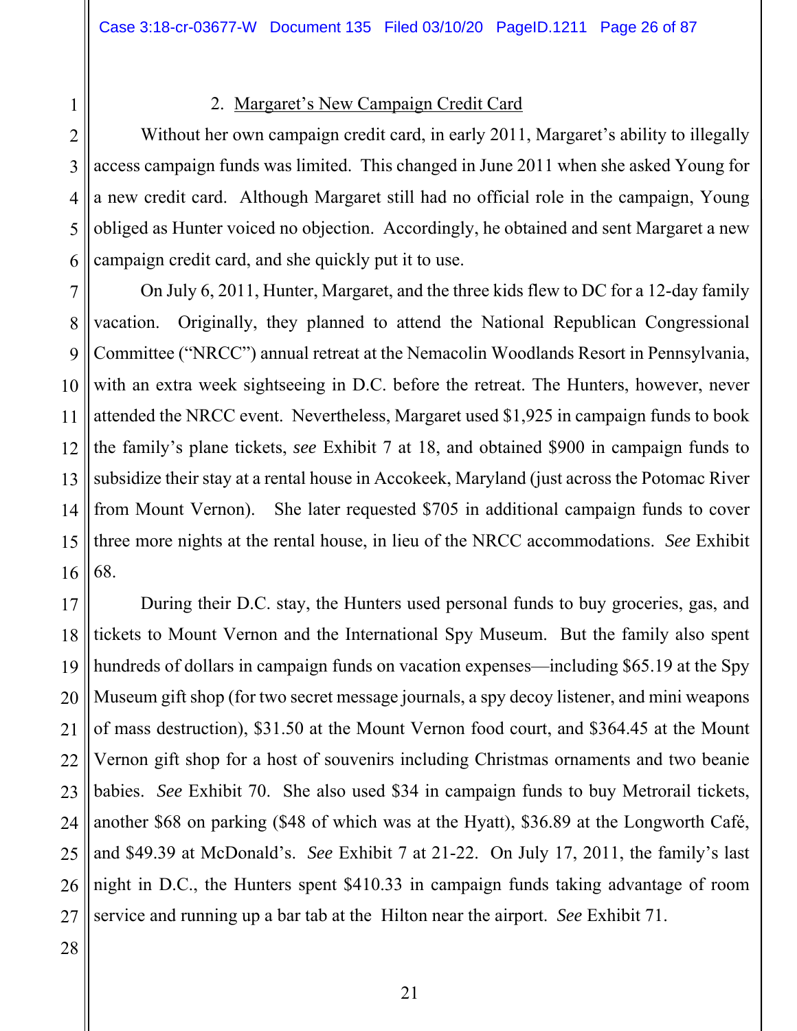2. <u>Margaret's New Campaign Credit Card</u>

Without her own campaign credit card, in early 2011, Margaret's ability to illegally access campaign funds was limited. This changed in June 2011 when she asked Young for a new credit card. Although Margaret still had no official role in the campaign, Young obliged as Hunter voiced no objection. Accordingly, he obtained and sent Margaret a new campaign credit card, and she quickly put it to use.

On July 6, 2011, Hunter, Margaret, and the three kids flew to DC for a 12-day family vacation. Originally, they planned to attend the National Republican Congressional Committee ("NRCC") annual retreat at the Nemacolin Woodlands Resort in Pennsylvania, with an extra week sightseeing in D.C. before the retreat. The Hunters, however, never attended the NRCC event. Nevertheless, Margaret used $1,925 in campaign funds to book the family's plane tickets, *see* Exhibit 7 at 18, and obtained $900 in campaign funds to subsidize their stay at a rental house in Accokeek, Maryland (just across the Potomac River from Mount Vernon). She later requested $705 in additional campaign funds to cover three more nights at the rental house, in lieu of the NRCC accommodations. *See* Exhibit 68.

During their D.C. stay, the Hunters used personal funds to buy groceries, gas, and tickets to Mount Vernon and the International Spy Museum. But the family also spent hundreds of dollars in campaign funds on vacation expenses—including $65.19 at the Spy Museum gift shop (for two secret message journals, a spy decoy listener, and mini weapons of mass destruction), $31.50 at the Mount Vernon food court, and $364.45 at the Mount Vernon gift shop for a host of souvenirs including Christmas ornaments and two beanie babies. *See* Exhibit 70. She also used $34 in campaign funds to buy Metrorail tickets, another $68 on parking ($48 of which was at the Hyatt), $36.89 at the Longworth Café, and $49.39 at McDonald's. *See* Exhibit 7 at 21-22. On July 17, 2011, the family's last night in D.C., the Hunters spent $410.33 in campaign funds taking advantage of room service and running up a bar tab at the Hilton near the airport. *See* Exhibit 71.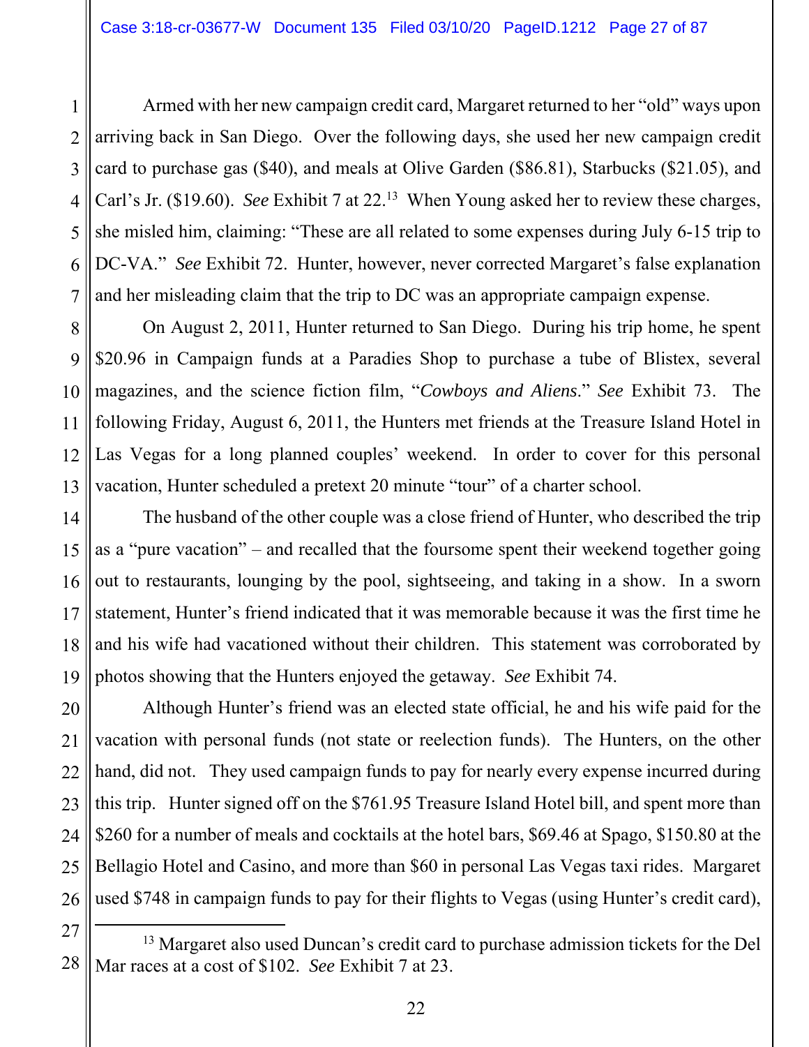Armed with her new campaign credit card, Margaret returned to her "old" ways upon arriving back in San Diego. Over the following days, she used her new campaign credit card to purchase gas ($40), and meals at Olive Garden ($86.81), Starbucks ($21.05), and Carl's Jr. ($19.60). *See* Exhibit 7 at 22.[13] When Young asked her to review these charges, she misled him, claiming: "These are all related to some expenses during July 6-15 trip to DC-VA." *See* Exhibit 72. Hunter, however, never corrected Margaret's false explanation and her misleading claim that the trip to DC was an appropriate campaign expense.

On August 2, 2011, Hunter returned to San Diego. During his trip home, he spent $20.96 in Campaign funds at a Paradies Shop to purchase a tube of Blistex, several magazines, and the science fiction film, "*Cowboys and Aliens*." *See* Exhibit 73. The following Friday, August 6, 2011, the Hunters met friends at the Treasure Island Hotel in Las Vegas for a long planned couples' weekend. In order to cover for this personal vacation, Hunter scheduled a pretext 20 minute "tour" of a charter school.

The husband of the other couple was a close friend of Hunter, who described the trip as a "pure vacation" – and recalled that the foursome spent their weekend together going out to restaurants, lounging by the pool, sightseeing, and taking in a show. In a sworn statement, Hunter's friend indicated that it was memorable because it was the first time he and his wife had vacationed without their children. This statement was corroborated by photos showing that the Hunters enjoyed the getaway. *See* Exhibit 74.

Although Hunter's friend was an elected state official, he and his wife paid for the vacation with personal funds (not state or reelection funds). The Hunters, on the other hand, did not. They used campaign funds to pay for nearly every expense incurred during this trip. Hunter signed off on the $761.95 Treasure Island Hotel bill, and spent more than $260 for a number of meals and cocktails at the hotel bars, $69.46 at Spago, $150.80 at the Bellagio Hotel and Casino, and more than $60 in personal Las Vegas taxi rides. Margaret used $748 in campaign funds to pay for their flights to Vegas (using Hunter's credit card),

---

[13] Margaret also used Duncan's credit card to purchase admission tickets for the Del Mar races at a cost of $102. *See* Exhibit 7 at 23.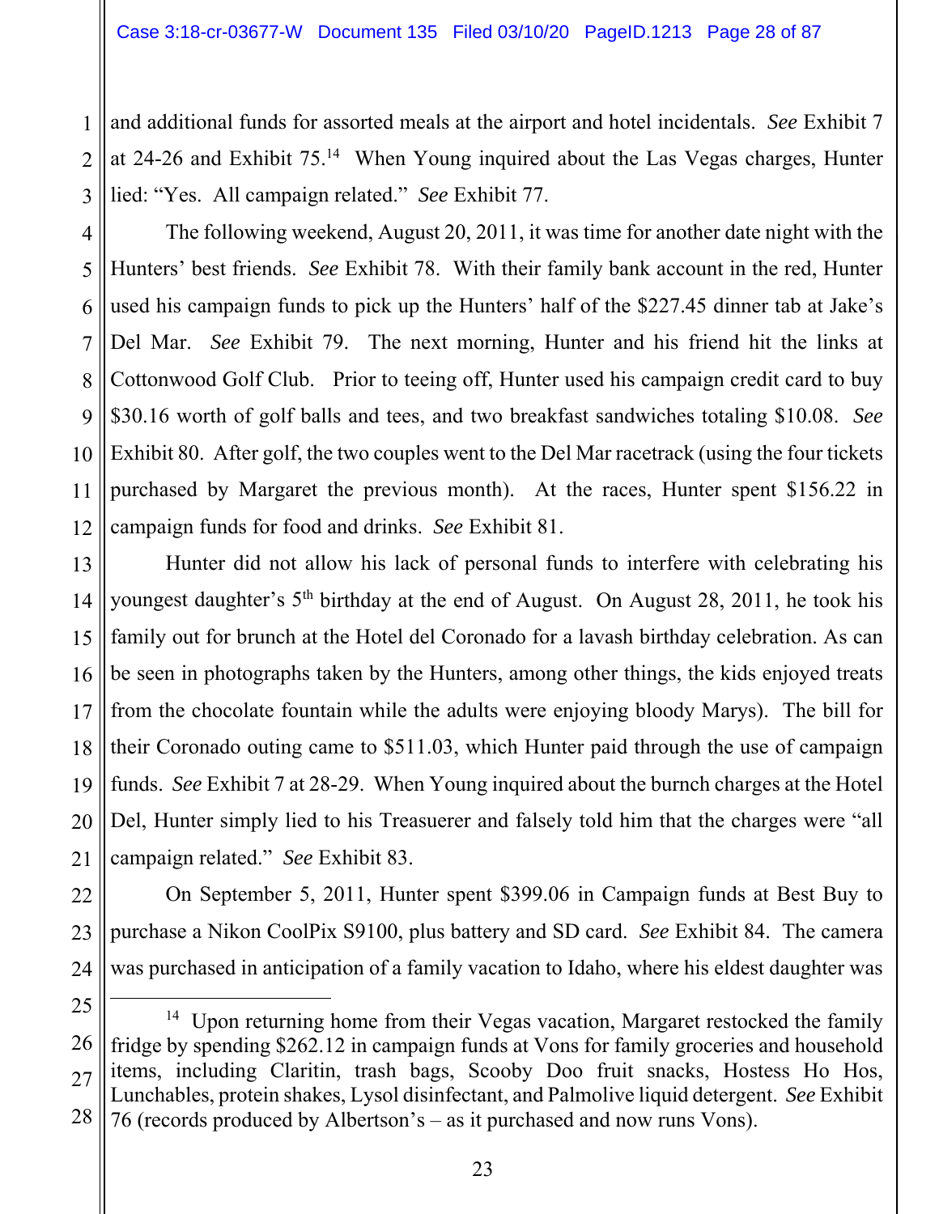and additional funds for assorted meals at the airport and hotel incidentals. *See* Exhibit 7 at 24-26 and Exhibit 75.[14] When Young inquired about the Las Vegas charges, Hunter lied: "Yes. All campaign related." *See* Exhibit 77.

The following weekend, August 20, 2011, it was time for another date night with the Hunters' best friends. *See* Exhibit 78. With their family bank account in the red, Hunter used his campaign funds to pick up the Hunters' half of the $227.45 dinner tab at Jake's Del Mar. *See* Exhibit 79. The next morning, Hunter and his friend hit the links at Cottonwood Golf Club. Prior to teeing off, Hunter used his campaign credit card to buy $30.16 worth of golf balls and tees, and two breakfast sandwiches totaling $10.08. *See* Exhibit 80. After golf, the two couples went to the Del Mar racetrack (using the four tickets purchased by Margaret the previous month). At the races, Hunter spent $156.22 in campaign funds for food and drinks. *See* Exhibit 81.

Hunter did not allow his lack of personal funds to interfere with celebrating his youngest daughter's 5th birthday at the end of August. On August 28, 2011, he took his family out for brunch at the Hotel del Coronado for a lavash birthday celebration. As can be seen in photographs taken by the Hunters, among other things, the kids enjoyed treats from the chocolate fountain while the adults were enjoying bloody Marys). The bill for their Coronado outing came to $511.03, which Hunter paid through the use of campaign funds. *See* Exhibit 7 at 28-29. When Young inquired about the burnch charges at the Hotel Del, Hunter simply lied to his Treasuerer and falsely told him that the charges were "all campaign related." *See* Exhibit 83.

On September 5, 2011, Hunter spent $399.06 in Campaign funds at Best Buy to purchase a Nikon CoolPix S9100, plus battery and SD card. *See* Exhibit 84. The camera was purchased in anticipation of a family vacation to Idaho, where his eldest daughter was

---

[14] Upon returning home from their Vegas vacation, Margaret restocked the family fridge by spending $262.12 in campaign funds at Vons for family groceries and household items, including Claritin, trash bags, Scooby Doo fruit snacks, Hostess Ho Hos, Lunchables, protein shakes, Lysol disinfectant, and Palmolive liquid detergent. *See* Exhibit 76 (records produced by Albertson's – as it purchased and now runs Vons).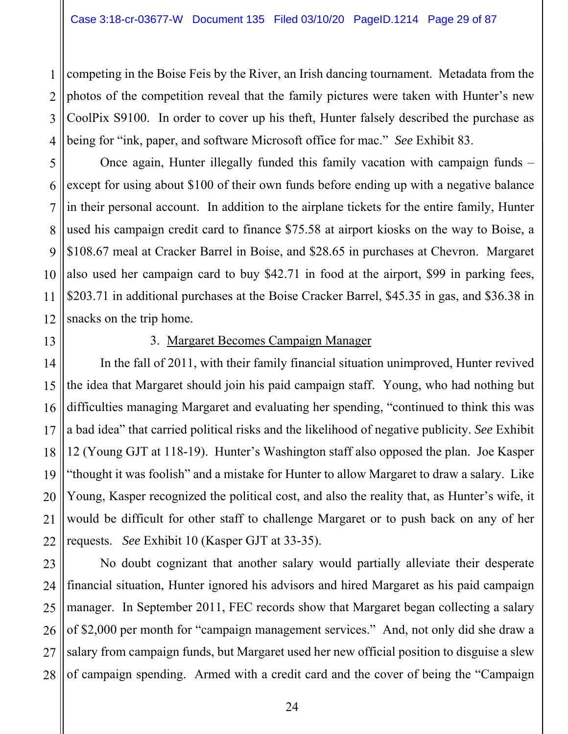competing in the Boise Feis by the River, an Irish dancing tournament. Metadata from the photos of the competition reveal that the family pictures were taken with Hunter's new CoolPix S9100. In order to cover up his theft, Hunter falsely described the purchase as being for "ink, paper, and software Microsoft office for mac." *See* Exhibit 83.

Once again, Hunter illegally funded this family vacation with campaign funds – except for using about $100 of their own funds before ending up with a negative balance in their personal account. In addition to the airplane tickets for the entire family, Hunter used his campaign credit card to finance $75.58 at airport kiosks on the way to Boise, a $108.67 meal at Cracker Barrel in Boise, and $28.65 in purchases at Chevron. Margaret also used her campaign card to buy $42.71 in food at the airport, $99 in parking fees, $203.71 in additional purchases at the Boise Cracker Barrel, $45.35 in gas, and $36.38 in snacks on the trip home.

3. <u>Margaret Becomes Campaign Manager</u>

In the fall of 2011, with their family financial situation unimproved, Hunter revived the idea that Margaret should join his paid campaign staff. Young, who had nothing but difficulties managing Margaret and evaluating her spending, "continued to think this was a bad idea" that carried political risks and the likelihood of negative publicity. *See* Exhibit 12 (Young GJT at 118-19). Hunter's Washington staff also opposed the plan. Joe Kasper "thought it was foolish" and a mistake for Hunter to allow Margaret to draw a salary. Like Young, Kasper recognized the political cost, and also the reality that, as Hunter's wife, it would be difficult for other staff to challenge Margaret or to push back on any of her requests. *See* Exhibit 10 (Kasper GJT at 33-35).

No doubt cognizant that another salary would partially alleviate their desperate financial situation, Hunter ignored his advisors and hired Margaret as his paid campaign manager. In September 2011, FEC records show that Margaret began collecting a salary of $2,000 per month for "campaign management services." And, not only did she draw a salary from campaign funds, but Margaret used her new official position to disguise a slew of campaign spending. Armed with a credit card and the cover of being the "Campaign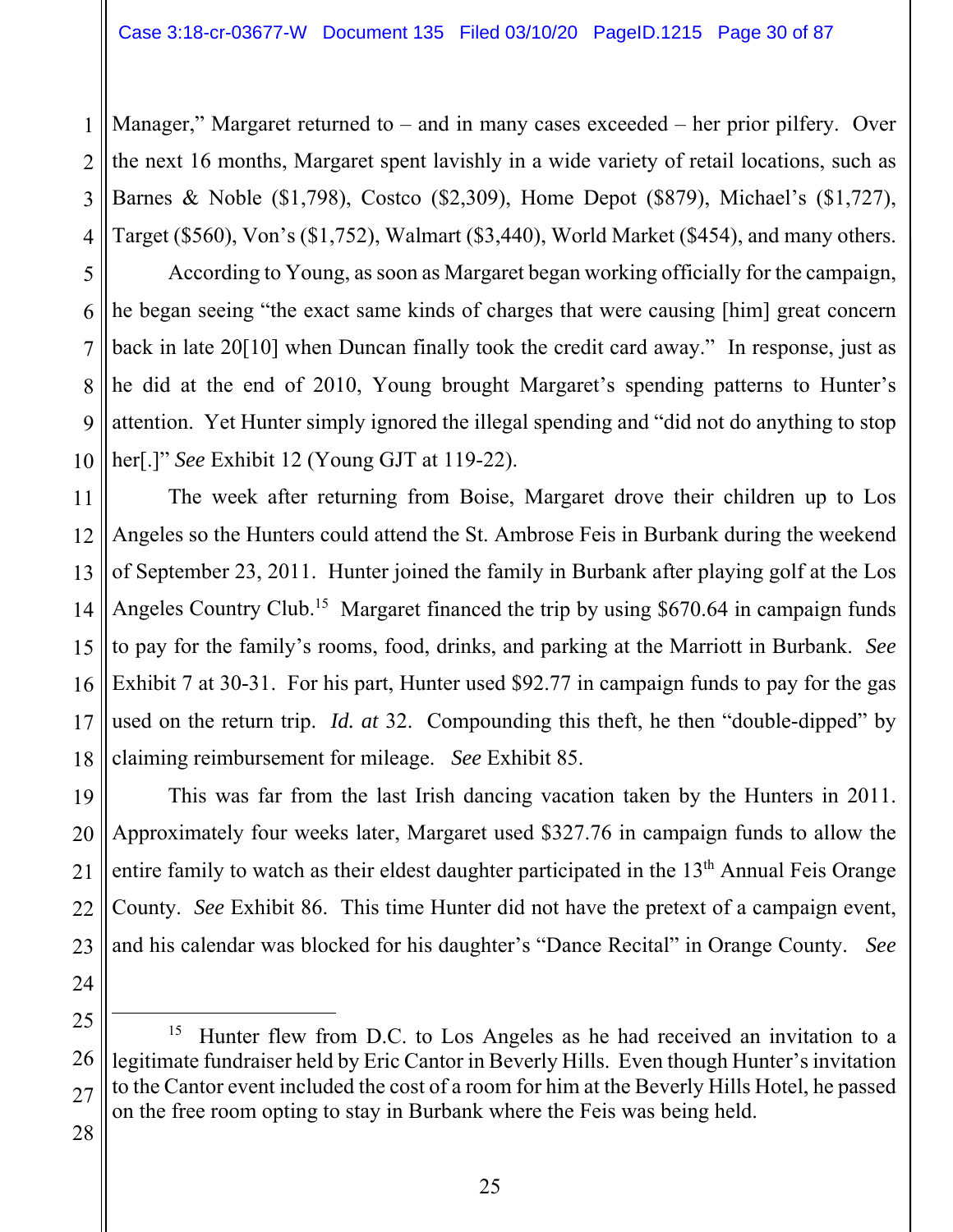Manager," Margaret returned to – and in many cases exceeded – her prior pilfery. Over the next 16 months, Margaret spent lavishly in a wide variety of retail locations, such as Barnes & Noble ($1,798), Costco ($2,309), Home Depot ($879), Michael's ($1,727), Target ($560), Von's ($1,752), Walmart ($3,440), World Market ($454), and many others.

According to Young, as soon as Margaret began working officially for the campaign, he began seeing "the exact same kinds of charges that were causing [him] great concern back in late 20[10] when Duncan finally took the credit card away." In response, just as he did at the end of 2010, Young brought Margaret's spending patterns to Hunter's attention. Yet Hunter simply ignored the illegal spending and "did not do anything to stop her[.]" *See* Exhibit 12 (Young GJT at 119-22).

The week after returning from Boise, Margaret drove their children up to Los Angeles so the Hunters could attend the St. Ambrose Feis in Burbank during the weekend of September 23, 2011. Hunter joined the family in Burbank after playing golf at the Los Angeles Country Club.[15] Margaret financed the trip by using $670.64 in campaign funds to pay for the family's rooms, food, drinks, and parking at the Marriott in Burbank. *See* Exhibit 7 at 30-31. For his part, Hunter used $92.77 in campaign funds to pay for the gas used on the return trip. *Id. at* 32. Compounding this theft, he then "double-dipped" by claiming reimbursement for mileage. *See* Exhibit 85.

This was far from the last Irish dancing vacation taken by the Hunters in 2011. Approximately four weeks later, Margaret used $327.76 in campaign funds to allow the entire family to watch as their eldest daughter participated in the 13th Annual Feis Orange County. *See* Exhibit 86. This time Hunter did not have the pretext of a campaign event, and his calendar was blocked for his daughter's "Dance Recital" in Orange County. *See*

---

[15] Hunter flew from D.C. to Los Angeles as he had received an invitation to a legitimate fundraiser held by Eric Cantor in Beverly Hills. Even though Hunter's invitation to the Cantor event included the cost of a room for him at the Beverly Hills Hotel, he passed on the free room opting to stay in Burbank where the Feis was being held.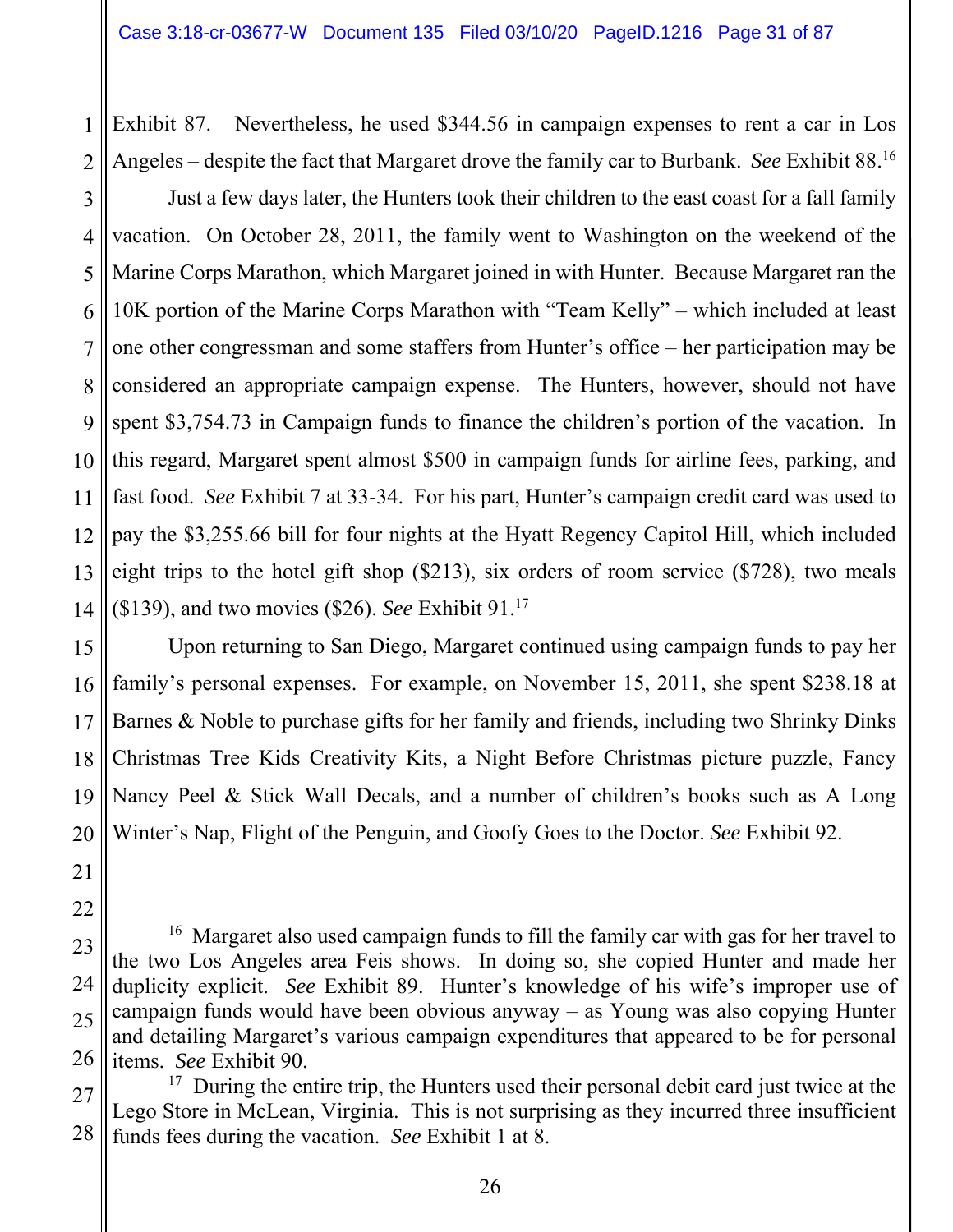Exhibit 87. Nevertheless, he used $344.56 in campaign expenses to rent a car in Los Angeles – despite the fact that Margaret drove the family car to Burbank. *See* Exhibit 88.[16]

Just a few days later, the Hunters took their children to the east coast for a fall family vacation. On October 28, 2011, the family went to Washington on the weekend of the Marine Corps Marathon, which Margaret joined in with Hunter. Because Margaret ran the 10K portion of the Marine Corps Marathon with "Team Kelly" – which included at least one other congressman and some staffers from Hunter's office – her participation may be considered an appropriate campaign expense. The Hunters, however, should not have spent $3,754.73 in Campaign funds to finance the children's portion of the vacation. In this regard, Margaret spent almost $500 in campaign funds for airline fees, parking, and fast food. *See* Exhibit 7 at 33-34. For his part, Hunter's campaign credit card was used to pay the $3,255.66 bill for four nights at the Hyatt Regency Capitol Hill, which included eight trips to the hotel gift shop ($213), six orders of room service ($728), two meals ($139), and two movies ($26). *See* Exhibit 91.[17]

Upon returning to San Diego, Margaret continued using campaign funds to pay her family's personal expenses. For example, on November 15, 2011, she spent $238.18 at Barnes & Noble to purchase gifts for her family and friends, including two Shrinky Dinks Christmas Tree Kids Creativity Kits, a Night Before Christmas picture puzzle, Fancy Nancy Peel & Stick Wall Decals, and a number of children's books such as A Long Winter's Nap, Flight of the Penguin, and Goofy Goes to the Doctor. *See* Exhibit 92.

---

[16] Margaret also used campaign funds to fill the family car with gas for her travel to the two Los Angeles area Feis shows. In doing so, she copied Hunter and made her duplicity explicit. *See* Exhibit 89. Hunter's knowledge of his wife's improper use of campaign funds would have been obvious anyway – as Young was also copying Hunter and detailing Margaret's various campaign expenditures that appeared to be for personal items. *See* Exhibit 90.

[17] During the entire trip, the Hunters used their personal debit card just twice at the Lego Store in McLean, Virginia. This is not surprising as they incurred three insufficient funds fees during the vacation. *See* Exhibit 1 at 8.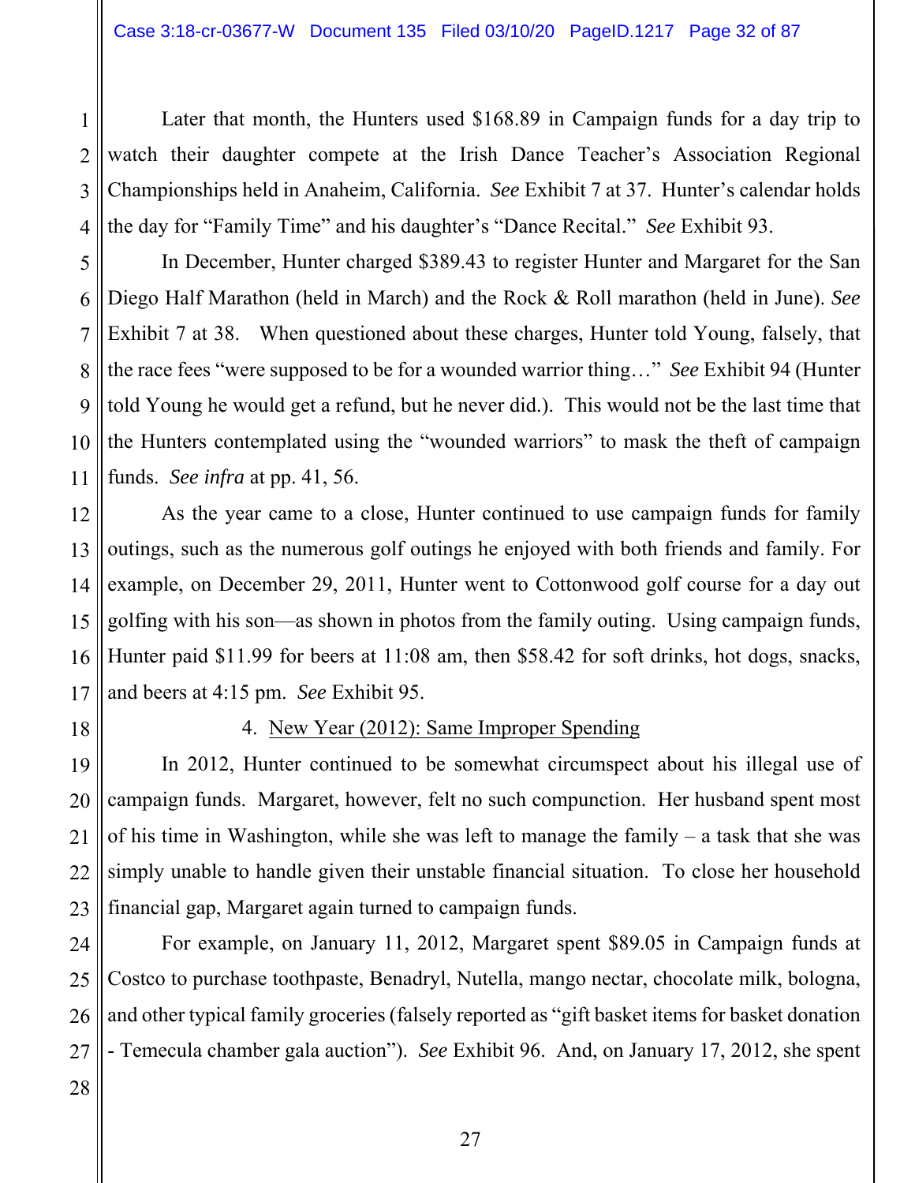Later that month, the Hunters used $168.89 in Campaign funds for a day trip to watch their daughter compete at the Irish Dance Teacher's Association Regional Championships held in Anaheim, California. *See* Exhibit 7 at 37. Hunter's calendar holds the day for "Family Time" and his daughter's "Dance Recital." *See* Exhibit 93.

In December, Hunter charged $389.43 to register Hunter and Margaret for the San Diego Half Marathon (held in March) and the Rock & Roll marathon (held in June). *See* Exhibit 7 at 38. When questioned about these charges, Hunter told Young, falsely, that the race fees "were supposed to be for a wounded warrior thing…" *See* Exhibit 94 (Hunter told Young he would get a refund, but he never did.). This would not be the last time that the Hunters contemplated using the "wounded warriors" to mask the theft of campaign funds. *See infra* at pp. 41, 56.

As the year came to a close, Hunter continued to use campaign funds for family outings, such as the numerous golf outings he enjoyed with both friends and family. For example, on December 29, 2011, Hunter went to Cottonwood golf course for a day out golfing with his son—as shown in photos from the family outing. Using campaign funds, Hunter paid $11.99 for beers at 11:08 am, then $58.42 for soft drinks, hot dogs, snacks, and beers at 4:15 pm. *See* Exhibit 95.

4. <u>New Year (2012): Same Improper Spending</u>

In 2012, Hunter continued to be somewhat circumspect about his illegal use of campaign funds. Margaret, however, felt no such compunction. Her husband spent most of his time in Washington, while she was left to manage the family – a task that she was simply unable to handle given their unstable financial situation. To close her household financial gap, Margaret again turned to campaign funds.

For example, on January 11, 2012, Margaret spent $89.05 in Campaign funds at Costco to purchase toothpaste, Benadryl, Nutella, mango nectar, chocolate milk, bologna, and other typical family groceries (falsely reported as "gift basket items for basket donation - Temecula chamber gala auction"). *See* Exhibit 96. And, on January 17, 2012, she spent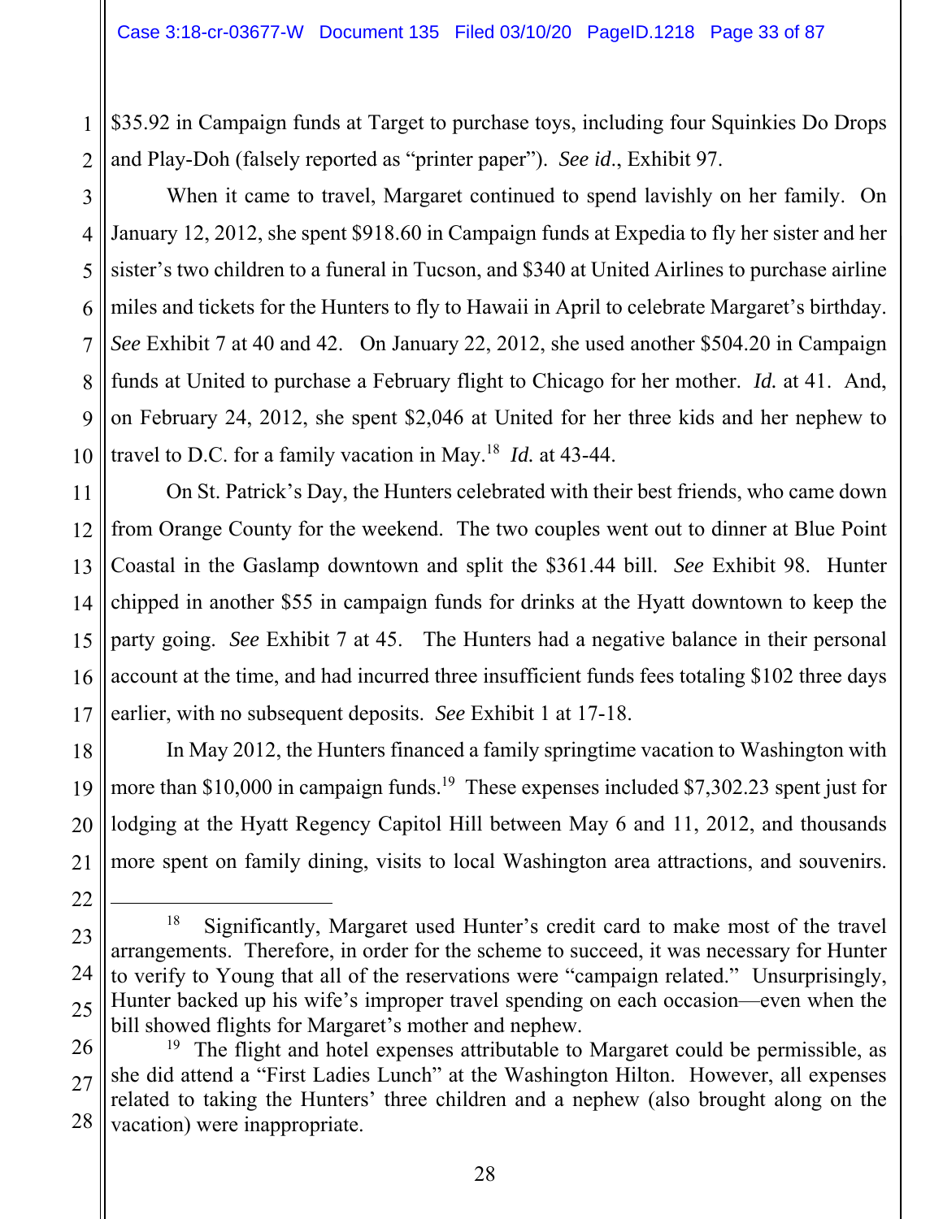$35.92 in Campaign funds at Target to purchase toys, including four Squinkies Do Drops and Play-Doh (falsely reported as "printer paper"). *See id*., Exhibit 97.

When it came to travel, Margaret continued to spend lavishly on her family. On January 12, 2012, she spent $918.60 in Campaign funds at Expedia to fly her sister and her sister's two children to a funeral in Tucson, and $340 at United Airlines to purchase airline miles and tickets for the Hunters to fly to Hawaii in April to celebrate Margaret's birthday. *See* Exhibit 7 at 40 and 42. On January 22, 2012, she used another $504.20 in Campaign funds at United to purchase a February flight to Chicago for her mother. *Id.* at 41. And, on February 24, 2012, she spent $2,046 at United for her three kids and her nephew to travel to D.C. for a family vacation in May.[18] *Id.* at 43-44.

On St. Patrick's Day, the Hunters celebrated with their best friends, who came down from Orange County for the weekend. The two couples went out to dinner at Blue Point Coastal in the Gaslamp downtown and split the $361.44 bill. *See* Exhibit 98. Hunter chipped in another $55 in campaign funds for drinks at the Hyatt downtown to keep the party going. *See* Exhibit 7 at 45. The Hunters had a negative balance in their personal account at the time, and had incurred three insufficient funds fees totaling $102 three days earlier, with no subsequent deposits. *See* Exhibit 1 at 17-18.

In May 2012, the Hunters financed a family springtime vacation to Washington with more than $10,000 in campaign funds.[19] These expenses included $7,302.23 spent just for lodging at the Hyatt Regency Capitol Hill between May 6 and 11, 2012, and thousands more spent on family dining, visits to local Washington area attractions, and souvenirs.

---

[18] Significantly, Margaret used Hunter's credit card to make most of the travel arrangements. Therefore, in order for the scheme to succeed, it was necessary for Hunter to verify to Young that all of the reservations were "campaign related." Unsurprisingly, Hunter backed up his wife's improper travel spending on each occasion—even when the bill showed flights for Margaret's mother and nephew.

[19] The flight and hotel expenses attributable to Margaret could be permissible, as she did attend a "First Ladies Lunch" at the Washington Hilton. However, all expenses related to taking the Hunters' three children and a nephew (also brought along on the vacation) were inappropriate.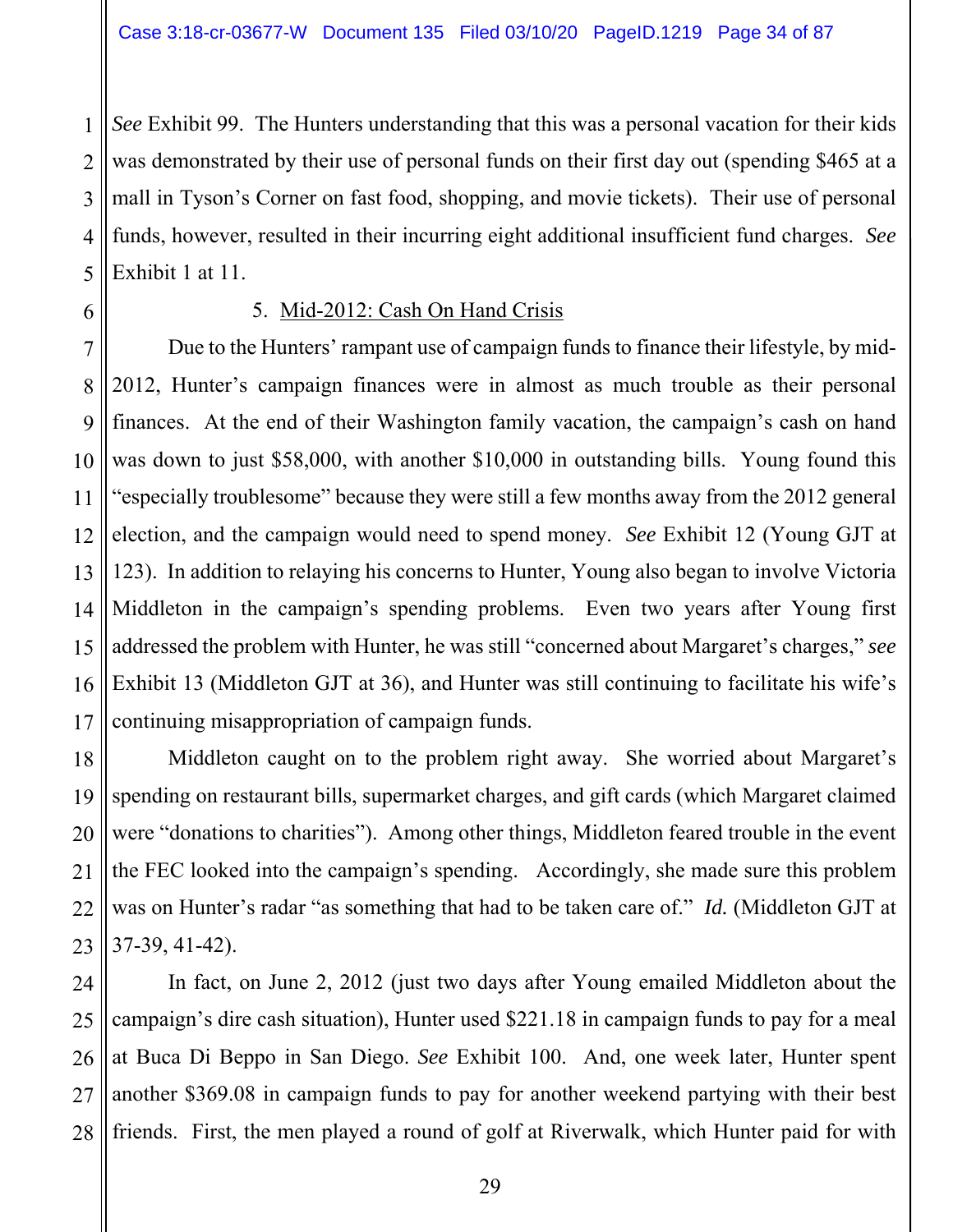*See* Exhibit 99. The Hunters understanding that this was a personal vacation for their kids was demonstrated by their use of personal funds on their first day out (spending $465 at a mall in Tyson's Corner on fast food, shopping, and movie tickets). Their use of personal funds, however, resulted in their incurring eight additional insufficient fund charges. *See* Exhibit 1 at 11.

5. Mid-2012: Cash On Hand Crisis

Due to the Hunters' rampant use of campaign funds to finance their lifestyle, by mid-2012, Hunter's campaign finances were in almost as much trouble as their personal finances. At the end of their Washington family vacation, the campaign's cash on hand was down to just $58,000, with another $10,000 in outstanding bills. Young found this "especially troublesome" because they were still a few months away from the 2012 general election, and the campaign would need to spend money. *See* Exhibit 12 (Young GJT at 123). In addition to relaying his concerns to Hunter, Young also began to involve Victoria Middleton in the campaign's spending problems. Even two years after Young first addressed the problem with Hunter, he was still "concerned about Margaret's charges," *see* Exhibit 13 (Middleton GJT at 36), and Hunter was still continuing to facilitate his wife's continuing misappropriation of campaign funds.

Middleton caught on to the problem right away. She worried about Margaret's spending on restaurant bills, supermarket charges, and gift cards (which Margaret claimed were "donations to charities"). Among other things, Middleton feared trouble in the event the FEC looked into the campaign's spending. Accordingly, she made sure this problem was on Hunter's radar "as something that had to be taken care of." *Id.* (Middleton GJT at 37-39, 41-42).

In fact, on June 2, 2012 (just two days after Young emailed Middleton about the campaign's dire cash situation), Hunter used $221.18 in campaign funds to pay for a meal at Buca Di Beppo in San Diego. *See* Exhibit 100. And, one week later, Hunter spent another $369.08 in campaign funds to pay for another weekend partying with their best friends. First, the men played a round of golf at Riverwalk, which Hunter paid for with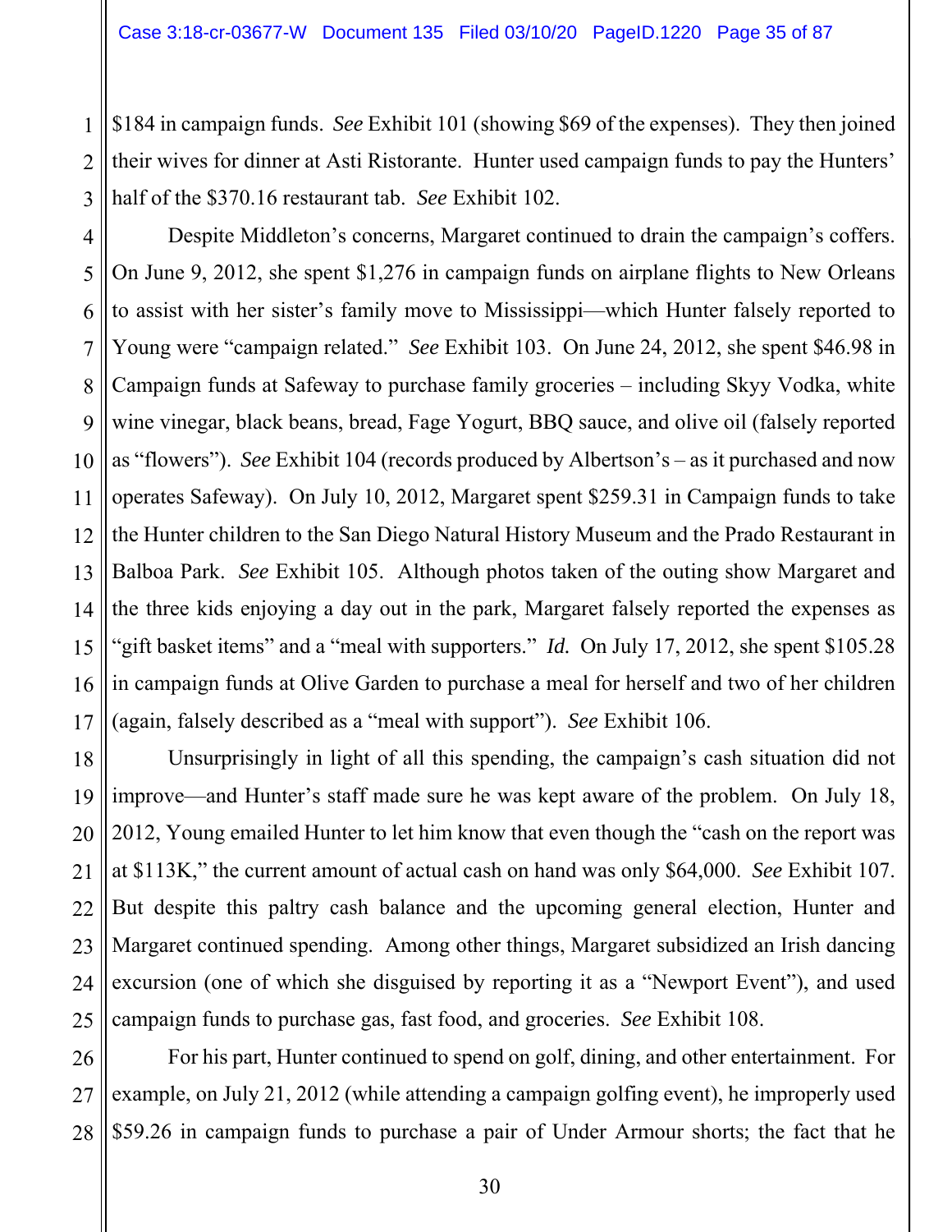$184 in campaign funds. *See* Exhibit 101 (showing $69 of the expenses). They then joined their wives for dinner at Asti Ristorante. Hunter used campaign funds to pay the Hunters' half of the $370.16 restaurant tab. *See* Exhibit 102.

Despite Middleton's concerns, Margaret continued to drain the campaign's coffers. On June 9, 2012, she spent $1,276 in campaign funds on airplane flights to New Orleans to assist with her sister's family move to Mississippi—which Hunter falsely reported to Young were "campaign related." *See* Exhibit 103. On June 24, 2012, she spent $46.98 in Campaign funds at Safeway to purchase family groceries – including Skyy Vodka, white wine vinegar, black beans, bread, Fage Yogurt, BBQ sauce, and olive oil (falsely reported as "flowers"). *See* Exhibit 104 (records produced by Albertson's – as it purchased and now operates Safeway). On July 10, 2012, Margaret spent $259.31 in Campaign funds to take the Hunter children to the San Diego Natural History Museum and the Prado Restaurant in Balboa Park. *See* Exhibit 105. Although photos taken of the outing show Margaret and the three kids enjoying a day out in the park, Margaret falsely reported the expenses as "gift basket items" and a "meal with supporters." *Id.* On July 17, 2012, she spent $105.28 in campaign funds at Olive Garden to purchase a meal for herself and two of her children (again, falsely described as a "meal with support"). *See* Exhibit 106.

Unsurprisingly in light of all this spending, the campaign's cash situation did not improve—and Hunter's staff made sure he was kept aware of the problem. On July 18, 2012, Young emailed Hunter to let him know that even though the "cash on the report was at $113K," the current amount of actual cash on hand was only $64,000. *See* Exhibit 107. But despite this paltry cash balance and the upcoming general election, Hunter and Margaret continued spending. Among other things, Margaret subsidized an Irish dancing excursion (one of which she disguised by reporting it as a "Newport Event"), and used campaign funds to purchase gas, fast food, and groceries. *See* Exhibit 108.

For his part, Hunter continued to spend on golf, dining, and other entertainment. For example, on July 21, 2012 (while attending a campaign golfing event), he improperly used $59.26 in campaign funds to purchase a pair of Under Armour shorts; the fact that he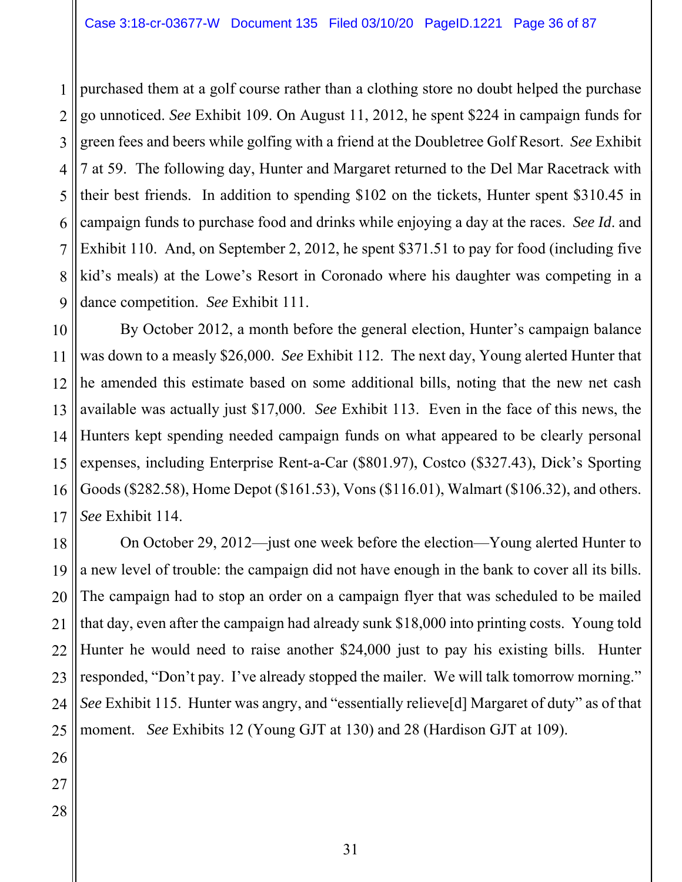purchased them at a golf course rather than a clothing store no doubt helped the purchase go unnoticed. *See* Exhibit 109. On August 11, 2012, he spent $224 in campaign funds for green fees and beers while golfing with a friend at the Doubletree Golf Resort. *See* Exhibit 7 at 59. The following day, Hunter and Margaret returned to the Del Mar Racetrack with their best friends. In addition to spending $102 on the tickets, Hunter spent $310.45 in campaign funds to purchase food and drinks while enjoying a day at the races. *See Id*. and Exhibit 110. And, on September 2, 2012, he spent $371.51 to pay for food (including five kid's meals) at the Lowe's Resort in Coronado where his daughter was competing in a dance competition. *See* Exhibit 111.

By October 2012, a month before the general election, Hunter's campaign balance was down to a measly $26,000. *See* Exhibit 112. The next day, Young alerted Hunter that he amended this estimate based on some additional bills, noting that the new net cash available was actually just $17,000. *See* Exhibit 113. Even in the face of this news, the Hunters kept spending needed campaign funds on what appeared to be clearly personal expenses, including Enterprise Rent-a-Car ($801.97), Costco ($327.43), Dick's Sporting Goods ($282.58), Home Depot ($161.53), Vons ($116.01), Walmart ($106.32), and others. *See* Exhibit 114.

On October 29, 2012—just one week before the election—Young alerted Hunter to a new level of trouble: the campaign did not have enough in the bank to cover all its bills. The campaign had to stop an order on a campaign flyer that was scheduled to be mailed that day, even after the campaign had already sunk $18,000 into printing costs. Young told Hunter he would need to raise another $24,000 just to pay his existing bills. Hunter responded, "Don't pay. I've already stopped the mailer. We will talk tomorrow morning." *See* Exhibit 115. Hunter was angry, and "essentially relieve[d] Margaret of duty" as of that moment. *See* Exhibits 12 (Young GJT at 130) and 28 (Hardison GJT at 109).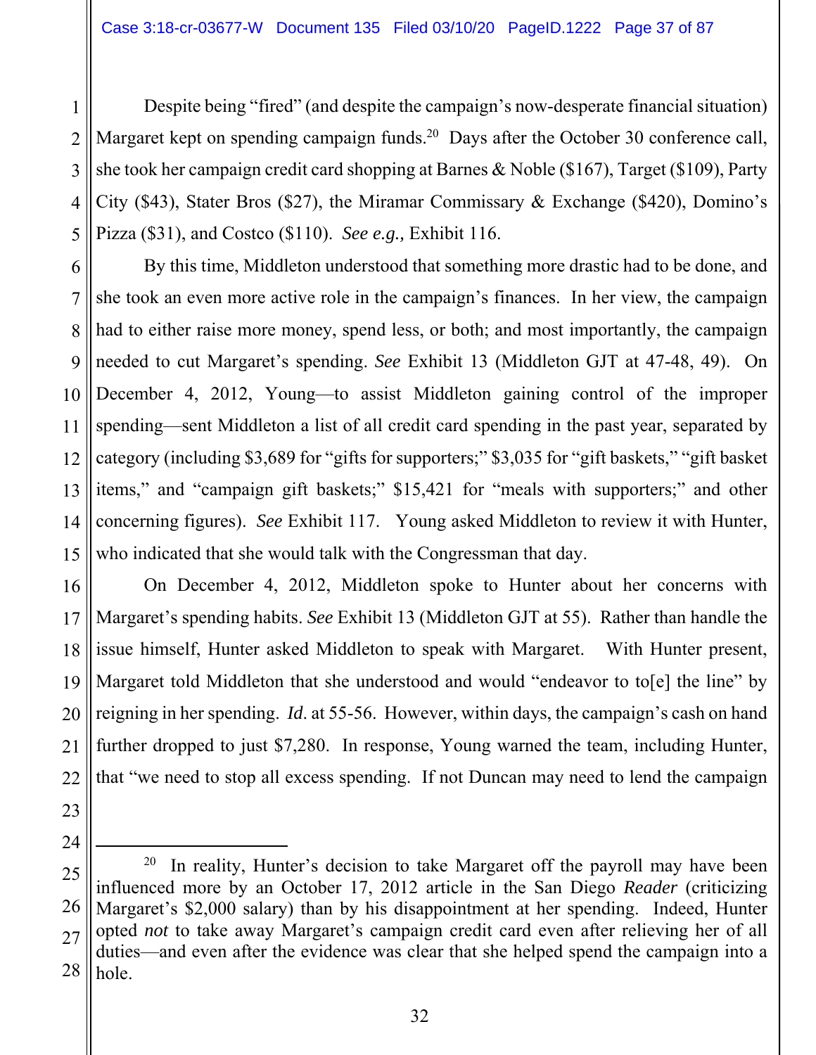Despite being "fired" (and despite the campaign's now-desperate financial situation) Margaret kept on spending campaign funds.[20] Days after the October 30 conference call, she took her campaign credit card shopping at Barnes & Noble ($167), Target ($109), Party City ($43), Stater Bros ($27), the Miramar Commissary & Exchange ($420), Domino's Pizza ($31), and Costco ($110). *See e.g.,* Exhibit 116.

By this time, Middleton understood that something more drastic had to be done, and she took an even more active role in the campaign's finances. In her view, the campaign had to either raise more money, spend less, or both; and most importantly, the campaign needed to cut Margaret's spending. *See* Exhibit 13 (Middleton GJT at 47-48, 49). On December 4, 2012, Young—to assist Middleton gaining control of the improper spending—sent Middleton a list of all credit card spending in the past year, separated by category (including $3,689 for "gifts for supporters;" $3,035 for "gift baskets," "gift basket items," and "campaign gift baskets;" $15,421 for "meals with supporters;" and other concerning figures). *See* Exhibit 117. Young asked Middleton to review it with Hunter, who indicated that she would talk with the Congressman that day.

On December 4, 2012, Middleton spoke to Hunter about her concerns with Margaret's spending habits. *See* Exhibit 13 (Middleton GJT at 55). Rather than handle the issue himself, Hunter asked Middleton to speak with Margaret. With Hunter present, Margaret told Middleton that she understood and would "endeavor to to[e] the line" by reigning in her spending. *Id*. at 55-56. However, within days, the campaign's cash on hand further dropped to just $7,280. In response, Young warned the team, including Hunter, that "we need to stop all excess spending. If not Duncan may need to lend the campaign

---

[20] In reality, Hunter's decision to take Margaret off the payroll may have been influenced more by an October 17, 2012 article in the San Diego *Reader* (criticizing Margaret's $2,000 salary) than by his disappointment at her spending. Indeed, Hunter opted *not* to take away Margaret's campaign credit card even after relieving her of all duties—and even after the evidence was clear that she helped spend the campaign into a hole.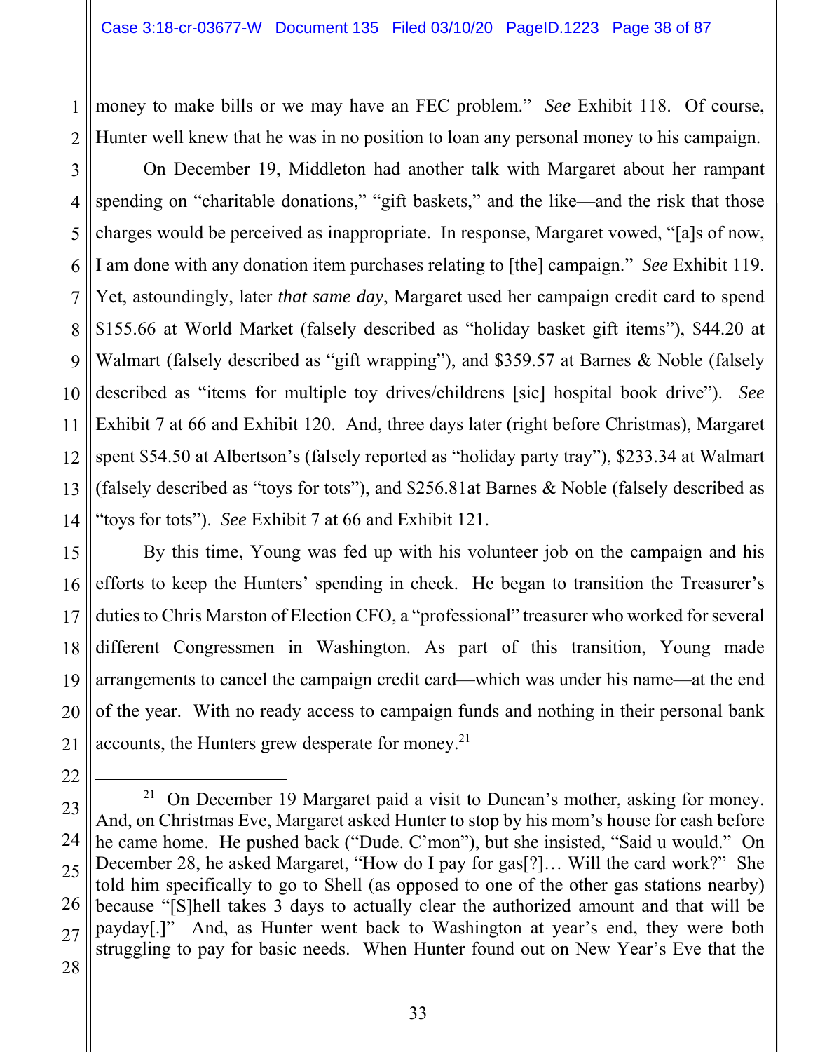money to make bills or we may have an FEC problem." *See* Exhibit 118. Of course, Hunter well knew that he was in no position to loan any personal money to his campaign.

On December 19, Middleton had another talk with Margaret about her rampant spending on "charitable donations," "gift baskets," and the like—and the risk that those charges would be perceived as inappropriate. In response, Margaret vowed, "[a]s of now, I am done with any donation item purchases relating to [the] campaign." *See* Exhibit 119. Yet, astoundingly, later *that same day*, Margaret used her campaign credit card to spend $155.66 at World Market (falsely described as "holiday basket gift items"), $44.20 at Walmart (falsely described as "gift wrapping"), and $359.57 at Barnes & Noble (falsely described as "items for multiple toy drives/childrens [sic] hospital book drive"). *See* Exhibit 7 at 66 and Exhibit 120. And, three days later (right before Christmas), Margaret spent $54.50 at Albertson's (falsely reported as "holiday party tray"), $233.34 at Walmart (falsely described as "toys for tots"), and $256.81at Barnes & Noble (falsely described as "toys for tots"). *See* Exhibit 7 at 66 and Exhibit 121.

By this time, Young was fed up with his volunteer job on the campaign and his efforts to keep the Hunters' spending in check. He began to transition the Treasurer's duties to Chris Marston of Election CFO, a "professional" treasurer who worked for several different Congressmen in Washington. As part of this transition, Young made arrangements to cancel the campaign credit card—which was under his name—at the end of the year. With no ready access to campaign funds and nothing in their personal bank accounts, the Hunters grew desperate for money.[21]

---

[21] On December 19 Margaret paid a visit to Duncan's mother, asking for money. And, on Christmas Eve, Margaret asked Hunter to stop by his mom's house for cash before he came home. He pushed back ("Dude. C'mon"), but she insisted, "Said u would." On December 28, he asked Margaret, "How do I pay for gas[?]… Will the card work?" She told him specifically to go to Shell (as opposed to one of the other gas stations nearby) because "[S]hell takes 3 days to actually clear the authorized amount and that will be payday[.]" And, as Hunter went back to Washington at year's end, they were both struggling to pay for basic needs. When Hunter found out on New Year's Eve that the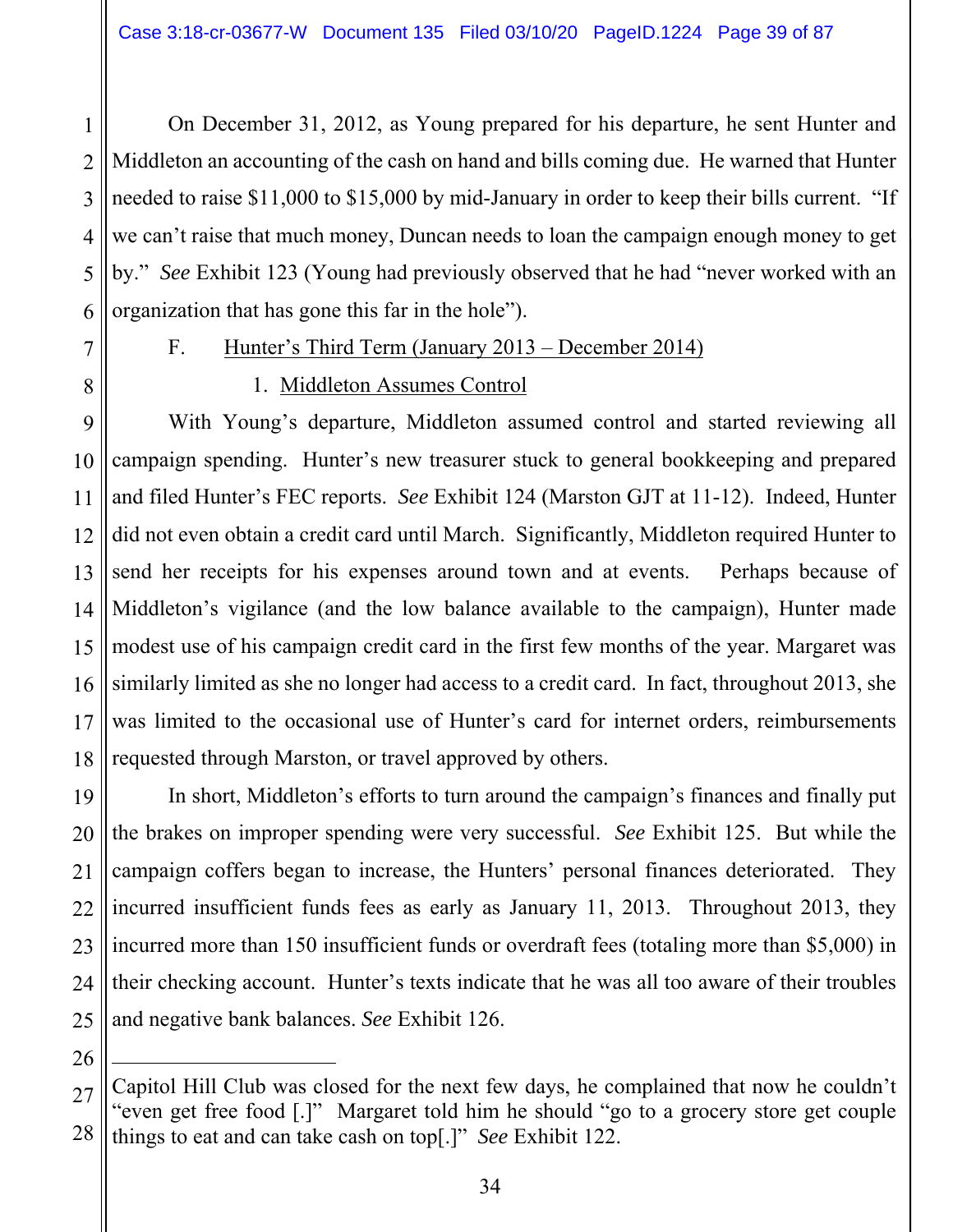On December 31, 2012, as Young prepared for his departure, he sent Hunter and Middleton an accounting of the cash on hand and bills coming due. He warned that Hunter needed to raise $11,000 to $15,000 by mid-January in order to keep their bills current. "If we can't raise that much money, Duncan needs to loan the campaign enough money to get by." *See* Exhibit 123 (Young had previously observed that he had "never worked with an organization that has gone this far in the hole").

### F. Hunter's Third Term (January 2013 – December 2014)

#### 1. Middleton Assumes Control

With Young's departure, Middleton assumed control and started reviewing all campaign spending. Hunter's new treasurer stuck to general bookkeeping and prepared and filed Hunter's FEC reports. *See* Exhibit 124 (Marston GJT at 11-12). Indeed, Hunter did not even obtain a credit card until March. Significantly, Middleton required Hunter to send her receipts for his expenses around town and at events. Perhaps because of Middleton's vigilance (and the low balance available to the campaign), Hunter made modest use of his campaign credit card in the first few months of the year. Margaret was similarly limited as she no longer had access to a credit card. In fact, throughout 2013, she was limited to the occasional use of Hunter's card for internet orders, reimbursements requested through Marston, or travel approved by others.

In short, Middleton's efforts to turn around the campaign's finances and finally put the brakes on improper spending were very successful. *See* Exhibit 125. But while the campaign coffers began to increase, the Hunters' personal finances deteriorated. They incurred insufficient funds fees as early as January 11, 2013. Throughout 2013, they incurred more than 150 insufficient funds or overdraft fees (totaling more than $5,000) in their checking account. Hunter's texts indicate that he was all too aware of their troubles and negative bank balances. *See* Exhibit 126.

---

Capitol Hill Club was closed for the next few days, he complained that now he couldn't "even get free food [.]" Margaret told him he should "go to a grocery store get couple things to eat and can take cash on top[.]" *See* Exhibit 122.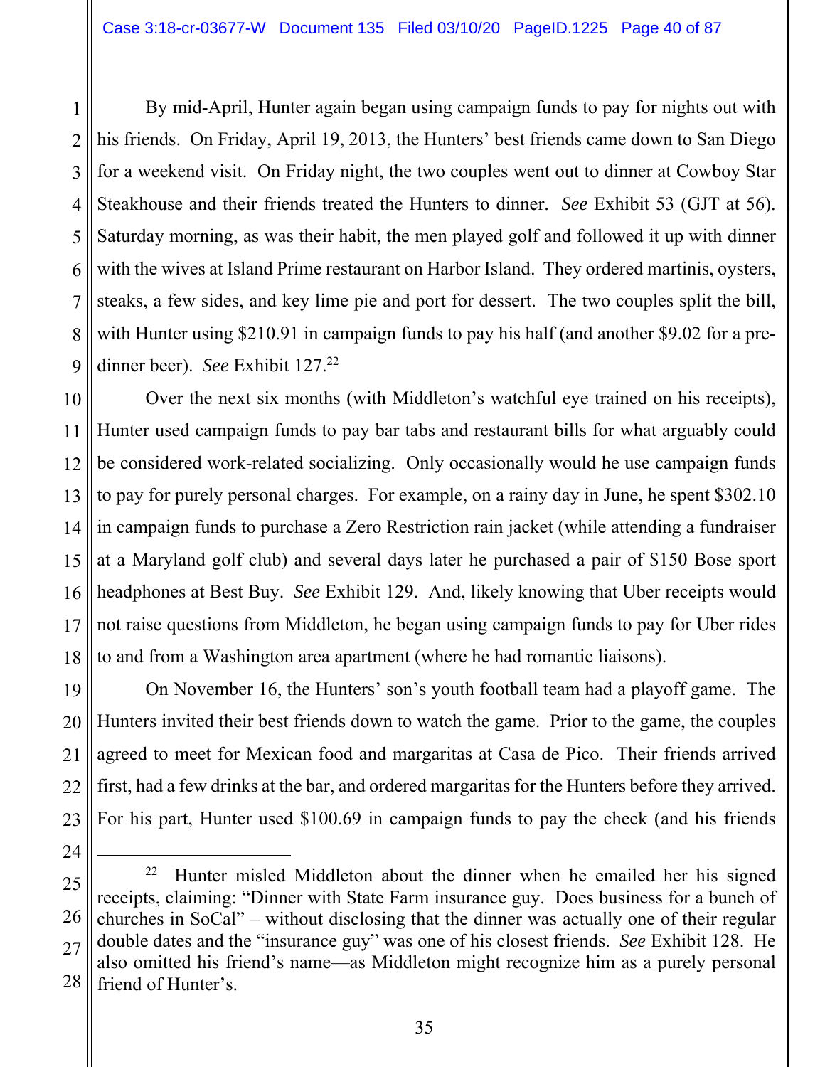By mid-April, Hunter again began using campaign funds to pay for nights out with his friends. On Friday, April 19, 2013, the Hunters' best friends came down to San Diego for a weekend visit. On Friday night, the two couples went out to dinner at Cowboy Star Steakhouse and their friends treated the Hunters to dinner. *See* Exhibit 53 (GJT at 56). Saturday morning, as was their habit, the men played golf and followed it up with dinner with the wives at Island Prime restaurant on Harbor Island. They ordered martinis, oysters, steaks, a few sides, and key lime pie and port for dessert. The two couples split the bill, with Hunter using $210.91 in campaign funds to pay his half (and another $9.02 for a pre-dinner beer). *See* Exhibit 127.[22]

Over the next six months (with Middleton's watchful eye trained on his receipts), Hunter used campaign funds to pay bar tabs and restaurant bills for what arguably could be considered work-related socializing. Only occasionally would he use campaign funds to pay for purely personal charges. For example, on a rainy day in June, he spent $302.10 in campaign funds to purchase a Zero Restriction rain jacket (while attending a fundraiser at a Maryland golf club) and several days later he purchased a pair of $150 Bose sport headphones at Best Buy. *See* Exhibit 129. And, likely knowing that Uber receipts would not raise questions from Middleton, he began using campaign funds to pay for Uber rides to and from a Washington area apartment (where he had romantic liaisons).

On November 16, the Hunters' son's youth football team had a playoff game. The Hunters invited their best friends down to watch the game. Prior to the game, the couples agreed to meet for Mexican food and margaritas at Casa de Pico. Their friends arrived first, had a few drinks at the bar, and ordered margaritas for the Hunters before they arrived. For his part, Hunter used $100.69 in campaign funds to pay the check (and his friends

---

[22] Hunter misled Middleton about the dinner when he emailed her his signed receipts, claiming: "Dinner with State Farm insurance guy. Does business for a bunch of churches in SoCal" – without disclosing that the dinner was actually one of their regular double dates and the "insurance guy" was one of his closest friends. *See* Exhibit 128. He also omitted his friend's name—as Middleton might recognize him as a purely personal friend of Hunter's.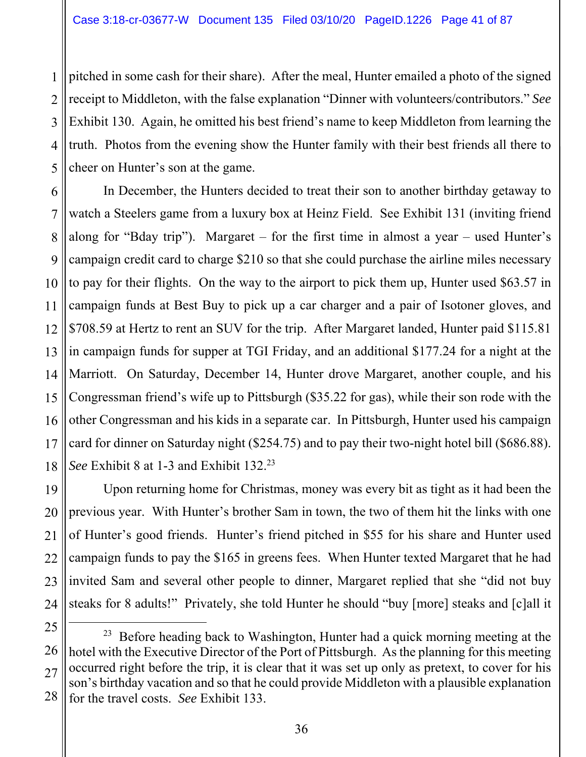pitched in some cash for their share). After the meal, Hunter emailed a photo of the signed receipt to Middleton, with the false explanation "Dinner with volunteers/contributors." *See* Exhibit 130. Again, he omitted his best friend's name to keep Middleton from learning the truth. Photos from the evening show the Hunter family with their best friends all there to cheer on Hunter's son at the game.

In December, the Hunters decided to treat their son to another birthday getaway to watch a Steelers game from a luxury box at Heinz Field. See Exhibit 131 (inviting friend along for "Bday trip"). Margaret – for the first time in almost a year – used Hunter's campaign credit card to charge $210 so that she could purchase the airline miles necessary to pay for their flights. On the way to the airport to pick them up, Hunter used $63.57 in campaign funds at Best Buy to pick up a car charger and a pair of Isotoner gloves, and $708.59 at Hertz to rent an SUV for the trip. After Margaret landed, Hunter paid $115.81 in campaign funds for supper at TGI Friday, and an additional $177.24 for a night at the Marriott. On Saturday, December 14, Hunter drove Margaret, another couple, and his Congressman friend's wife up to Pittsburgh ($35.22 for gas), while their son rode with the other Congressman and his kids in a separate car. In Pittsburgh, Hunter used his campaign card for dinner on Saturday night ($254.75) and to pay their two-night hotel bill ($686.88). *See* Exhibit 8 at 1-3 and Exhibit 132.[23]

Upon returning home for Christmas, money was every bit as tight as it had been the previous year. With Hunter's brother Sam in town, the two of them hit the links with one of Hunter's good friends. Hunter's friend pitched in $55 for his share and Hunter used campaign funds to pay the $165 in greens fees. When Hunter texted Margaret that he had invited Sam and several other people to dinner, Margaret replied that she "did not buy steaks for 8 adults!" Privately, she told Hunter he should "buy [more] steaks and [c]all it

---

[23] Before heading back to Washington, Hunter had a quick morning meeting at the hotel with the Executive Director of the Port of Pittsburgh. As the planning for this meeting occurred right before the trip, it is clear that it was set up only as pretext, to cover for his son's birthday vacation and so that he could provide Middleton with a plausible explanation for the travel costs. *See* Exhibit 133.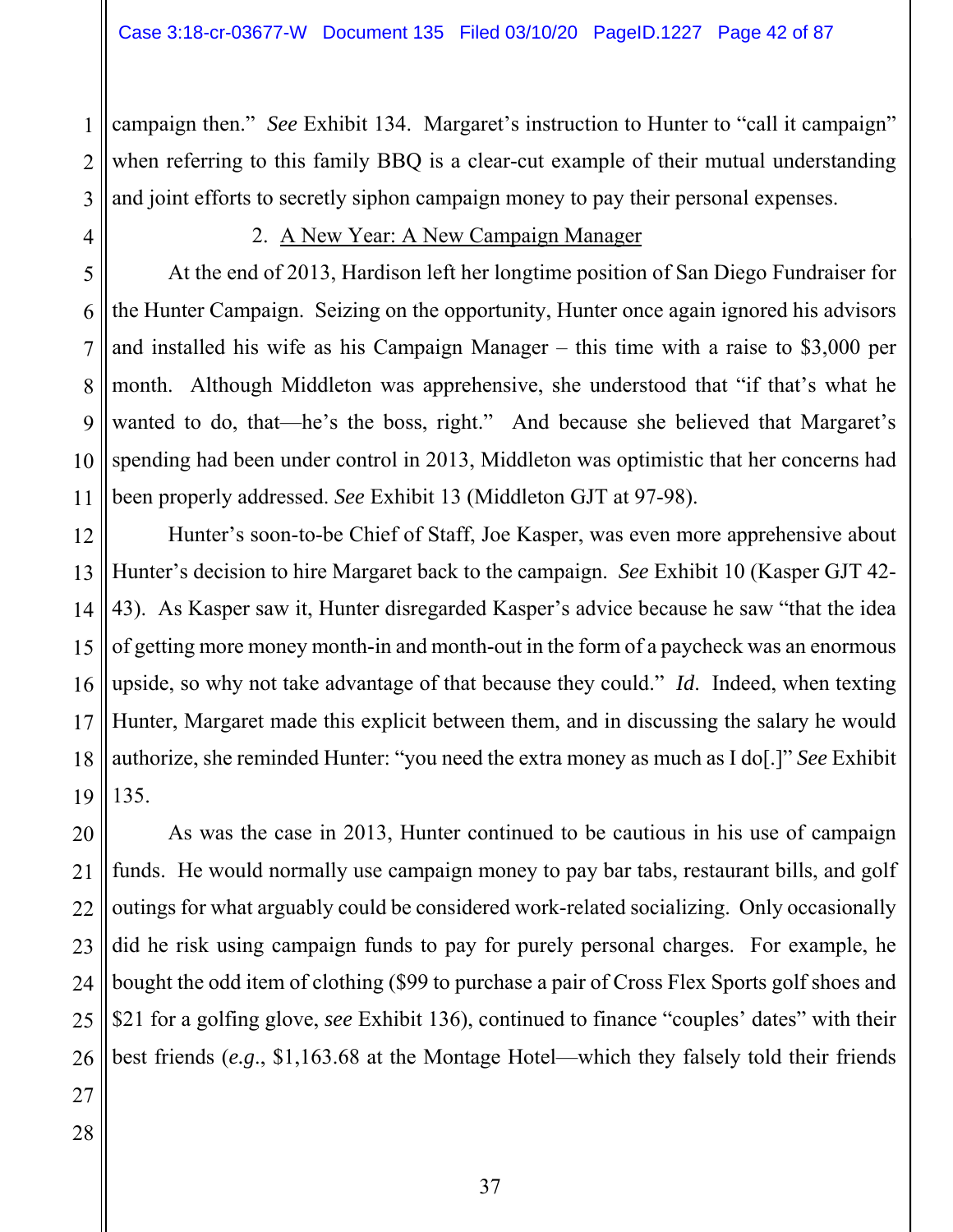campaign then." *See* Exhibit 134. Margaret's instruction to Hunter to "call it campaign" when referring to this family BBQ is a clear-cut example of their mutual understanding and joint efforts to secretly siphon campaign money to pay their personal expenses.

2. A New Year: A New Campaign Manager

At the end of 2013, Hardison left her longtime position of San Diego Fundraiser for the Hunter Campaign. Seizing on the opportunity, Hunter once again ignored his advisors and installed his wife as his Campaign Manager – this time with a raise to $3,000 per month. Although Middleton was apprehensive, she understood that "if that's what he wanted to do, that—he's the boss, right." And because she believed that Margaret's spending had been under control in 2013, Middleton was optimistic that her concerns had been properly addressed. *See* Exhibit 13 (Middleton GJT at 97-98).

Hunter's soon-to-be Chief of Staff, Joe Kasper, was even more apprehensive about Hunter's decision to hire Margaret back to the campaign. *See* Exhibit 10 (Kasper GJT 42-43). As Kasper saw it, Hunter disregarded Kasper's advice because he saw "that the idea of getting more money month-in and month-out in the form of a paycheck was an enormous upside, so why not take advantage of that because they could." *Id.* Indeed, when texting Hunter, Margaret made this explicit between them, and in discussing the salary he would authorize, she reminded Hunter: "you need the extra money as much as I do[.]" *See* Exhibit 135.

As was the case in 2013, Hunter continued to be cautious in his use of campaign funds. He would normally use campaign money to pay bar tabs, restaurant bills, and golf outings for what arguably could be considered work-related socializing. Only occasionally did he risk using campaign funds to pay for purely personal charges. For example, he bought the odd item of clothing ($99 to purchase a pair of Cross Flex Sports golf shoes and $21 for a golfing glove, *see* Exhibit 136), continued to finance "couples' dates" with their best friends (*e.g.*, $1,163.68 at the Montage Hotel—which they falsely told their friends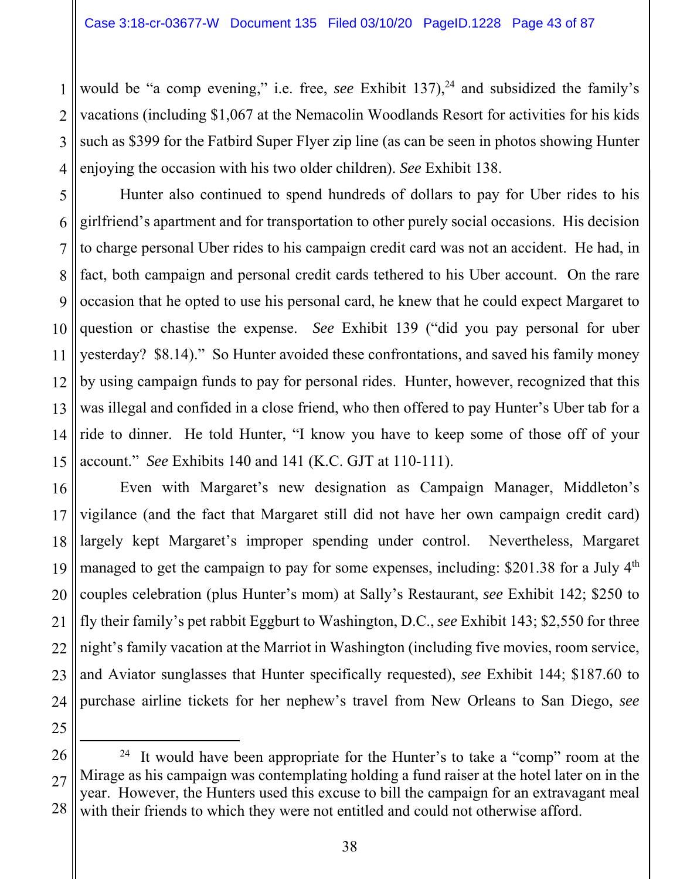would be "a comp evening," i.e. free, *see* Exhibit 137),[24] and subsidized the family's vacations (including $1,067 at the Nemacolin Woodlands Resort for activities for his kids such as $399 for the Fatbird Super Flyer zip line (as can be seen in photos showing Hunter enjoying the occasion with his two older children). *See* Exhibit 138.

Hunter also continued to spend hundreds of dollars to pay for Uber rides to his girlfriend's apartment and for transportation to other purely social occasions. His decision to charge personal Uber rides to his campaign credit card was not an accident. He had, in fact, both campaign and personal credit cards tethered to his Uber account. On the rare occasion that he opted to use his personal card, he knew that he could expect Margaret to question or chastise the expense. *See* Exhibit 139 ("did you pay personal for uber yesterday? $8.14)." So Hunter avoided these confrontations, and saved his family money by using campaign funds to pay for personal rides. Hunter, however, recognized that this was illegal and confided in a close friend, who then offered to pay Hunter's Uber tab for a ride to dinner. He told Hunter, "I know you have to keep some of those off of your account." *See* Exhibits 140 and 141 (K.C. GJT at 110-111).

Even with Margaret's new designation as Campaign Manager, Middleton's vigilance (and the fact that Margaret still did not have her own campaign credit card) largely kept Margaret's improper spending under control. Nevertheless, Margaret managed to get the campaign to pay for some expenses, including: $201.38 for a July 4th couples celebration (plus Hunter's mom) at Sally's Restaurant, *see* Exhibit 142; $250 to fly their family's pet rabbit Eggburt to Washington, D.C., *see* Exhibit 143; $2,550 for three night's family vacation at the Marriot in Washington (including five movies, room service, and Aviator sunglasses that Hunter specifically requested), *see* Exhibit 144; $187.60 to purchase airline tickets for her nephew's travel from New Orleans to San Diego, *see*

---

[24] It would have been appropriate for the Hunter's to take a "comp" room at the Mirage as his campaign was contemplating holding a fund raiser at the hotel later on in the year. However, the Hunters used this excuse to bill the campaign for an extravagant meal with their friends to which they were not entitled and could not otherwise afford.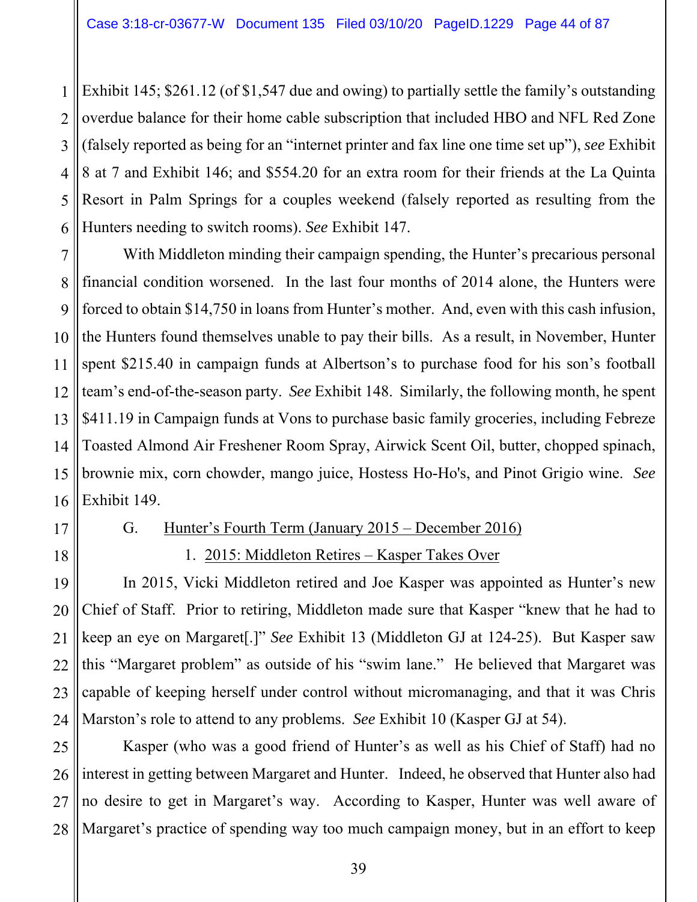Exhibit 145; $261.12 (of $1,547 due and owing) to partially settle the family's outstanding overdue balance for their home cable subscription that included HBO and NFL Red Zone (falsely reported as being for an "internet printer and fax line one time set up"), *see* Exhibit 8 at 7 and Exhibit 146; and $554.20 for an extra room for their friends at the La Quinta Resort in Palm Springs for a couples weekend (falsely reported as resulting from the Hunters needing to switch rooms). *See* Exhibit 147.

With Middleton minding their campaign spending, the Hunter's precarious personal financial condition worsened. In the last four months of 2014 alone, the Hunters were forced to obtain $14,750 in loans from Hunter's mother. And, even with this cash infusion, the Hunters found themselves unable to pay their bills. As a result, in November, Hunter spent $215.40 in campaign funds at Albertson's to purchase food for his son's football team's end-of-the-season party. *See* Exhibit 148. Similarly, the following month, he spent $411.19 in Campaign funds at Vons to purchase basic family groceries, including Febreze Toasted Almond Air Freshener Room Spray, Airwick Scent Oil, butter, chopped spinach, brownie mix, corn chowder, mango juice, Hostess Ho-Ho's, and Pinot Grigio wine. *See* Exhibit 149.

## G. Hunter's Fourth Term (January 2015 – December 2016)

### 1. 2015: Middleton Retires – Kasper Takes Over

In 2015, Vicki Middleton retired and Joe Kasper was appointed as Hunter's new Chief of Staff. Prior to retiring, Middleton made sure that Kasper "knew that he had to keep an eye on Margaret[.]" *See* Exhibit 13 (Middleton GJ at 124-25). But Kasper saw this "Margaret problem" as outside of his "swim lane." He believed that Margaret was capable of keeping herself under control without micromanaging, and that it was Chris Marston's role to attend to any problems. *See* Exhibit 10 (Kasper GJ at 54).

Kasper (who was a good friend of Hunter's as well as his Chief of Staff) had no interest in getting between Margaret and Hunter. Indeed, he observed that Hunter also had no desire to get in Margaret's way. According to Kasper, Hunter was well aware of Margaret's practice of spending way too much campaign money, but in an effort to keep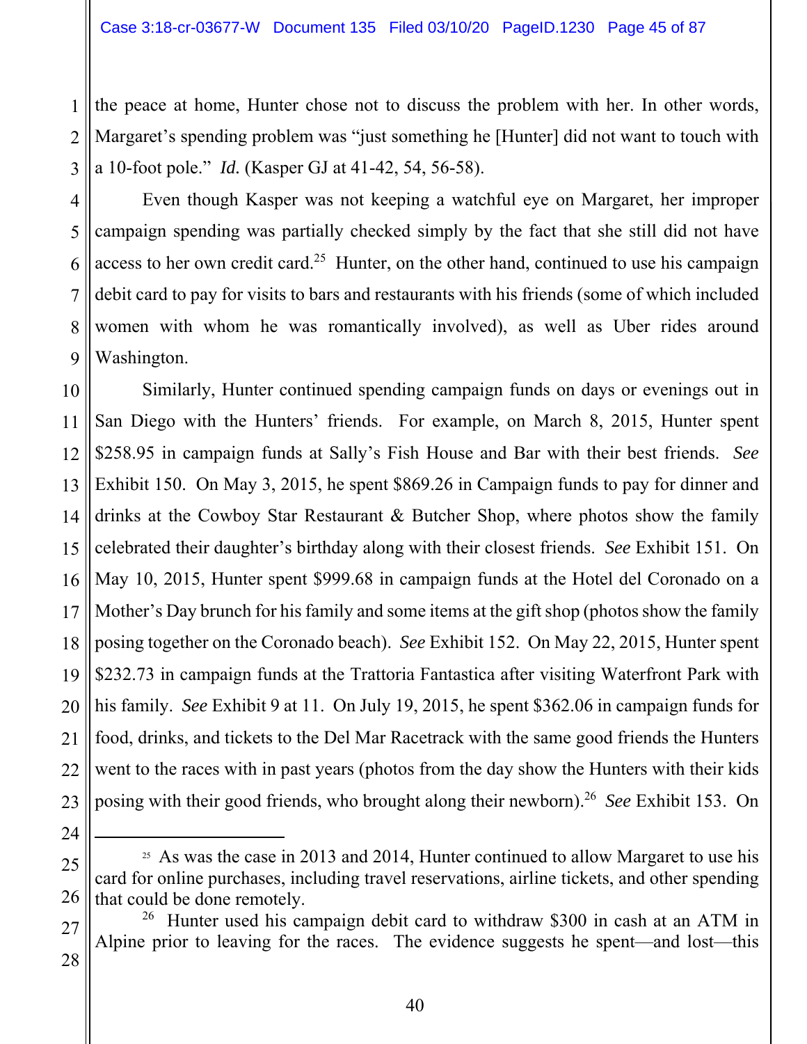the peace at home, Hunter chose not to discuss the problem with her. In other words, Margaret's spending problem was "just something he [Hunter] did not want to touch with a 10-foot pole." *Id.* (Kasper GJ at 41-42, 54, 56-58).

Even though Kasper was not keeping a watchful eye on Margaret, her improper campaign spending was partially checked simply by the fact that she still did not have access to her own credit card.[25] Hunter, on the other hand, continued to use his campaign debit card to pay for visits to bars and restaurants with his friends (some of which included women with whom he was romantically involved), as well as Uber rides around Washington.

Similarly, Hunter continued spending campaign funds on days or evenings out in San Diego with the Hunters' friends. For example, on March 8, 2015, Hunter spent $258.95 in campaign funds at Sally's Fish House and Bar with their best friends. *See* Exhibit 150. On May 3, 2015, he spent $869.26 in Campaign funds to pay for dinner and drinks at the Cowboy Star Restaurant & Butcher Shop, where photos show the family celebrated their daughter's birthday along with their closest friends. *See* Exhibit 151. On May 10, 2015, Hunter spent $999.68 in campaign funds at the Hotel del Coronado on a Mother's Day brunch for his family and some items at the gift shop (photos show the family posing together on the Coronado beach). *See* Exhibit 152. On May 22, 2015, Hunter spent $232.73 in campaign funds at the Trattoria Fantastica after visiting Waterfront Park with his family. *See* Exhibit 9 at 11. On July 19, 2015, he spent $362.06 in campaign funds for food, drinks, and tickets to the Del Mar Racetrack with the same good friends the Hunters went to the races with in past years (photos from the day show the Hunters with their kids posing with their good friends, who brought along their newborn).[26] *See* Exhibit 153. On

---

[25] As was the case in 2013 and 2014, Hunter continued to allow Margaret to use his card for online purchases, including travel reservations, airline tickets, and other spending that could be done remotely.

[26] Hunter used his campaign debit card to withdraw $300 in cash at an ATM in Alpine prior to leaving for the races. The evidence suggests he spent—and lost—this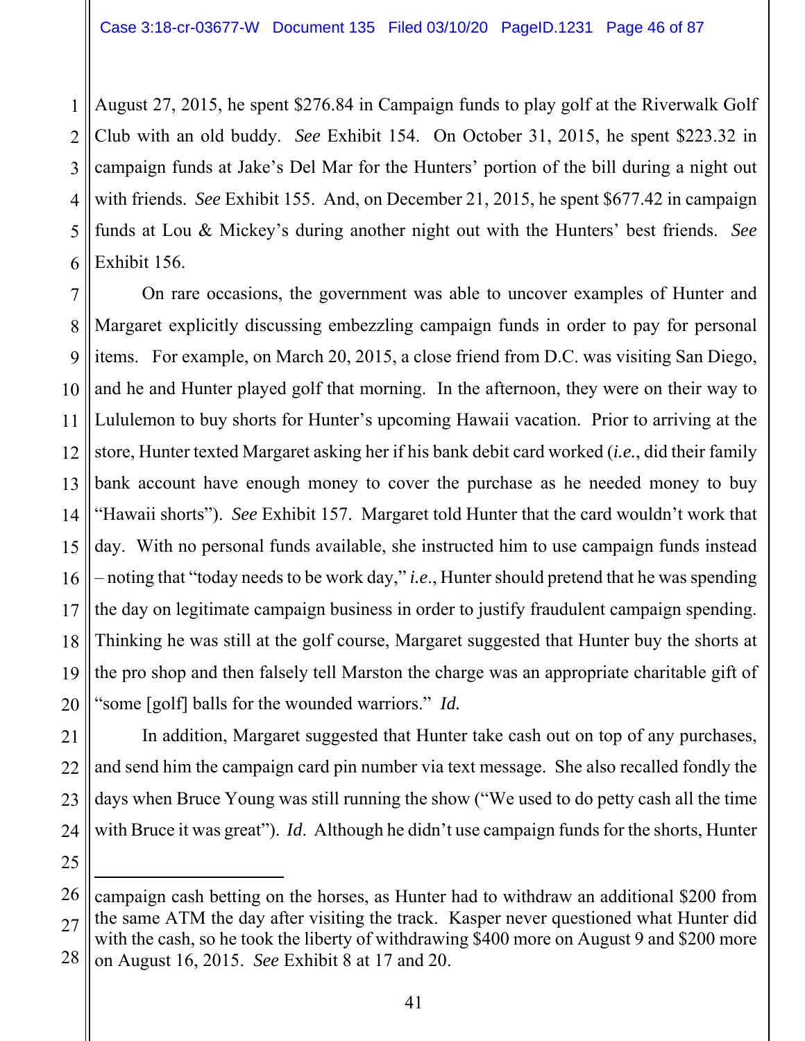August 27, 2015, he spent $276.84 in Campaign funds to play golf at the Riverwalk Golf Club with an old buddy. *See* Exhibit 154. On October 31, 2015, he spent $223.32 in campaign funds at Jake's Del Mar for the Hunters' portion of the bill during a night out with friends. *See* Exhibit 155. And, on December 21, 2015, he spent $677.42 in campaign funds at Lou & Mickey's during another night out with the Hunters' best friends. *See* Exhibit 156.

On rare occasions, the government was able to uncover examples of Hunter and Margaret explicitly discussing embezzling campaign funds in order to pay for personal items. For example, on March 20, 2015, a close friend from D.C. was visiting San Diego, and he and Hunter played golf that morning. In the afternoon, they were on their way to Lululemon to buy shorts for Hunter's upcoming Hawaii vacation. Prior to arriving at the store, Hunter texted Margaret asking her if his bank debit card worked (*i.e.*, did their family bank account have enough money to cover the purchase as he needed money to buy "Hawaii shorts"). *See* Exhibit 157. Margaret told Hunter that the card wouldn't work that day. With no personal funds available, she instructed him to use campaign funds instead – noting that "today needs to be work day," *i.e.*, Hunter should pretend that he was spending the day on legitimate campaign business in order to justify fraudulent campaign spending. Thinking he was still at the golf course, Margaret suggested that Hunter buy the shorts at the pro shop and then falsely tell Marston the charge was an appropriate charitable gift of "some [golf] balls for the wounded warriors." *Id.*

In addition, Margaret suggested that Hunter take cash out on top of any purchases, and send him the campaign card pin number via text message. She also recalled fondly the days when Bruce Young was still running the show ("We used to do petty cash all the time with Bruce it was great"). *Id.* Although he didn't use campaign funds for the shorts, Hunter

---

campaign cash betting on the horses, as Hunter had to withdraw an additional $200 from the same ATM the day after visiting the track. Kasper never questioned what Hunter did with the cash, so he took the liberty of withdrawing $400 more on August 9 and $200 more on August 16, 2015. *See* Exhibit 8 at 17 and 20.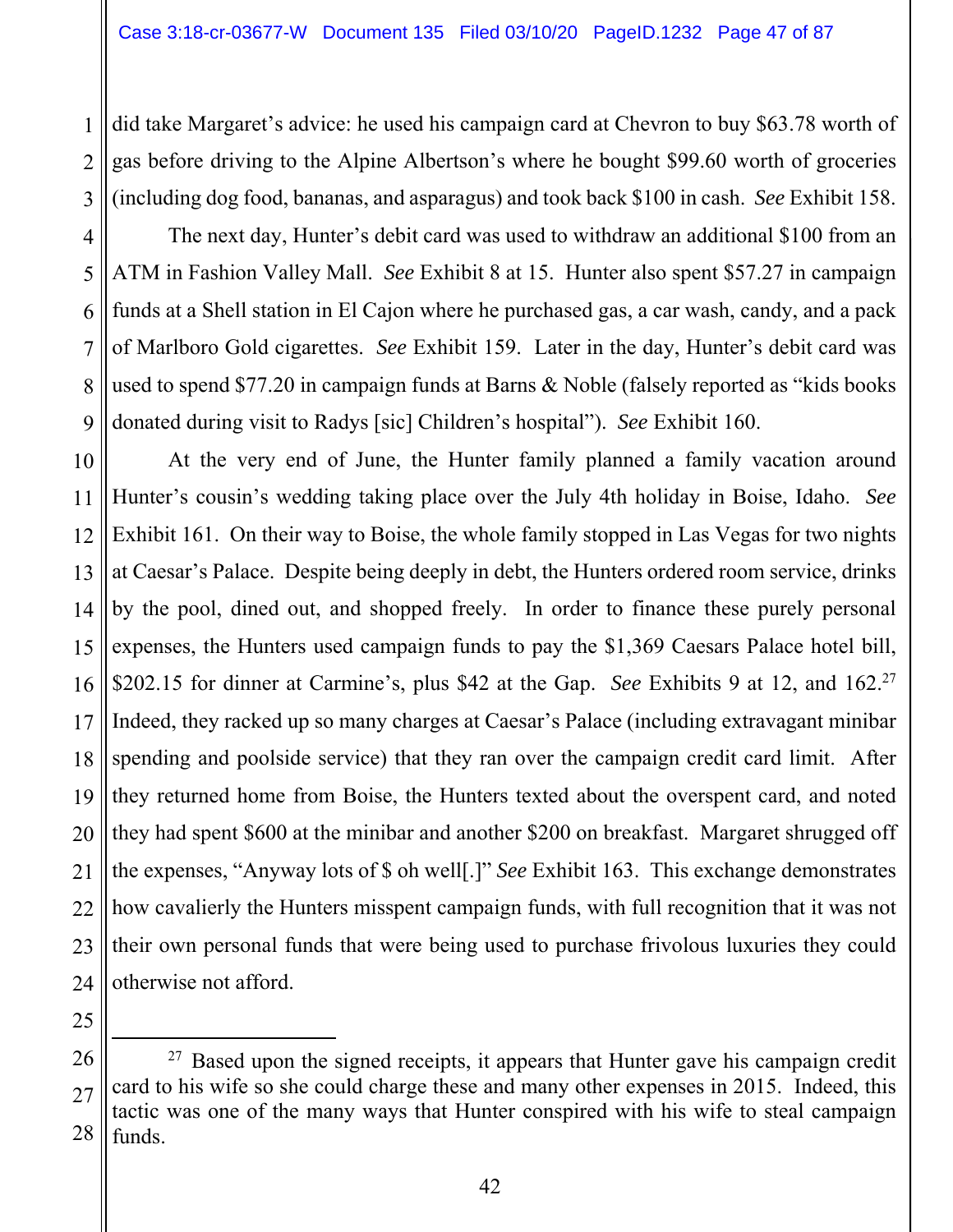did take Margaret's advice: he used his campaign card at Chevron to buy $63.78 worth of gas before driving to the Alpine Albertson's where he bought $99.60 worth of groceries (including dog food, bananas, and asparagus) and took back $100 in cash. *See* Exhibit 158.

The next day, Hunter's debit card was used to withdraw an additional $100 from an ATM in Fashion Valley Mall. *See* Exhibit 8 at 15. Hunter also spent $57.27 in campaign funds at a Shell station in El Cajon where he purchased gas, a car wash, candy, and a pack of Marlboro Gold cigarettes. *See* Exhibit 159. Later in the day, Hunter's debit card was used to spend $77.20 in campaign funds at Barns & Noble (falsely reported as "kids books donated during visit to Radys [sic] Children's hospital"). *See* Exhibit 160.

At the very end of June, the Hunter family planned a family vacation around Hunter's cousin's wedding taking place over the July 4th holiday in Boise, Idaho. *See* Exhibit 161. On their way to Boise, the whole family stopped in Las Vegas for two nights at Caesar's Palace. Despite being deeply in debt, the Hunters ordered room service, drinks by the pool, dined out, and shopped freely. In order to finance these purely personal expenses, the Hunters used campaign funds to pay the $1,369 Caesars Palace hotel bill, $202.15 for dinner at Carmine's, plus $42 at the Gap. *See* Exhibits 9 at 12, and 162.[27] Indeed, they racked up so many charges at Caesar's Palace (including extravagant minibar spending and poolside service) that they ran over the campaign credit card limit. After they returned home from Boise, the Hunters texted about the overspent card, and noted they had spent $600 at the minibar and another $200 on breakfast. Margaret shrugged off the expenses, "Anyway lots of $ oh well[.]" *See* Exhibit 163. This exchange demonstrates how cavalierly the Hunters misspent campaign funds, with full recognition that it was not their own personal funds that were being used to purchase frivolous luxuries they could otherwise not afford.

---

[27] Based upon the signed receipts, it appears that Hunter gave his campaign credit card to his wife so she could charge these and many other expenses in 2015. Indeed, this tactic was one of the many ways that Hunter conspired with his wife to steal campaign funds.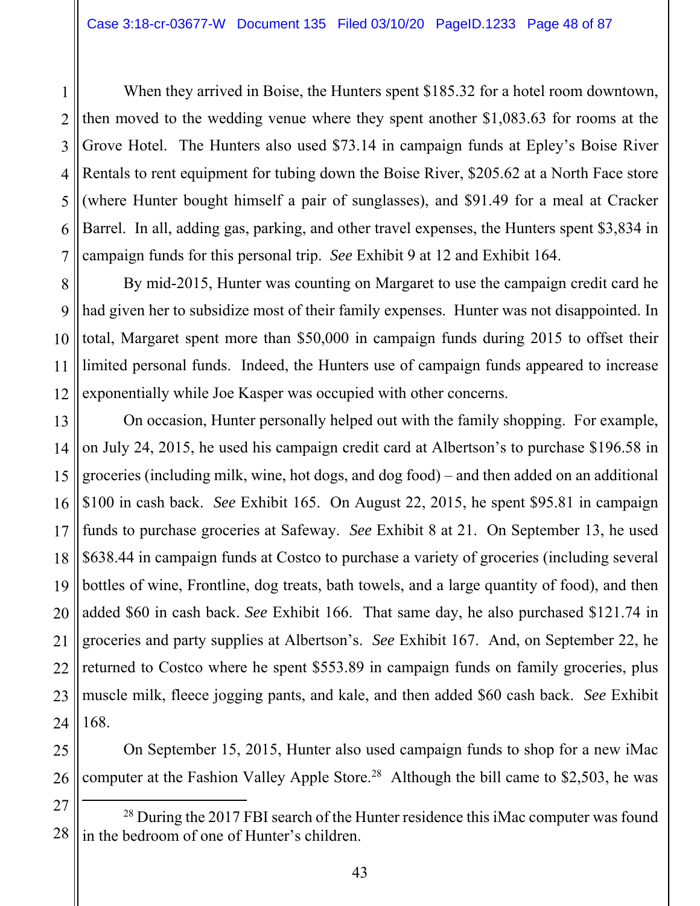When they arrived in Boise, the Hunters spent $185.32 for a hotel room downtown, then moved to the wedding venue where they spent another $1,083.63 for rooms at the Grove Hotel. The Hunters also used $73.14 in campaign funds at Epley's Boise River Rentals to rent equipment for tubing down the Boise River, $205.62 at a North Face store (where Hunter bought himself a pair of sunglasses), and $91.49 for a meal at Cracker Barrel. In all, adding gas, parking, and other travel expenses, the Hunters spent $3,834 in campaign funds for this personal trip. *See* Exhibit 9 at 12 and Exhibit 164.

By mid-2015, Hunter was counting on Margaret to use the campaign credit card he had given her to subsidize most of their family expenses. Hunter was not disappointed. In total, Margaret spent more than $50,000 in campaign funds during 2015 to offset their limited personal funds. Indeed, the Hunters use of campaign funds appeared to increase exponentially while Joe Kasper was occupied with other concerns.

On occasion, Hunter personally helped out with the family shopping. For example, on July 24, 2015, he used his campaign credit card at Albertson's to purchase $196.58 in groceries (including milk, wine, hot dogs, and dog food) – and then added on an additional $100 in cash back. *See* Exhibit 165. On August 22, 2015, he spent $95.81 in campaign funds to purchase groceries at Safeway. *See* Exhibit 8 at 21. On September 13, he used $638.44 in campaign funds at Costco to purchase a variety of groceries (including several bottles of wine, Frontline, dog treats, bath towels, and a large quantity of food), and then added $60 in cash back. *See* Exhibit 166. That same day, he also purchased $121.74 in groceries and party supplies at Albertson's. *See* Exhibit 167. And, on September 22, he returned to Costco where he spent $553.89 in campaign funds on family groceries, plus muscle milk, fleece jogging pants, and kale, and then added $60 cash back. *See* Exhibit 168.

On September 15, 2015, Hunter also used campaign funds to shop for a new iMac computer at the Fashion Valley Apple Store.[28] Although the bill came to $2,503, he was

[28] During the 2017 FBI search of the Hunter residence this iMac computer was found in the bedroom of one of Hunter's children.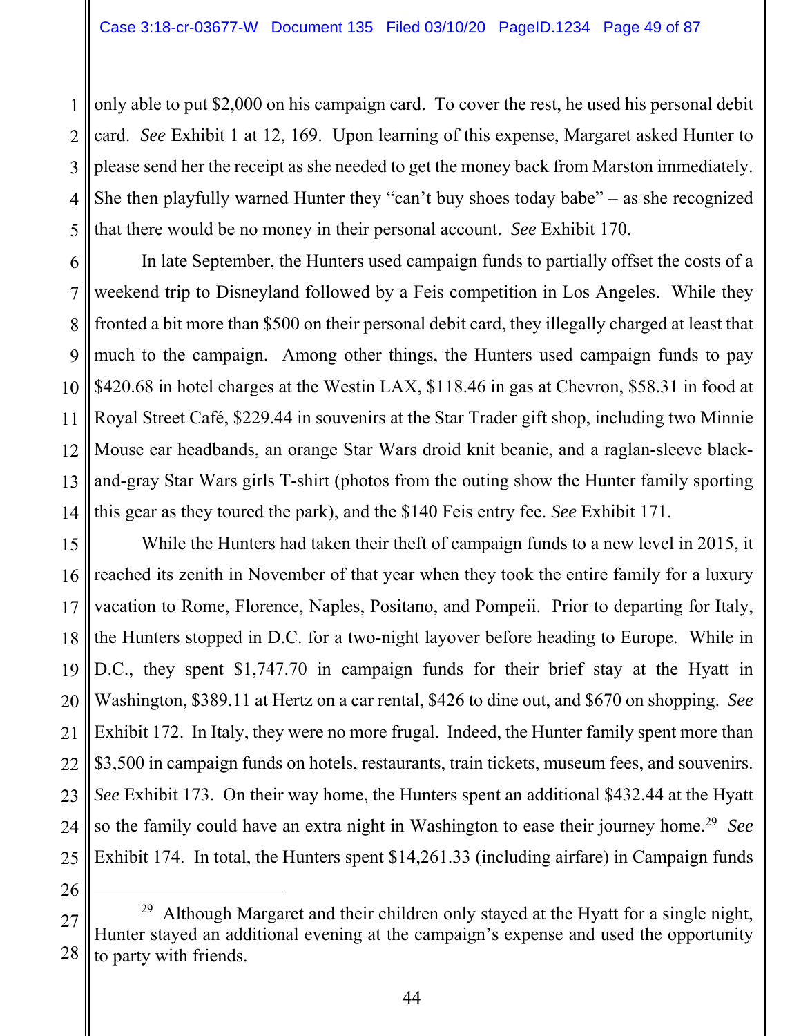only able to put $2,000 on his campaign card. To cover the rest, he used his personal debit card. *See* Exhibit 1 at 12, 169. Upon learning of this expense, Margaret asked Hunter to please send her the receipt as she needed to get the money back from Marston immediately. She then playfully warned Hunter they "can't buy shoes today babe" – as she recognized that there would be no money in their personal account. *See* Exhibit 170.

In late September, the Hunters used campaign funds to partially offset the costs of a weekend trip to Disneyland followed by a Feis competition in Los Angeles. While they fronted a bit more than $500 on their personal debit card, they illegally charged at least that much to the campaign. Among other things, the Hunters used campaign funds to pay $420.68 in hotel charges at the Westin LAX, $118.46 in gas at Chevron, $58.31 in food at Royal Street Café, $229.44 in souvenirs at the Star Trader gift shop, including two Minnie Mouse ear headbands, an orange Star Wars droid knit beanie, and a raglan-sleeve black-and-gray Star Wars girls T-shirt (photos from the outing show the Hunter family sporting this gear as they toured the park), and the $140 Feis entry fee. *See* Exhibit 171.

While the Hunters had taken their theft of campaign funds to a new level in 2015, it reached its zenith in November of that year when they took the entire family for a luxury vacation to Rome, Florence, Naples, Positano, and Pompeii. Prior to departing for Italy, the Hunters stopped in D.C. for a two-night layover before heading to Europe. While in D.C., they spent $1,747.70 in campaign funds for their brief stay at the Hyatt in Washington, $389.11 at Hertz on a car rental, $426 to dine out, and $670 on shopping. *See* Exhibit 172. In Italy, they were no more frugal. Indeed, the Hunter family spent more than $3,500 in campaign funds on hotels, restaurants, train tickets, museum fees, and souvenirs. *See* Exhibit 173. On their way home, the Hunters spent an additional $432.44 at the Hyatt so the family could have an extra night in Washington to ease their journey home.[29] *See* Exhibit 174. In total, the Hunters spent $14,261.33 (including airfare) in Campaign funds

---

[29] Although Margaret and their children only stayed at the Hyatt for a single night, Hunter stayed an additional evening at the campaign's expense and used the opportunity to party with friends.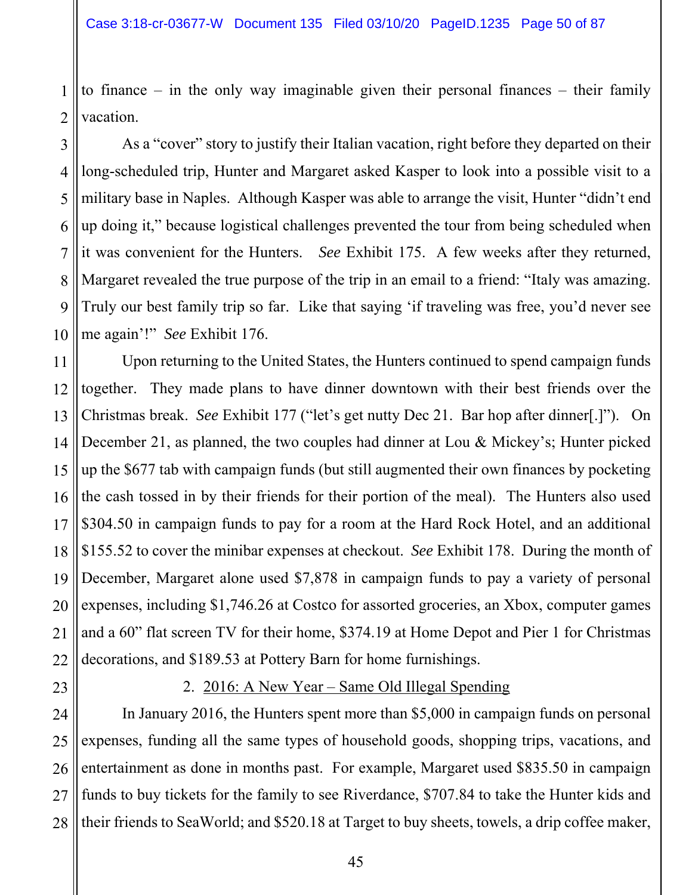to finance – in the only way imaginable given their personal finances – their family vacation.

As a "cover" story to justify their Italian vacation, right before they departed on their long-scheduled trip, Hunter and Margaret asked Kasper to look into a possible visit to a military base in Naples. Although Kasper was able to arrange the visit, Hunter "didn't end up doing it," because logistical challenges prevented the tour from being scheduled when it was convenient for the Hunters. *See* Exhibit 175. A few weeks after they returned, Margaret revealed the true purpose of the trip in an email to a friend: "Italy was amazing. Truly our best family trip so far. Like that saying 'if traveling was free, you'd never see me again'!" *See* Exhibit 176.

Upon returning to the United States, the Hunters continued to spend campaign funds together. They made plans to have dinner downtown with their best friends over the Christmas break. *See* Exhibit 177 ("let's get nutty Dec 21. Bar hop after dinner[.]"). On December 21, as planned, the two couples had dinner at Lou & Mickey's; Hunter picked up the $677 tab with campaign funds (but still augmented their own finances by pocketing the cash tossed in by their friends for their portion of the meal). The Hunters also used $304.50 in campaign funds to pay for a room at the Hard Rock Hotel, and an additional $155.52 to cover the minibar expenses at checkout. *See* Exhibit 178. During the month of December, Margaret alone used $7,878 in campaign funds to pay a variety of personal expenses, including $1,746.26 at Costco for assorted groceries, an Xbox, computer games and a 60" flat screen TV for their home, $374.19 at Home Depot and Pier 1 for Christmas decorations, and $189.53 at Pottery Barn for home furnishings.

### 2. <u>2016: A New Year – Same Old Illegal Spending</u>

In January 2016, the Hunters spent more than $5,000 in campaign funds on personal expenses, funding all the same types of household goods, shopping trips, vacations, and entertainment as done in months past. For example, Margaret used $835.50 in campaign funds to buy tickets for the family to see Riverdance, $707.84 to take the Hunter kids and their friends to SeaWorld; and $520.18 at Target to buy sheets, towels, a drip coffee maker,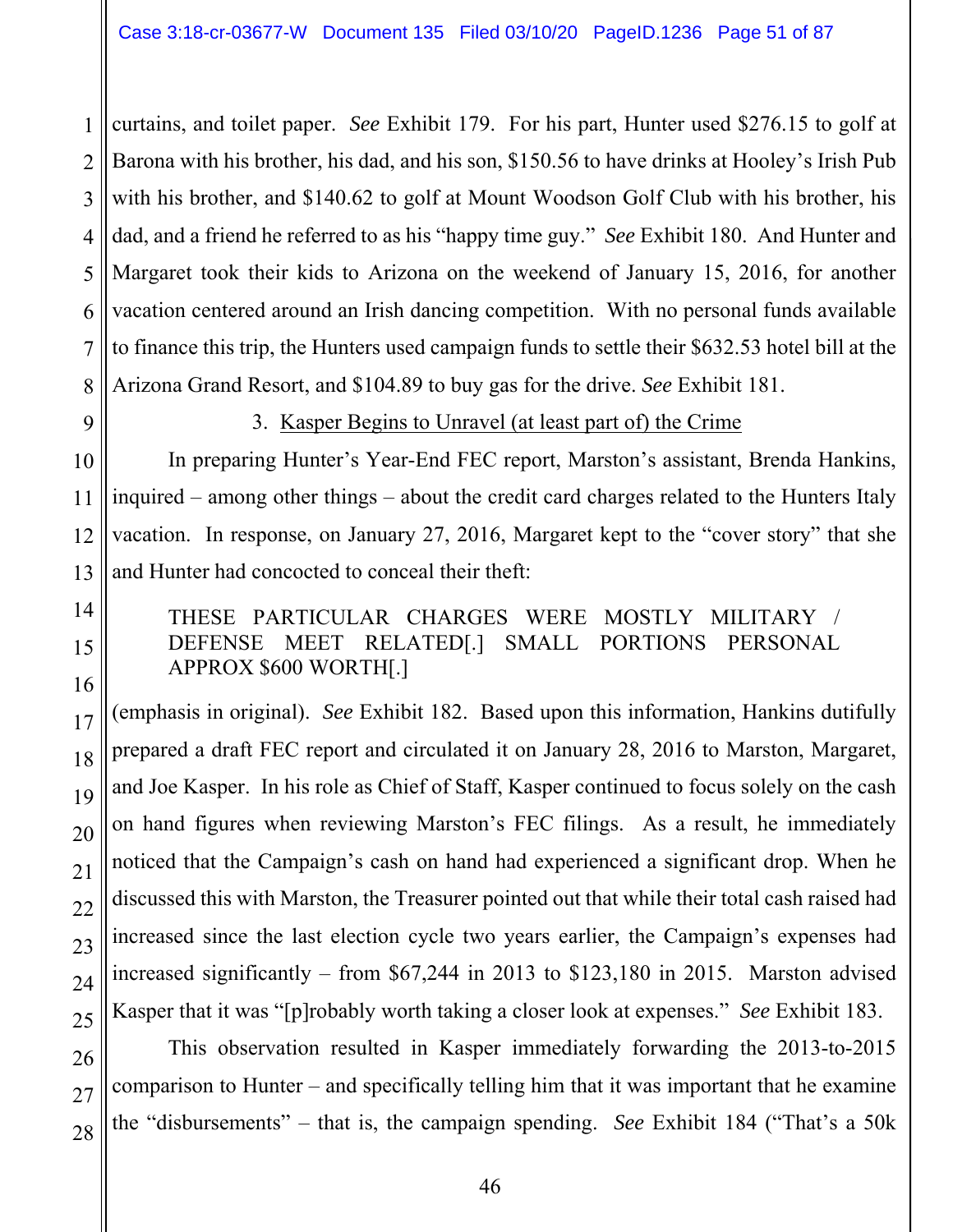curtains, and toilet paper. *See* Exhibit 179. For his part, Hunter used $276.15 to golf at Barona with his brother, his dad, and his son, $150.56 to have drinks at Hooley's Irish Pub with his brother, and $140.62 to golf at Mount Woodson Golf Club with his brother, his dad, and a friend he referred to as his "happy time guy." *See* Exhibit 180. And Hunter and Margaret took their kids to Arizona on the weekend of January 15, 2016, for another vacation centered around an Irish dancing competition. With no personal funds available to finance this trip, the Hunters used campaign funds to settle their $632.53 hotel bill at the Arizona Grand Resort, and $104.89 to buy gas for the drive. *See* Exhibit 181.

3. <u>Kasper Begins to Unravel (at least part of) the Crime</u>

In preparing Hunter's Year-End FEC report, Marston's assistant, Brenda Hankins, inquired – among other things – about the credit card charges related to the Hunters Italy vacation. In response, on January 27, 2016, Margaret kept to the "cover story" that she and Hunter had concocted to conceal their theft:

> THESE PARTICULAR CHARGES WERE MOSTLY MILITARY / DEFENSE MEET RELATED[.] SMALL PORTIONS PERSONAL APPROX $600 WORTH[.]

(emphasis in original). *See* Exhibit 182. Based upon this information, Hankins dutifully prepared a draft FEC report and circulated it on January 28, 2016 to Marston, Margaret, and Joe Kasper. In his role as Chief of Staff, Kasper continued to focus solely on the cash on hand figures when reviewing Marston's FEC filings. As a result, he immediately noticed that the Campaign's cash on hand had experienced a significant drop. When he discussed this with Marston, the Treasurer pointed out that while their total cash raised had increased since the last election cycle two years earlier, the Campaign's expenses had increased significantly – from $67,244 in 2013 to $123,180 in 2015. Marston advised Kasper that it was "[p]robably worth taking a closer look at expenses." *See* Exhibit 183.

This observation resulted in Kasper immediately forwarding the 2013-to-2015 comparison to Hunter – and specifically telling him that it was important that he examine the "disbursements" – that is, the campaign spending. *See* Exhibit 184 ("That's a 50k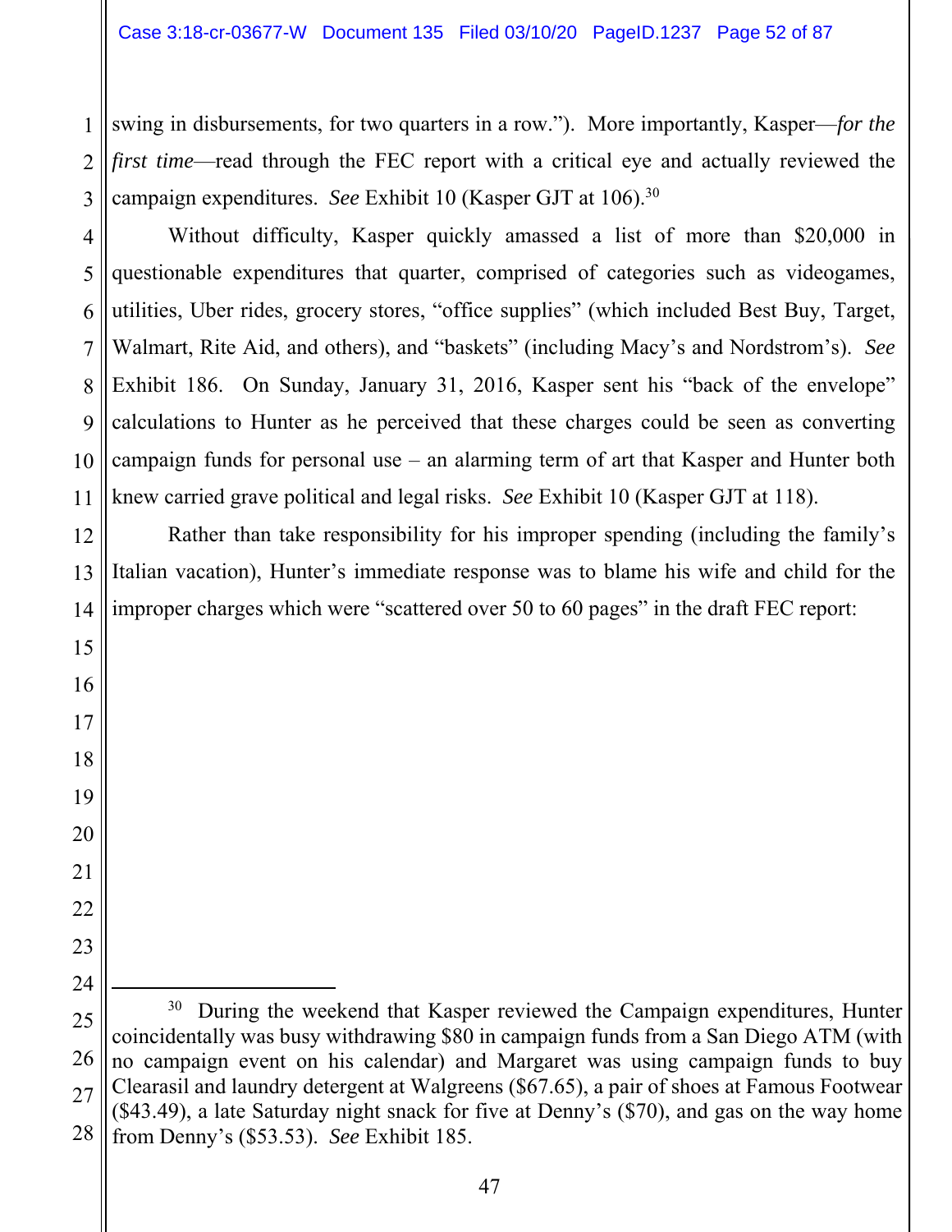swing in disbursements, for two quarters in a row."). More importantly, Kasper—*for the first time*—read through the FEC report with a critical eye and actually reviewed the campaign expenditures. *See* Exhibit 10 (Kasper GJT at 106).[30]

Without difficulty, Kasper quickly amassed a list of more than $20,000 in questionable expenditures that quarter, comprised of categories such as videogames, utilities, Uber rides, grocery stores, "office supplies" (which included Best Buy, Target, Walmart, Rite Aid, and others), and "baskets" (including Macy's and Nordstrom's). *See* Exhibit 186. On Sunday, January 31, 2016, Kasper sent his "back of the envelope" calculations to Hunter as he perceived that these charges could be seen as converting campaign funds for personal use – an alarming term of art that Kasper and Hunter both knew carried grave political and legal risks. *See* Exhibit 10 (Kasper GJT at 118).

Rather than take responsibility for his improper spending (including the family's Italian vacation), Hunter's immediate response was to blame his wife and child for the improper charges which were "scattered over 50 to 60 pages" in the draft FEC report:

---

[30] During the weekend that Kasper reviewed the Campaign expenditures, Hunter coincidentally was busy withdrawing $80 in campaign funds from a San Diego ATM (with no campaign event on his calendar) and Margaret was using campaign funds to buy Clearasil and laundry detergent at Walgreens ($67.65), a pair of shoes at Famous Footwear ($43.49), a late Saturday night snack for five at Denny's ($70), and gas on the way home from Denny's ($53.53). *See* Exhibit 185.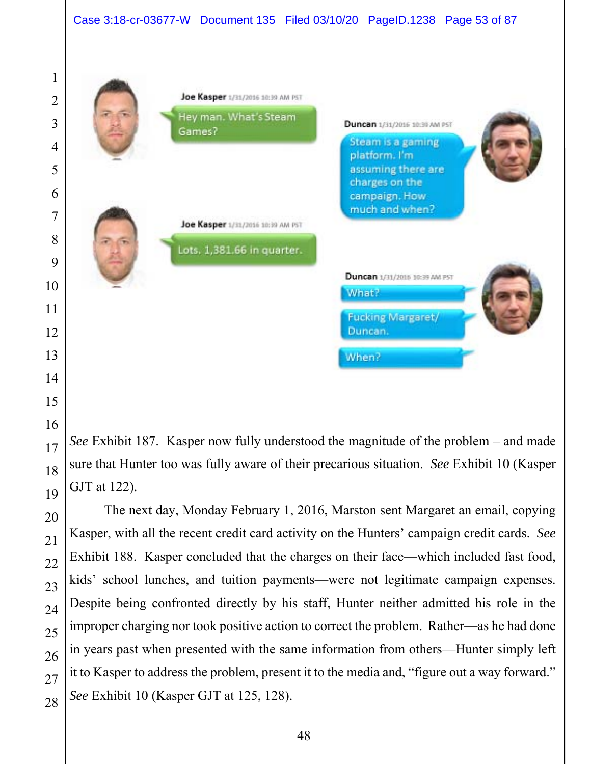**Joe Kasper** 1/31/2016 10:39 AM PST

Hey man. What's Steam Games?

**Duncan** 1/31/2016 10:39 AM PST

Steam is a gaming platform. I'm assuming there are charges on the campaign. How much and when?

**Joe Kasper** 1/31/2016 10:39 AM PST

Lots. 1,381.66 in quarter.

**Duncan** 1/31/2016 10:39 AM PST

What?

Fucking Margaret/ Duncan.

When?

*See* Exhibit 187. Kasper now fully understood the magnitude of the problem – and made sure that Hunter too was fully aware of their precarious situation. *See* Exhibit 10 (Kasper GJT at 122).

The next day, Monday February 1, 2016, Marston sent Margaret an email, copying Kasper, with all the recent credit card activity on the Hunters' campaign credit cards. *See* Exhibit 188. Kasper concluded that the charges on their face—which included fast food, kids' school lunches, and tuition payments—were not legitimate campaign expenses. Despite being confronted directly by his staff, Hunter neither admitted his role in the improper charging nor took positive action to correct the problem. Rather—as he had done in years past when presented with the same information from others—Hunter simply left it to Kasper to address the problem, present it to the media and, "figure out a way forward." *See* Exhibit 10 (Kasper GJT at 125, 128).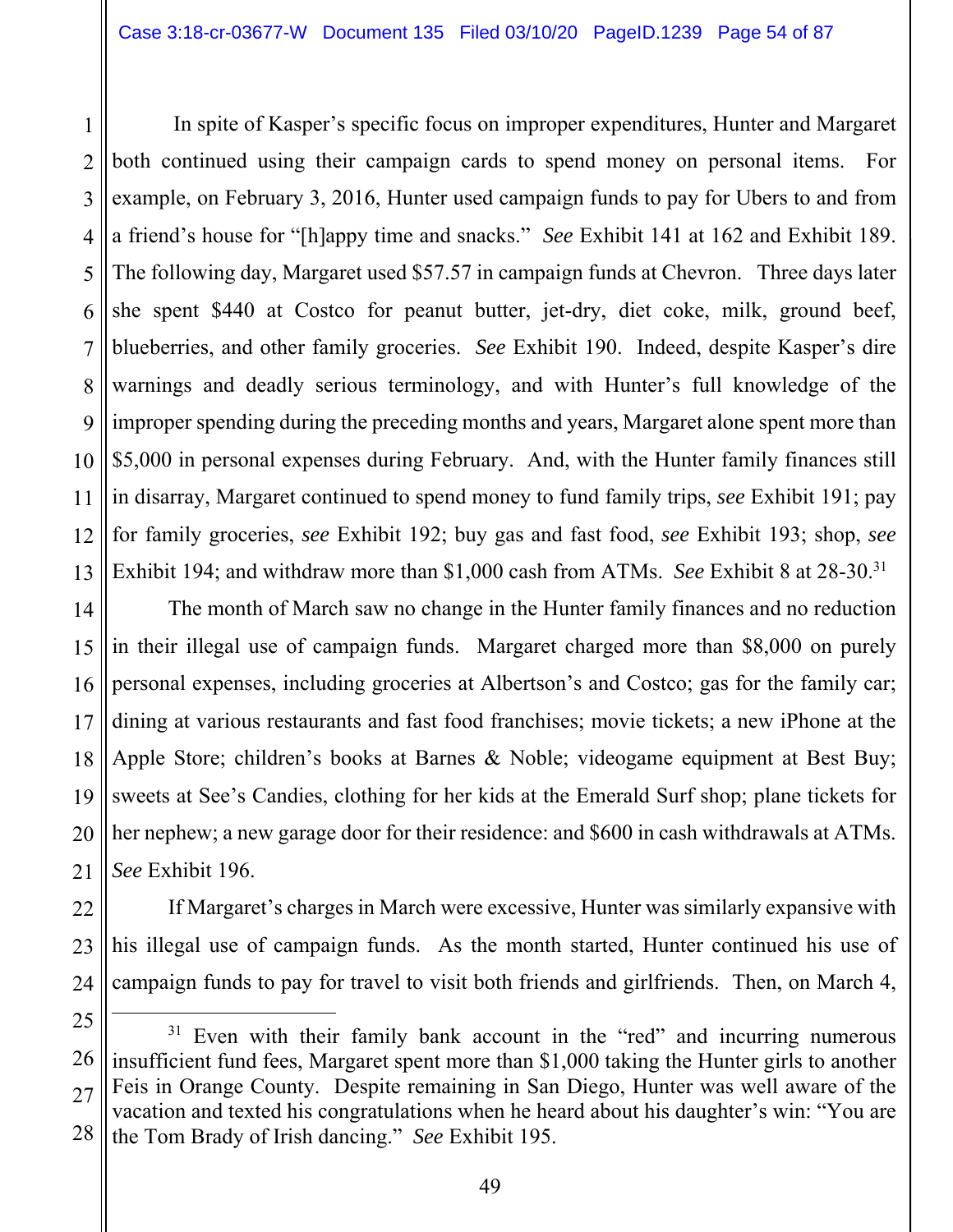In spite of Kasper's specific focus on improper expenditures, Hunter and Margaret both continued using their campaign cards to spend money on personal items. For example, on February 3, 2016, Hunter used campaign funds to pay for Ubers to and from a friend's house for "[h]appy time and snacks." *See* Exhibit 141 at 162 and Exhibit 189. The following day, Margaret used $57.57 in campaign funds at Chevron. Three days later she spent $440 at Costco for peanut butter, jet-dry, diet coke, milk, ground beef, blueberries, and other family groceries. *See* Exhibit 190. Indeed, despite Kasper's dire warnings and deadly serious terminology, and with Hunter's full knowledge of the improper spending during the preceding months and years, Margaret alone spent more than $5,000 in personal expenses during February. And, with the Hunter family finances still in disarray, Margaret continued to spend money to fund family trips, *see* Exhibit 191; pay for family groceries, *see* Exhibit 192; buy gas and fast food, *see* Exhibit 193; shop, *see* Exhibit 194; and withdraw more than $1,000 cash from ATMs. *See* Exhibit 8 at 28-30.[31]

The month of March saw no change in the Hunter family finances and no reduction in their illegal use of campaign funds. Margaret charged more than $8,000 on purely personal expenses, including groceries at Albertson's and Costco; gas for the family car; dining at various restaurants and fast food franchises; movie tickets; a new iPhone at the Apple Store; children's books at Barnes & Noble; videogame equipment at Best Buy; sweets at See's Candies, clothing for her kids at the Emerald Surf shop; plane tickets for her nephew; a new garage door for their residence: and $600 in cash withdrawals at ATMs. *See* Exhibit 196.

If Margaret's charges in March were excessive, Hunter was similarly expansive with his illegal use of campaign funds. As the month started, Hunter continued his use of campaign funds to pay for travel to visit both friends and girlfriends. Then, on March 4,

---

[31] Even with their family bank account in the "red" and incurring numerous insufficient fund fees, Margaret spent more than $1,000 taking the Hunter girls to another Feis in Orange County. Despite remaining in San Diego, Hunter was well aware of the vacation and texted his congratulations when he heard about his daughter's win: "You are the Tom Brady of Irish dancing." *See* Exhibit 195.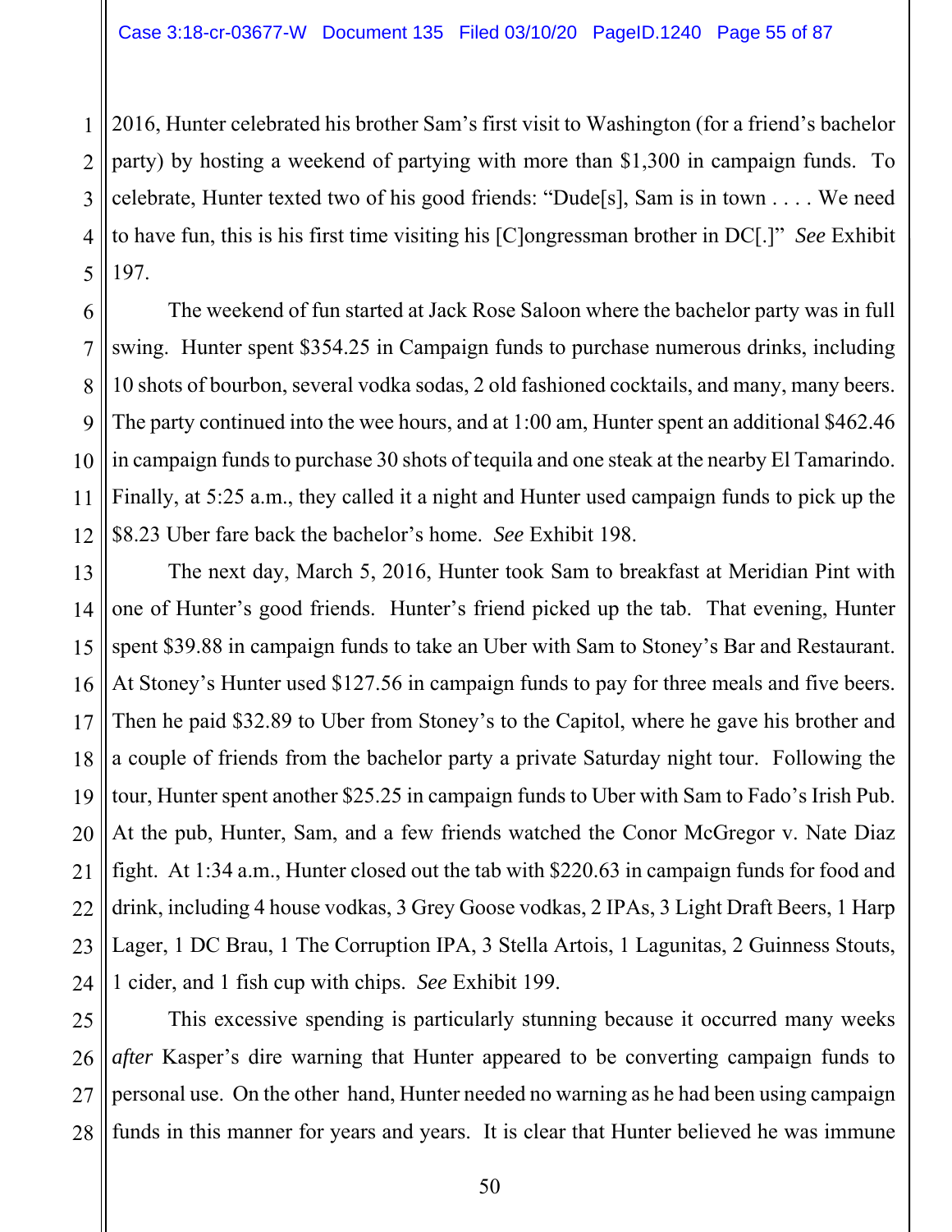2016, Hunter celebrated his brother Sam's first visit to Washington (for a friend's bachelor party) by hosting a weekend of partying with more than $1,300 in campaign funds. To celebrate, Hunter texted two of his good friends: "Dude[s], Sam is in town . . . . We need to have fun, this is his first time visiting his [C]ongressman brother in DC[.]" *See* Exhibit 197.

The weekend of fun started at Jack Rose Saloon where the bachelor party was in full swing. Hunter spent $354.25 in Campaign funds to purchase numerous drinks, including 10 shots of bourbon, several vodka sodas, 2 old fashioned cocktails, and many, many beers. The party continued into the wee hours, and at 1:00 am, Hunter spent an additional $462.46 in campaign funds to purchase 30 shots of tequila and one steak at the nearby El Tamarindo. Finally, at 5:25 a.m., they called it a night and Hunter used campaign funds to pick up the $8.23 Uber fare back the bachelor's home. *See* Exhibit 198.

The next day, March 5, 2016, Hunter took Sam to breakfast at Meridian Pint with one of Hunter's good friends. Hunter's friend picked up the tab. That evening, Hunter spent $39.88 in campaign funds to take an Uber with Sam to Stoney's Bar and Restaurant. At Stoney's Hunter used $127.56 in campaign funds to pay for three meals and five beers. Then he paid $32.89 to Uber from Stoney's to the Capitol, where he gave his brother and a couple of friends from the bachelor party a private Saturday night tour. Following the tour, Hunter spent another $25.25 in campaign funds to Uber with Sam to Fado's Irish Pub. At the pub, Hunter, Sam, and a few friends watched the Conor McGregor v. Nate Diaz fight. At 1:34 a.m., Hunter closed out the tab with $220.63 in campaign funds for food and drink, including 4 house vodkas, 3 Grey Goose vodkas, 2 IPAs, 3 Light Draft Beers, 1 Harp Lager, 1 DC Brau, 1 The Corruption IPA, 3 Stella Artois, 1 Lagunitas, 2 Guinness Stouts, 1 cider, and 1 fish cup with chips. *See* Exhibit 199.

This excessive spending is particularly stunning because it occurred many weeks *after* Kasper's dire warning that Hunter appeared to be converting campaign funds to personal use. On the other hand, Hunter needed no warning as he had been using campaign funds in this manner for years and years. It is clear that Hunter believed he was immune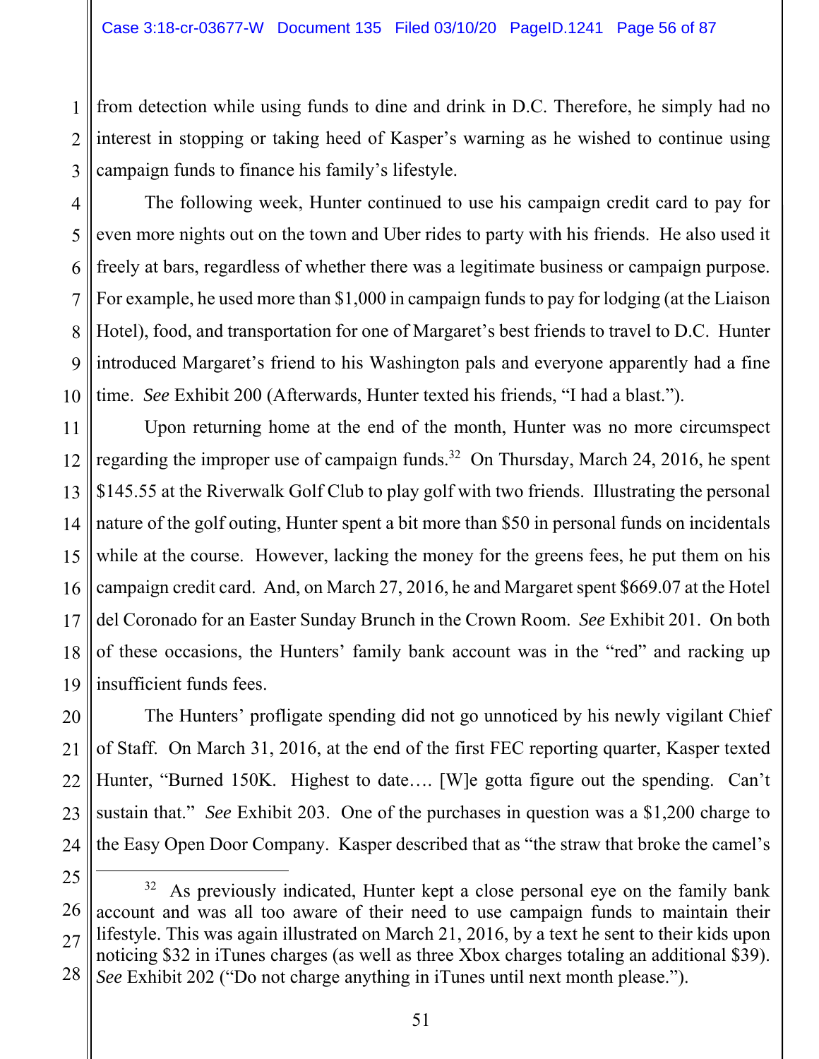from detection while using funds to dine and drink in D.C. Therefore, he simply had no interest in stopping or taking heed of Kasper's warning as he wished to continue using campaign funds to finance his family's lifestyle.

The following week, Hunter continued to use his campaign credit card to pay for even more nights out on the town and Uber rides to party with his friends. He also used it freely at bars, regardless of whether there was a legitimate business or campaign purpose. For example, he used more than $1,000 in campaign funds to pay for lodging (at the Liaison Hotel), food, and transportation for one of Margaret's best friends to travel to D.C. Hunter introduced Margaret's friend to his Washington pals and everyone apparently had a fine time. *See* Exhibit 200 (Afterwards, Hunter texted his friends, "I had a blast.").

Upon returning home at the end of the month, Hunter was no more circumspect regarding the improper use of campaign funds.[32] On Thursday, March 24, 2016, he spent $145.55 at the Riverwalk Golf Club to play golf with two friends. Illustrating the personal nature of the golf outing, Hunter spent a bit more than $50 in personal funds on incidentals while at the course. However, lacking the money for the greens fees, he put them on his campaign credit card. And, on March 27, 2016, he and Margaret spent $669.07 at the Hotel del Coronado for an Easter Sunday Brunch in the Crown Room. *See* Exhibit 201. On both of these occasions, the Hunters' family bank account was in the "red" and racking up insufficient funds fees.

The Hunters' profligate spending did not go unnoticed by his newly vigilant Chief of Staff. On March 31, 2016, at the end of the first FEC reporting quarter, Kasper texted Hunter, "Burned 150K. Highest to date…. [W]e gotta figure out the spending. Can't sustain that." *See* Exhibit 203. One of the purchases in question was a $1,200 charge to the Easy Open Door Company. Kasper described that as "the straw that broke the camel's

---

[32] As previously indicated, Hunter kept a close personal eye on the family bank account and was all too aware of their need to use campaign funds to maintain their lifestyle. This was again illustrated on March 21, 2016, by a text he sent to their kids upon noticing $32 in iTunes charges (as well as three Xbox charges totaling an additional $39). *See* Exhibit 202 ("Do not charge anything in iTunes until next month please.").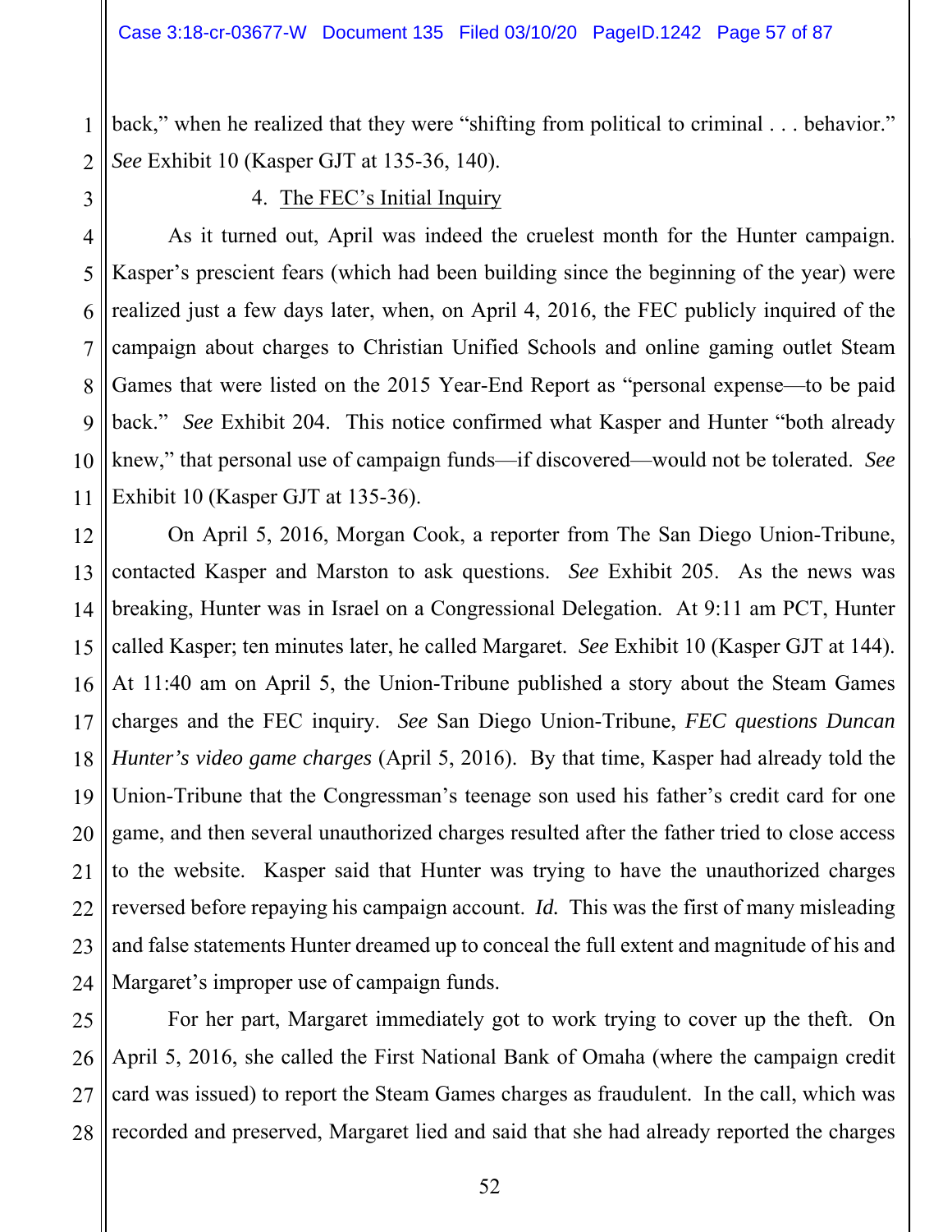back," when he realized that they were "shifting from political to criminal . . . behavior." *See* Exhibit 10 (Kasper GJT at 135-36, 140).

4. The FEC's Initial Inquiry

As it turned out, April was indeed the cruelest month for the Hunter campaign. Kasper's prescient fears (which had been building since the beginning of the year) were realized just a few days later, when, on April 4, 2016, the FEC publicly inquired of the campaign about charges to Christian Unified Schools and online gaming outlet Steam Games that were listed on the 2015 Year-End Report as "personal expense—to be paid back." *See* Exhibit 204. This notice confirmed what Kasper and Hunter "both already knew," that personal use of campaign funds—if discovered—would not be tolerated. *See* Exhibit 10 (Kasper GJT at 135-36).

On April 5, 2016, Morgan Cook, a reporter from The San Diego Union-Tribune, contacted Kasper and Marston to ask questions. *See* Exhibit 205. As the news was breaking, Hunter was in Israel on a Congressional Delegation. At 9:11 am PCT, Hunter called Kasper; ten minutes later, he called Margaret. *See* Exhibit 10 (Kasper GJT at 144). At 11:40 am on April 5, the Union-Tribune published a story about the Steam Games charges and the FEC inquiry. *See* San Diego Union-Tribune, *FEC questions Duncan Hunter's video game charges* (April 5, 2016). By that time, Kasper had already told the Union-Tribune that the Congressman's teenage son used his father's credit card for one game, and then several unauthorized charges resulted after the father tried to close access to the website. Kasper said that Hunter was trying to have the unauthorized charges reversed before repaying his campaign account. *Id.* This was the first of many misleading and false statements Hunter dreamed up to conceal the full extent and magnitude of his and Margaret's improper use of campaign funds.

For her part, Margaret immediately got to work trying to cover up the theft. On April 5, 2016, she called the First National Bank of Omaha (where the campaign credit card was issued) to report the Steam Games charges as fraudulent. In the call, which was recorded and preserved, Margaret lied and said that she had already reported the charges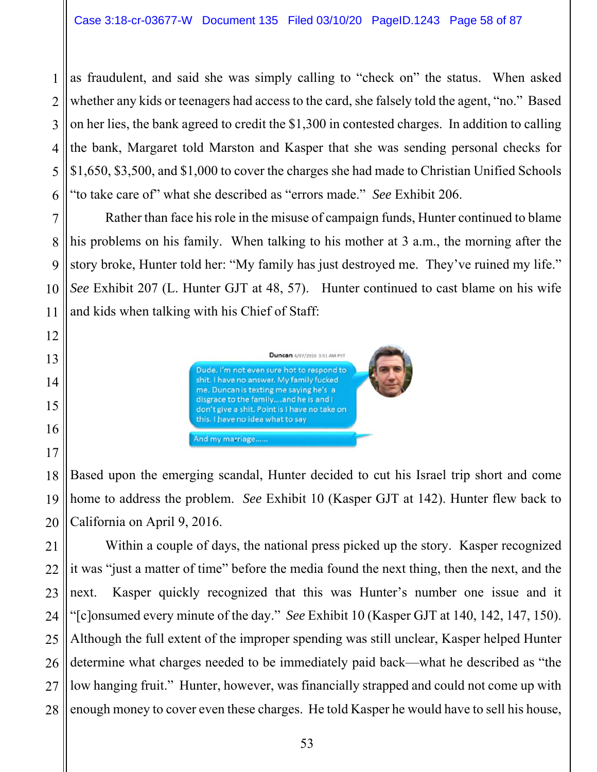as fraudulent, and said she was simply calling to "check on" the status. When asked whether any kids or teenagers had access to the card, she falsely told the agent, "no." Based on her lies, the bank agreed to credit the $1,300 in contested charges. In addition to calling the bank, Margaret told Marston and Kasper that she was sending personal checks for $1,650, $3,500, and $1,000 to cover the charges she had made to Christian Unified Schools "to take care of" what she described as "errors made." *See* Exhibit 206.

Rather than face his role in the misuse of campaign funds, Hunter continued to blame his problems on his family. When talking to his mother at 3 a.m., the morning after the story broke, Hunter told her: "My family has just destroyed me. They've ruined my life." *See* Exhibit 207 (L. Hunter GJT at 48, 57). Hunter continued to cast blame on his wife and kids when talking with his Chief of Staff:

Duncan 4/07/2016 3:51 AM PST

Dude. I'm not even sure hot to respond to shit. I have no answer. My family fucked me. Duncan is texting me saying he's a disgrace to the family....and he is and I don't give a shit. Point is I have no take on this. I have no idea what to say

And my marriage......

Based upon the emerging scandal, Hunter decided to cut his Israel trip short and come home to address the problem. *See* Exhibit 10 (Kasper GJT at 142). Hunter flew back to California on April 9, 2016.

Within a couple of days, the national press picked up the story. Kasper recognized it was "just a matter of time" before the media found the next thing, then the next, and the next. Kasper quickly recognized that this was Hunter's number one issue and it "[c]onsumed every minute of the day." *See* Exhibit 10 (Kasper GJT at 140, 142, 147, 150). Although the full extent of the improper spending was still unclear, Kasper helped Hunter determine what charges needed to be immediately paid back—what he described as "the low hanging fruit." Hunter, however, was financially strapped and could not come up with enough money to cover even these charges. He told Kasper he would have to sell his house,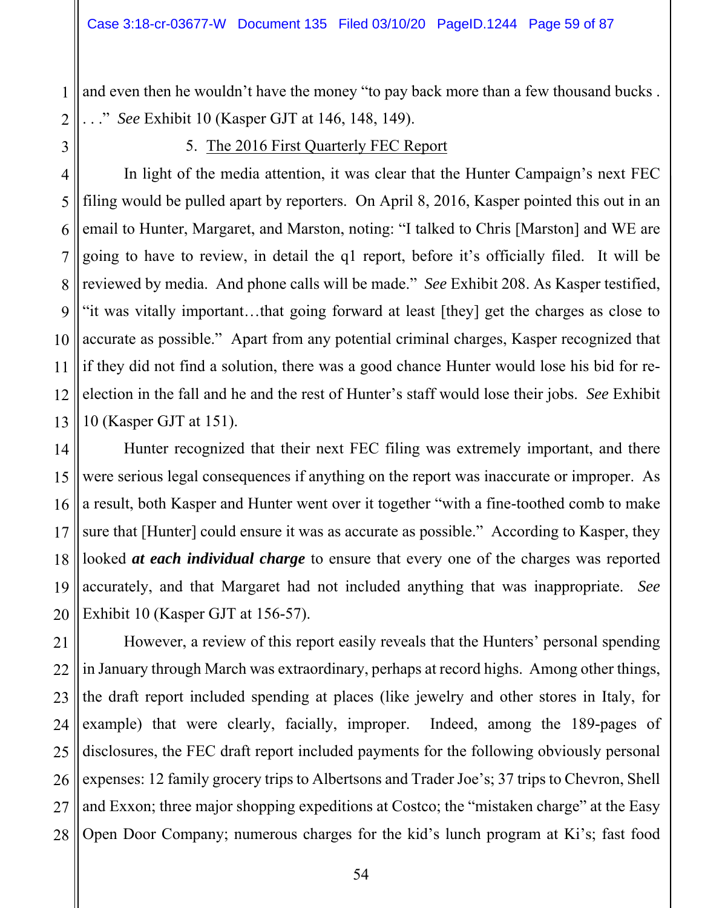and even then he wouldn't have the money "to pay back more than a few thousand bucks . . ." *See* Exhibit 10 (Kasper GJT at 146, 148, 149).

5. <u>The 2016 First Quarterly FEC Report</u>

In light of the media attention, it was clear that the Hunter Campaign's next FEC filing would be pulled apart by reporters. On April 8, 2016, Kasper pointed this out in an email to Hunter, Margaret, and Marston, noting: "I talked to Chris [Marston] and WE are going to have to review, in detail the q1 report, before it's officially filed. It will be reviewed by media. And phone calls will be made." *See* Exhibit 208. As Kasper testified, "it was vitally important…that going forward at least [they] get the charges as close to accurate as possible." Apart from any potential criminal charges, Kasper recognized that if they did not find a solution, there was a good chance Hunter would lose his bid for re-election in the fall and he and the rest of Hunter's staff would lose their jobs. *See* Exhibit 10 (Kasper GJT at 151).

Hunter recognized that their next FEC filing was extremely important, and there were serious legal consequences if anything on the report was inaccurate or improper. As a result, both Kasper and Hunter went over it together "with a fine-toothed comb to make sure that [Hunter] could ensure it was as accurate as possible." According to Kasper, they looked ***at each individual charge*** to ensure that every one of the charges was reported accurately, and that Margaret had not included anything that was inappropriate. *See* Exhibit 10 (Kasper GJT at 156-57).

However, a review of this report easily reveals that the Hunters' personal spending in January through March was extraordinary, perhaps at record highs. Among other things, the draft report included spending at places (like jewelry and other stores in Italy, for example) that were clearly, facially, improper. Indeed, among the 189-pages of disclosures, the FEC draft report included payments for the following obviously personal expenses: 12 family grocery trips to Albertsons and Trader Joe's; 37 trips to Chevron, Shell and Exxon; three major shopping expeditions at Costco; the "mistaken charge" at the Easy Open Door Company; numerous charges for the kid's lunch program at Ki's; fast food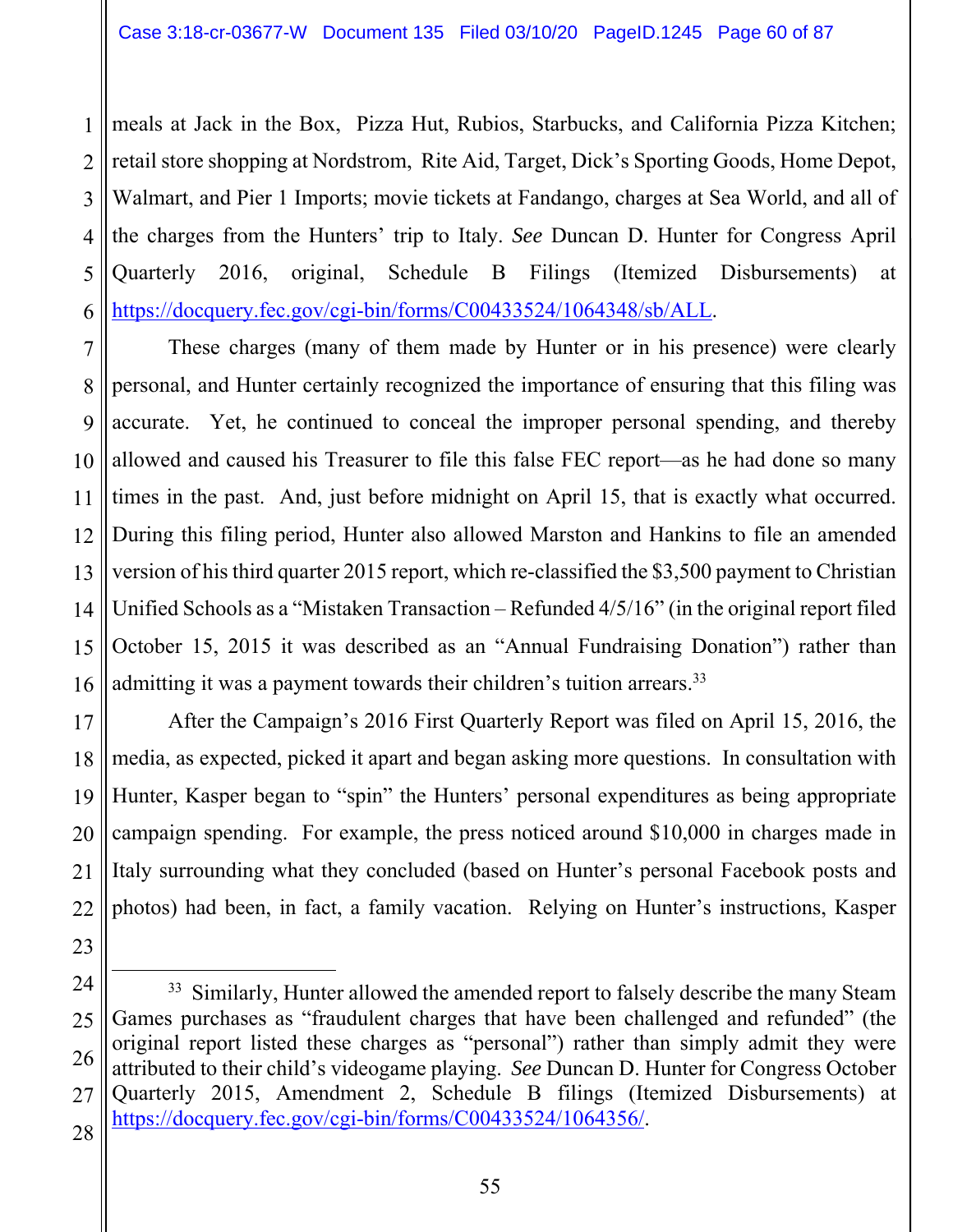meals at Jack in the Box, Pizza Hut, Rubios, Starbucks, and California Pizza Kitchen; retail store shopping at Nordstrom, Rite Aid, Target, Dick's Sporting Goods, Home Depot, Walmart, and Pier 1 Imports; movie tickets at Fandango, charges at Sea World, and all of the charges from the Hunters' trip to Italy. *See* Duncan D. Hunter for Congress April Quarterly 2016, original, Schedule B Filings (Itemized Disbursements) at https://docquery.fec.gov/cgi-bin/forms/C00433524/1064348/sb/ALL.

These charges (many of them made by Hunter or in his presence) were clearly personal, and Hunter certainly recognized the importance of ensuring that this filing was accurate. Yet, he continued to conceal the improper personal spending, and thereby allowed and caused his Treasurer to file this false FEC report—as he had done so many times in the past. And, just before midnight on April 15, that is exactly what occurred. During this filing period, Hunter also allowed Marston and Hankins to file an amended version of his third quarter 2015 report, which re-classified the $3,500 payment to Christian Unified Schools as a "Mistaken Transaction – Refunded 4/5/16" (in the original report filed October 15, 2015 it was described as an "Annual Fundraising Donation") rather than admitting it was a payment towards their children's tuition arrears.[33]

After the Campaign's 2016 First Quarterly Report was filed on April 15, 2016, the media, as expected, picked it apart and began asking more questions. In consultation with Hunter, Kasper began to "spin" the Hunters' personal expenditures as being appropriate campaign spending. For example, the press noticed around $10,000 in charges made in Italy surrounding what they concluded (based on Hunter's personal Facebook posts and photos) had been, in fact, a family vacation. Relying on Hunter's instructions, Kasper

---

[33] Similarly, Hunter allowed the amended report to falsely describe the many Steam Games purchases as "fraudulent charges that have been challenged and refunded" (the original report listed these charges as "personal") rather than simply admit they were attributed to their child's videogame playing. *See* Duncan D. Hunter for Congress October Quarterly 2015, Amendment 2, Schedule B filings (Itemized Disbursements) at https://docquery.fec.gov/cgi-bin/forms/C00433524/1064356/.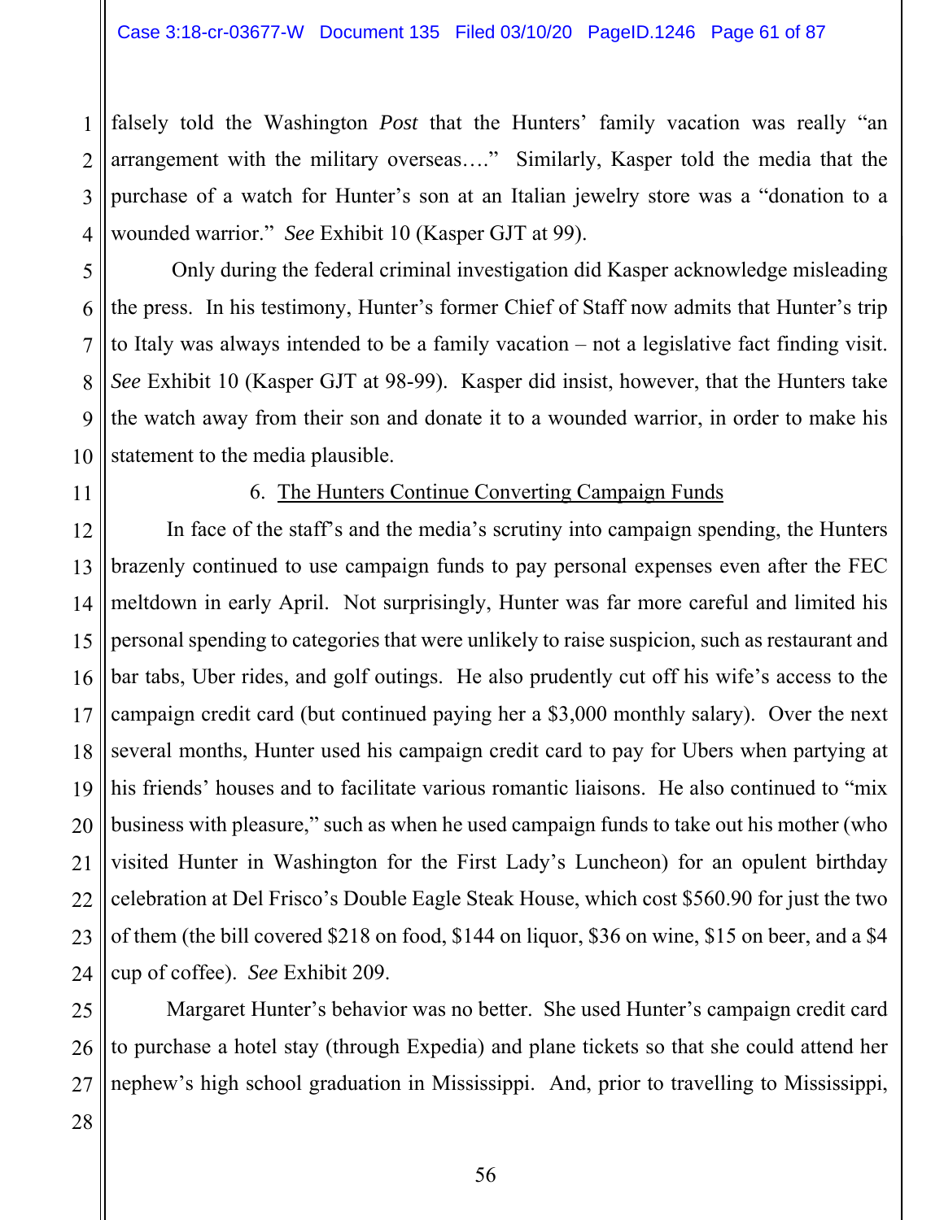falsely told the Washington *Post* that the Hunters' family vacation was really "an arrangement with the military overseas…." Similarly, Kasper told the media that the purchase of a watch for Hunter's son at an Italian jewelry store was a "donation to a wounded warrior." *See* Exhibit 10 (Kasper GJT at 99).

Only during the federal criminal investigation did Kasper acknowledge misleading the press. In his testimony, Hunter's former Chief of Staff now admits that Hunter's trip to Italy was always intended to be a family vacation – not a legislative fact finding visit. *See* Exhibit 10 (Kasper GJT at 98-99). Kasper did insist, however, that the Hunters take the watch away from their son and donate it to a wounded warrior, in order to make his statement to the media plausible.

6. <u>The Hunters Continue Converting Campaign Funds</u>

In face of the staff's and the media's scrutiny into campaign spending, the Hunters brazenly continued to use campaign funds to pay personal expenses even after the FEC meltdown in early April. Not surprisingly, Hunter was far more careful and limited his personal spending to categories that were unlikely to raise suspicion, such as restaurant and bar tabs, Uber rides, and golf outings. He also prudently cut off his wife's access to the campaign credit card (but continued paying her a $3,000 monthly salary). Over the next several months, Hunter used his campaign credit card to pay for Ubers when partying at his friends' houses and to facilitate various romantic liaisons. He also continued to "mix business with pleasure," such as when he used campaign funds to take out his mother (who visited Hunter in Washington for the First Lady's Luncheon) for an opulent birthday celebration at Del Frisco's Double Eagle Steak House, which cost $560.90 for just the two of them (the bill covered $218 on food, $144 on liquor, $36 on wine, $15 on beer, and a $4 cup of coffee). *See* Exhibit 209.

Margaret Hunter's behavior was no better. She used Hunter's campaign credit card to purchase a hotel stay (through Expedia) and plane tickets so that she could attend her nephew's high school graduation in Mississippi. And, prior to travelling to Mississippi,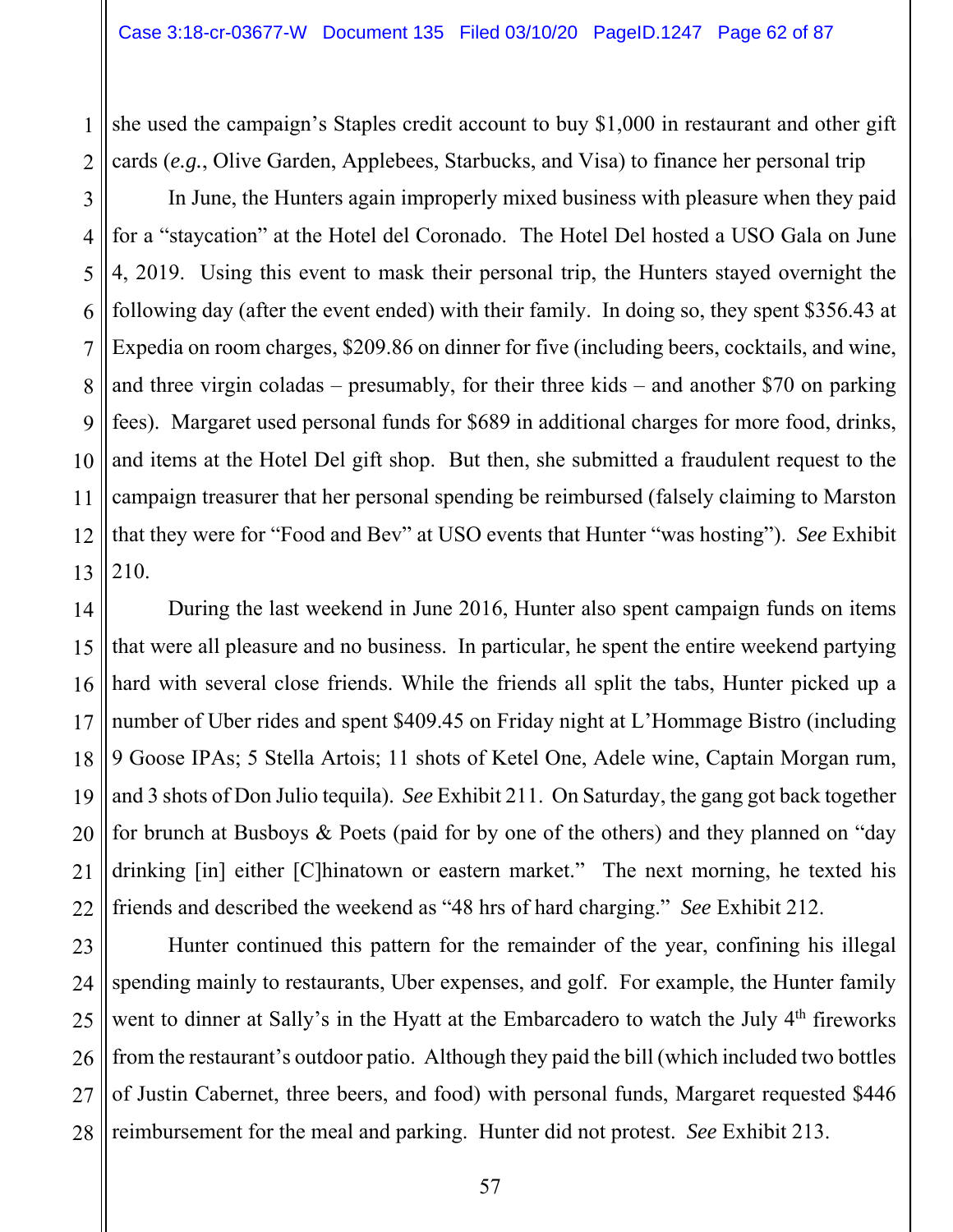she used the campaign's Staples credit account to buy $1,000 in restaurant and other gift cards (*e.g.*, Olive Garden, Applebees, Starbucks, and Visa) to finance her personal trip

In June, the Hunters again improperly mixed business with pleasure when they paid for a "staycation" at the Hotel del Coronado. The Hotel Del hosted a USO Gala on June 4, 2019. Using this event to mask their personal trip, the Hunters stayed overnight the following day (after the event ended) with their family. In doing so, they spent $356.43 at Expedia on room charges, $209.86 on dinner for five (including beers, cocktails, and wine, and three virgin coladas – presumably, for their three kids – and another $70 on parking fees). Margaret used personal funds for $689 in additional charges for more food, drinks, and items at the Hotel Del gift shop. But then, she submitted a fraudulent request to the campaign treasurer that her personal spending be reimbursed (falsely claiming to Marston that they were for "Food and Bev" at USO events that Hunter "was hosting"). *See* Exhibit 210.

During the last weekend in June 2016, Hunter also spent campaign funds on items that were all pleasure and no business. In particular, he spent the entire weekend partying hard with several close friends. While the friends all split the tabs, Hunter picked up a number of Uber rides and spent $409.45 on Friday night at L'Hommage Bistro (including 9 Goose IPAs; 5 Stella Artois; 11 shots of Ketel One, Adele wine, Captain Morgan rum, and 3 shots of Don Julio tequila). *See* Exhibit 211. On Saturday, the gang got back together for brunch at Busboys & Poets (paid for by one of the others) and they planned on "day drinking [in] either [C]hinatown or eastern market." The next morning, he texted his friends and described the weekend as "48 hrs of hard charging." *See* Exhibit 212.

Hunter continued this pattern for the remainder of the year, confining his illegal spending mainly to restaurants, Uber expenses, and golf. For example, the Hunter family went to dinner at Sally's in the Hyatt at the Embarcadero to watch the July 4th fireworks from the restaurant's outdoor patio. Although they paid the bill (which included two bottles of Justin Cabernet, three beers, and food) with personal funds, Margaret requested $446 reimbursement for the meal and parking. Hunter did not protest. *See* Exhibit 213.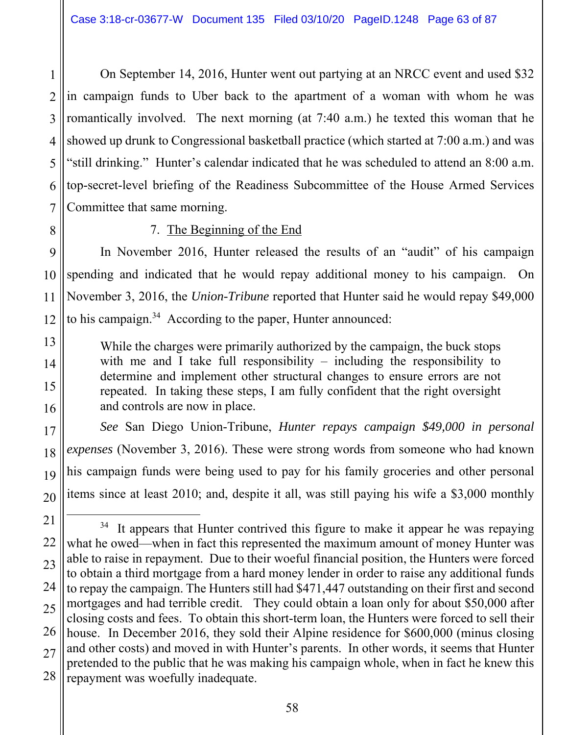On September 14, 2016, Hunter went out partying at an NRCC event and used $32 in campaign funds to Uber back to the apartment of a woman with whom he was romantically involved. The next morning (at 7:40 a.m.) he texted this woman that he showed up drunk to Congressional basketball practice (which started at 7:00 a.m.) and was "still drinking." Hunter's calendar indicated that he was scheduled to attend an 8:00 a.m. top-secret-level briefing of the Readiness Subcommittee of the House Armed Services Committee that same morning.

7. The Beginning of the End

In November 2016, Hunter released the results of an "audit" of his campaign spending and indicated that he would repay additional money to his campaign. On November 3, 2016, the *Union-Tribune* reported that Hunter said he would repay $49,000 to his campaign.[34] According to the paper, Hunter announced:

> While the charges were primarily authorized by the campaign, the buck stops with me and I take full responsibility – including the responsibility to determine and implement other structural changes to ensure errors are not repeated. In taking these steps, I am fully confident that the right oversight and controls are now in place.

*See* San Diego Union-Tribune, *Hunter repays campaign $49,000 in personal expenses* (November 3, 2016). These were strong words from someone who had known his campaign funds were being used to pay for his family groceries and other personal items since at least 2010; and, despite it all, was still paying his wife a $3,000 monthly

---

[34] It appears that Hunter contrived this figure to make it appear he was repaying what he owed—when in fact this represented the maximum amount of money Hunter was able to raise in repayment. Due to their woeful financial position, the Hunters were forced to obtain a third mortgage from a hard money lender in order to raise any additional funds to repay the campaign. The Hunters still had $471,447 outstanding on their first and second mortgages and had terrible credit. They could obtain a loan only for about $50,000 after closing costs and fees. To obtain this short-term loan, the Hunters were forced to sell their house. In December 2016, they sold their Alpine residence for $600,000 (minus closing and other costs) and moved in with Hunter's parents. In other words, it seems that Hunter pretended to the public that he was making his campaign whole, when in fact he knew this repayment was woefully inadequate.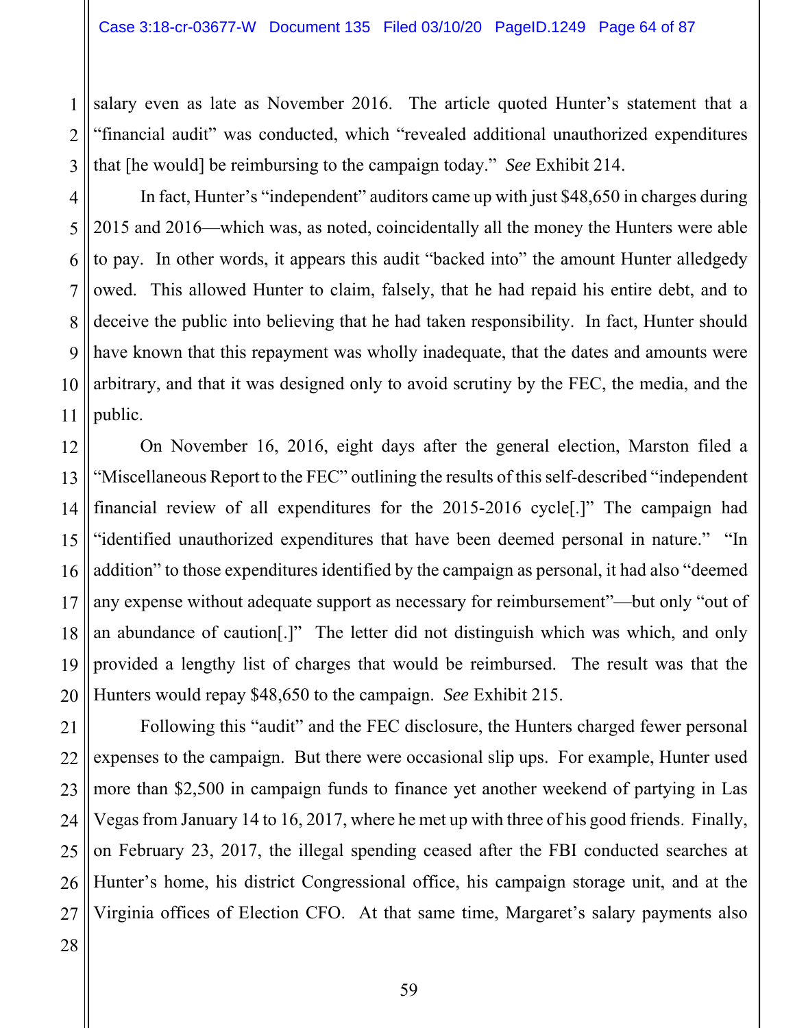salary even as late as November 2016. The article quoted Hunter's statement that a "financial audit" was conducted, which "revealed additional unauthorized expenditures that [he would] be reimbursing to the campaign today." *See* Exhibit 214.

In fact, Hunter's "independent" auditors came up with just $48,650 in charges during 2015 and 2016—which was, as noted, coincidentally all the money the Hunters were able to pay. In other words, it appears this audit "backed into" the amount Hunter alledgedy owed. This allowed Hunter to claim, falsely, that he had repaid his entire debt, and to deceive the public into believing that he had taken responsibility. In fact, Hunter should have known that this repayment was wholly inadequate, that the dates and amounts were arbitrary, and that it was designed only to avoid scrutiny by the FEC, the media, and the public.

On November 16, 2016, eight days after the general election, Marston filed a "Miscellaneous Report to the FEC" outlining the results of this self-described "independent financial review of all expenditures for the 2015-2016 cycle[.]" The campaign had "identified unauthorized expenditures that have been deemed personal in nature." "In addition" to those expenditures identified by the campaign as personal, it had also "deemed any expense without adequate support as necessary for reimbursement"—but only "out of an abundance of caution[.]" The letter did not distinguish which was which, and only provided a lengthy list of charges that would be reimbursed. The result was that the Hunters would repay $48,650 to the campaign. *See* Exhibit 215.

Following this "audit" and the FEC disclosure, the Hunters charged fewer personal expenses to the campaign. But there were occasional slip ups. For example, Hunter used more than $2,500 in campaign funds to finance yet another weekend of partying in Las Vegas from January 14 to 16, 2017, where he met up with three of his good friends. Finally, on February 23, 2017, the illegal spending ceased after the FBI conducted searches at Hunter's home, his district Congressional office, his campaign storage unit, and at the Virginia offices of Election CFO. At that same time, Margaret's salary payments also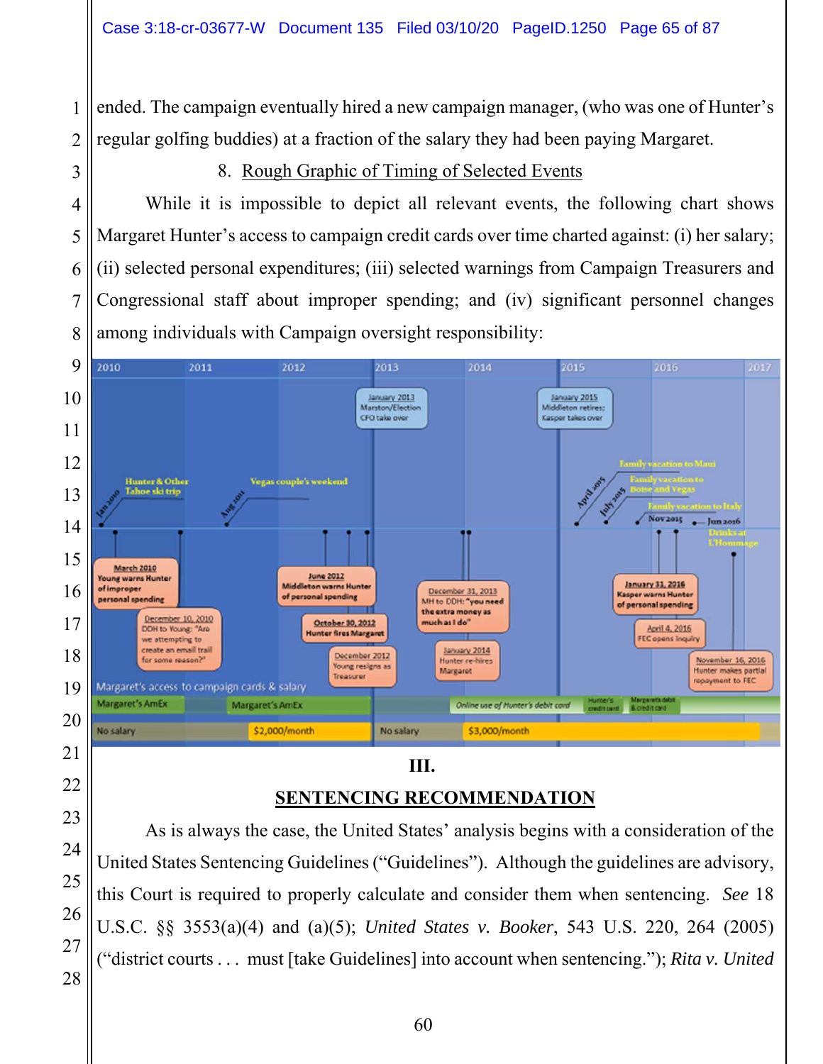ended. The campaign eventually hired a new campaign manager, (who was one of Hunter's regular golfing buddies) at a fraction of the salary they had been paying Margaret.

8. Rough Graphic of Timing of Selected Events

While it is impossible to depict all relevant events, the following chart shows Margaret Hunter's access to campaign credit cards over time charted against: (i) her salary; (ii) selected personal expenditures; (iii) selected warnings from Campaign Treasurers and Congressional staff about improper spending; and (iv) significant personnel changes among individuals with Campaign oversight responsibility:

2010 | 2011 | 2012 | 2013 | 2014 | 2015 | 2016 | 2017

January 2013 Marston/Election CFO take over

January 2015 Middleton retires; Kasper takes over

Jan 2010 — Hunter & Other Tahoe ski trip

Aug 2011 — Vegas couple's weekend

April 2015 — Family vacation to Maui

July 2015 — Family vacation to Boise and Vegas

Nov 2015 — Family vacation to Italy

Jun 2016 — Drinks at L'Hommage

March 2010 Young warns Hunter of improper personal spending

December 10, 2010 DDH to Young: "Are we attempting to create an email trail for some reason?"

June 2012 Middleton warns Hunter of personal spending

October 30, 2012 Hunter fires Margaret

December 2012 Young resigns as Treasurer

December 31, 2013 MH to DDH: "you need the extra money as much as I do"

January 2014 Hunter re-hires Margaret

January 31, 2016 Kasper warns Hunter of personal spending

April 4, 2016 FEC opens inquiry

November 16, 2016 Hunter makes partial repayment to FEC

Margaret's access to campaign cards & salary

Margaret's AmEx | Margaret's AmEx | Online use of Hunter's debit card | Hunter's credit card | Margaret's debit & credit card

No salary | $2,000/month | No salary | $3,000/month

## III.

## SENTENCING RECOMMENDATION

As is always the case, the United States' analysis begins with a consideration of the United States Sentencing Guidelines ("Guidelines"). Although the guidelines are advisory, this Court is required to properly calculate and consider them when sentencing. *See* 18 U.S.C. §§ 3553(a)(4) and (a)(5); *United States v. Booker*, 543 U.S. 220, 264 (2005) ("district courts . . . must [take Guidelines] into account when sentencing."); *Rita v. United*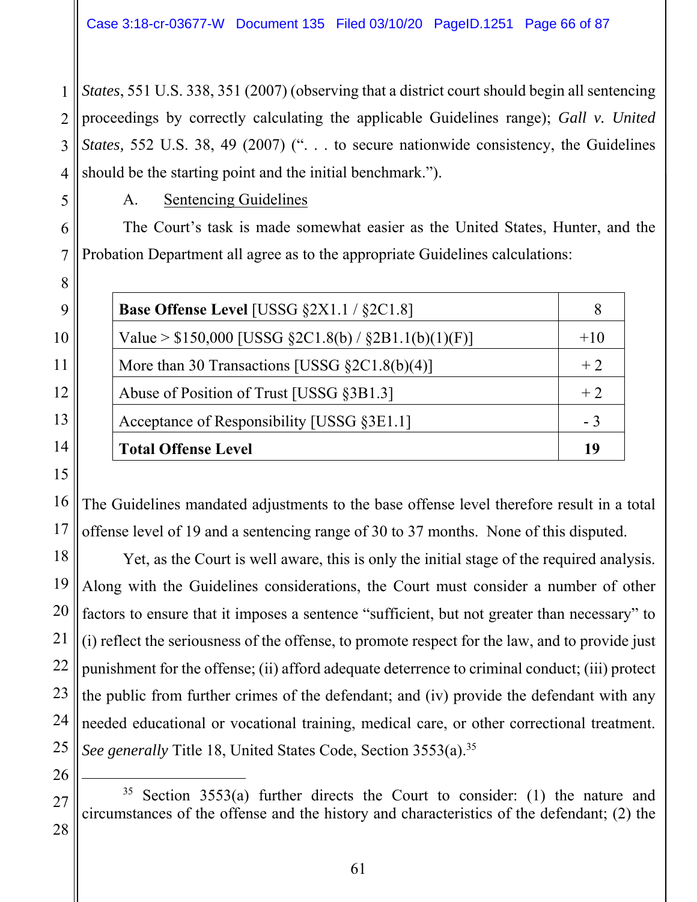*States*, 551 U.S. 338, 351 (2007) (observing that a district court should begin all sentencing proceedings by correctly calculating the applicable Guidelines range); *Gall v. United States,* 552 U.S. 38, 49 (2007) (". . . to secure nationwide consistency, the Guidelines should be the starting point and the initial benchmark.").

A. Sentencing Guidelines

The Court's task is made somewhat easier as the United States, Hunter, and the Probation Department all agree as to the appropriate Guidelines calculations:

| **Base Offense Level** [USSG §2X1.1 / §2C1.8] | 8 |
|---|---|
| Value > $150,000 [USSG §2C1.8(b) / §2B1.1(b)(1)(F)] | +10 |
| More than 30 Transactions [USSG §2C1.8(b)(4)] | + 2 |
| Abuse of Position of Trust [USSG §3B1.3] | + 2 |
| Acceptance of Responsibility [USSG §3E1.1] | - 3 |
| **Total Offense Level** | **19** |

The Guidelines mandated adjustments to the base offense level therefore result in a total offense level of 19 and a sentencing range of 30 to 37 months. None of this disputed.

Yet, as the Court is well aware, this is only the initial stage of the required analysis. Along with the Guidelines considerations, the Court must consider a number of other factors to ensure that it imposes a sentence "sufficient, but not greater than necessary" to (i) reflect the seriousness of the offense, to promote respect for the law, and to provide just punishment for the offense; (ii) afford adequate deterrence to criminal conduct; (iii) protect the public from further crimes of the defendant; and (iv) provide the defendant with any needed educational or vocational training, medical care, or other correctional treatment. *See generally* Title 18, United States Code, Section 3553(a).[35]

---

[35] Section 3553(a) further directs the Court to consider: (1) the nature and circumstances of the offense and the history and characteristics of the defendant; (2) the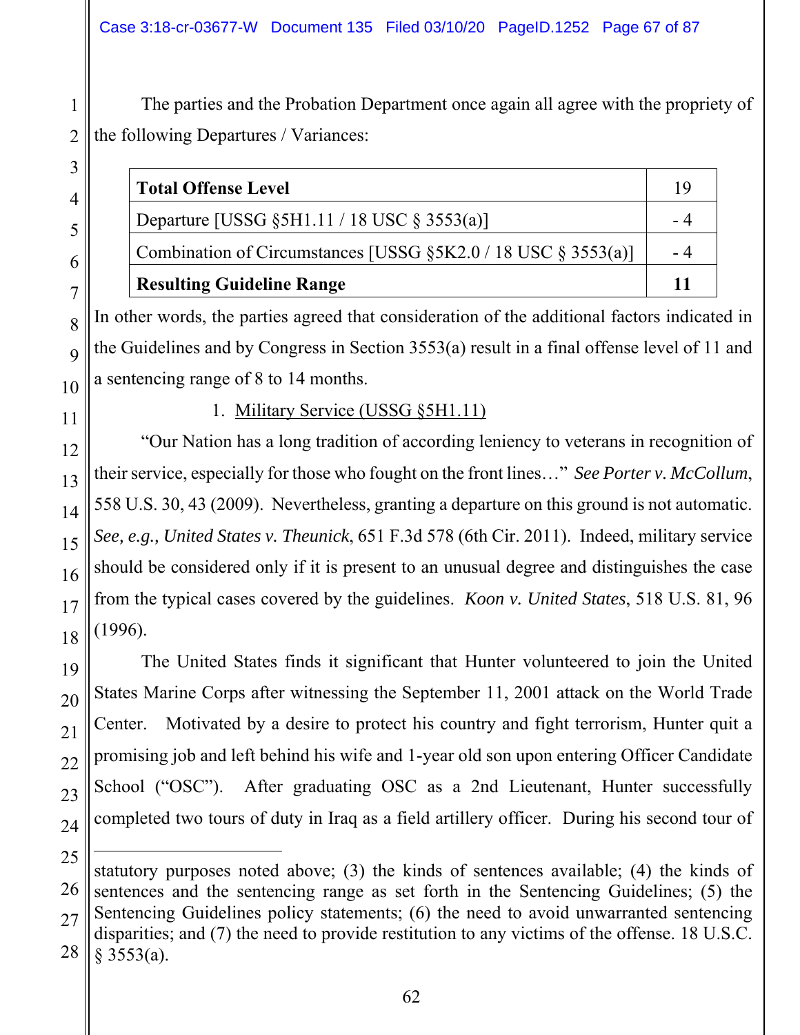The parties and the Probation Department once again all agree with the propriety of the following Departures / Variances:

| **Total Offense Level** | 19 |
|---|---|
| Departure [USSG §5H1.11 / 18 USC § 3553(a)] | - 4 |
| Combination of Circumstances [USSG §5K2.0 / 18 USC § 3553(a)] | - 4 |
| **Resulting Guideline Range** | **11** |

In other words, the parties agreed that consideration of the additional factors indicated in the Guidelines and by Congress in Section 3553(a) result in a final offense level of 11 and a sentencing range of 8 to 14 months.

1. <u>Military Service (USSG §5H1.11)</u>

"Our Nation has a long tradition of according leniency to veterans in recognition of their service, especially for those who fought on the front lines…" *See Porter v. McCollum*, 558 U.S. 30, 43 (2009). Nevertheless, granting a departure on this ground is not automatic. *See, e.g., United States v. Theunick*, 651 F.3d 578 (6th Cir. 2011). Indeed, military service should be considered only if it is present to an unusual degree and distinguishes the case from the typical cases covered by the guidelines. *Koon v. United States*, 518 U.S. 81, 96 (1996).

The United States finds it significant that Hunter volunteered to join the United States Marine Corps after witnessing the September 11, 2001 attack on the World Trade Center. Motivated by a desire to protect his country and fight terrorism, Hunter quit a promising job and left behind his wife and 1-year old son upon entering Officer Candidate School ("OSC"). After graduating OSC as a 2nd Lieutenant, Hunter successfully completed two tours of duty in Iraq as a field artillery officer. During his second tour of

---

statutory purposes noted above; (3) the kinds of sentences available; (4) the kinds of sentences and the sentencing range as set forth in the Sentencing Guidelines; (5) the Sentencing Guidelines policy statements; (6) the need to avoid unwarranted sentencing disparities; and (7) the need to provide restitution to any victims of the offense. 18 U.S.C. § 3553(a).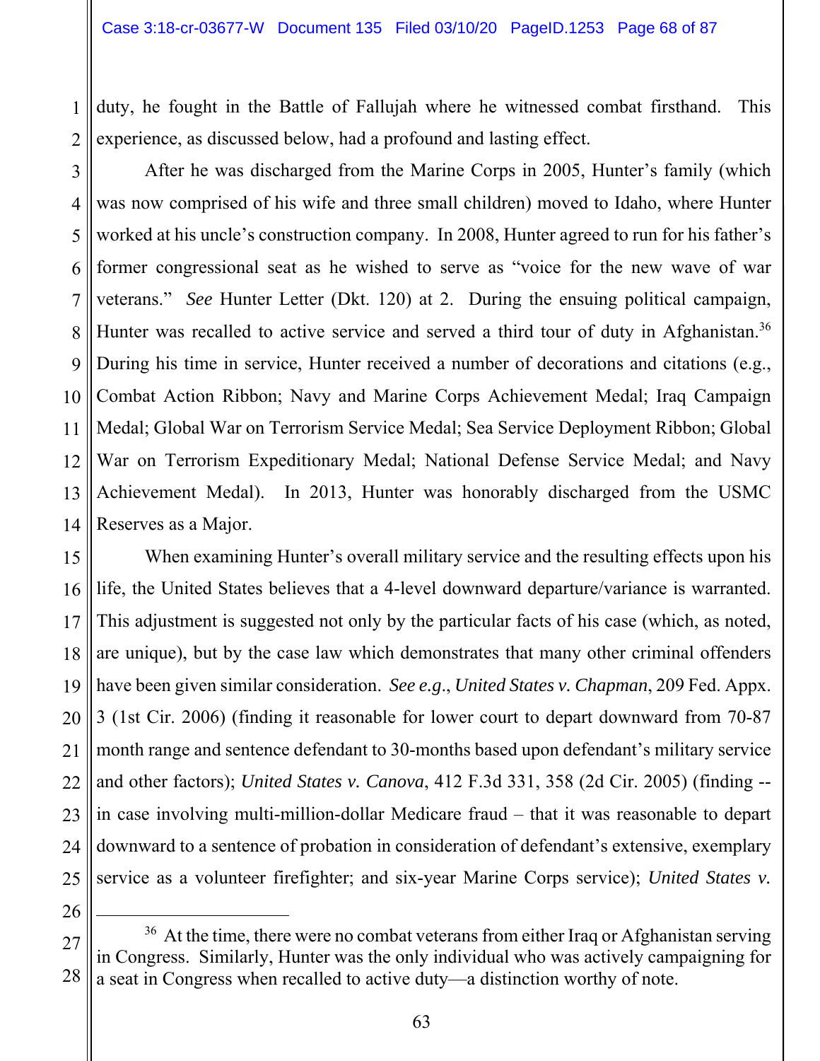duty, he fought in the Battle of Fallujah where he witnessed combat firsthand. This experience, as discussed below, had a profound and lasting effect.

After he was discharged from the Marine Corps in 2005, Hunter's family (which was now comprised of his wife and three small children) moved to Idaho, where Hunter worked at his uncle's construction company. In 2008, Hunter agreed to run for his father's former congressional seat as he wished to serve as "voice for the new wave of war veterans." *See* Hunter Letter (Dkt. 120) at 2. During the ensuing political campaign, Hunter was recalled to active service and served a third tour of duty in Afghanistan.[36] During his time in service, Hunter received a number of decorations and citations (e.g., Combat Action Ribbon; Navy and Marine Corps Achievement Medal; Iraq Campaign Medal; Global War on Terrorism Service Medal; Sea Service Deployment Ribbon; Global War on Terrorism Expeditionary Medal; National Defense Service Medal; and Navy Achievement Medal). In 2013, Hunter was honorably discharged from the USMC Reserves as a Major.

When examining Hunter's overall military service and the resulting effects upon his life, the United States believes that a 4-level downward departure/variance is warranted. This adjustment is suggested not only by the particular facts of his case (which, as noted, are unique), but by the case law which demonstrates that many other criminal offenders have been given similar consideration. *See e.g*., *United States v. Chapman*, 209 Fed. Appx. 3 (1st Cir. 2006) (finding it reasonable for lower court to depart downward from 70-87 month range and sentence defendant to 30-months based upon defendant's military service and other factors); *United States v. Canova*, 412 F.3d 331, 358 (2d Cir. 2005) (finding -- in case involving multi-million-dollar Medicare fraud – that it was reasonable to depart downward to a sentence of probation in consideration of defendant's extensive, exemplary service as a volunteer firefighter; and six-year Marine Corps service); *United States v.*

---

[36] At the time, there were no combat veterans from either Iraq or Afghanistan serving in Congress. Similarly, Hunter was the only individual who was actively campaigning for a seat in Congress when recalled to active duty—a distinction worthy of note.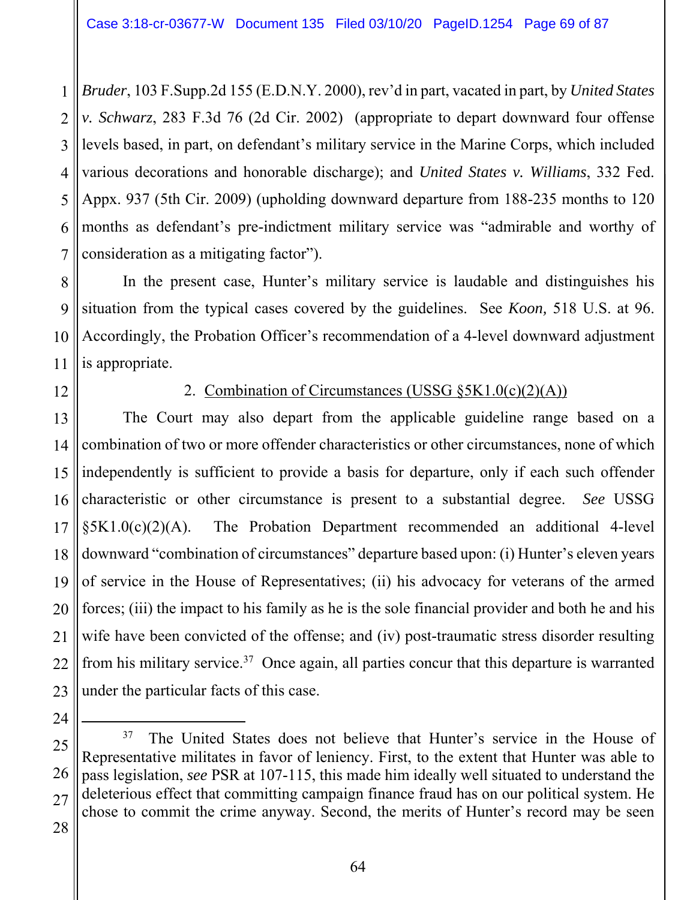*Bruder*, 103 F.Supp.2d 155 (E.D.N.Y. 2000), rev'd in part, vacated in part, by *United States v. Schwarz*, 283 F.3d 76 (2d Cir. 2002) (appropriate to depart downward four offense levels based, in part, on defendant's military service in the Marine Corps, which included various decorations and honorable discharge); and *United States v. Williams*, 332 Fed. Appx. 937 (5th Cir. 2009) (upholding downward departure from 188-235 months to 120 months as defendant's pre-indictment military service was "admirable and worthy of consideration as a mitigating factor").

In the present case, Hunter's military service is laudable and distinguishes his situation from the typical cases covered by the guidelines. See *Koon,* 518 U.S. at 96. Accordingly, the Probation Officer's recommendation of a 4-level downward adjustment is appropriate.

2. Combination of Circumstances (USSG §5K1.0(c)(2)(A))

The Court may also depart from the applicable guideline range based on a combination of two or more offender characteristics or other circumstances, none of which independently is sufficient to provide a basis for departure, only if each such offender characteristic or other circumstance is present to a substantial degree. *See* USSG §5K1.0(c)(2)(A). The Probation Department recommended an additional 4-level downward "combination of circumstances" departure based upon: (i) Hunter's eleven years of service in the House of Representatives; (ii) his advocacy for veterans of the armed forces; (iii) the impact to his family as he is the sole financial provider and both he and his wife have been convicted of the offense; and (iv) post-traumatic stress disorder resulting from his military service.[37] Once again, all parties concur that this departure is warranted under the particular facts of this case.

---

[37] The United States does not believe that Hunter's service in the House of Representative militates in favor of leniency. First, to the extent that Hunter was able to pass legislation, *see* PSR at 107-115, this made him ideally well situated to understand the deleterious effect that committing campaign finance fraud has on our political system. He chose to commit the crime anyway. Second, the merits of Hunter's record may be seen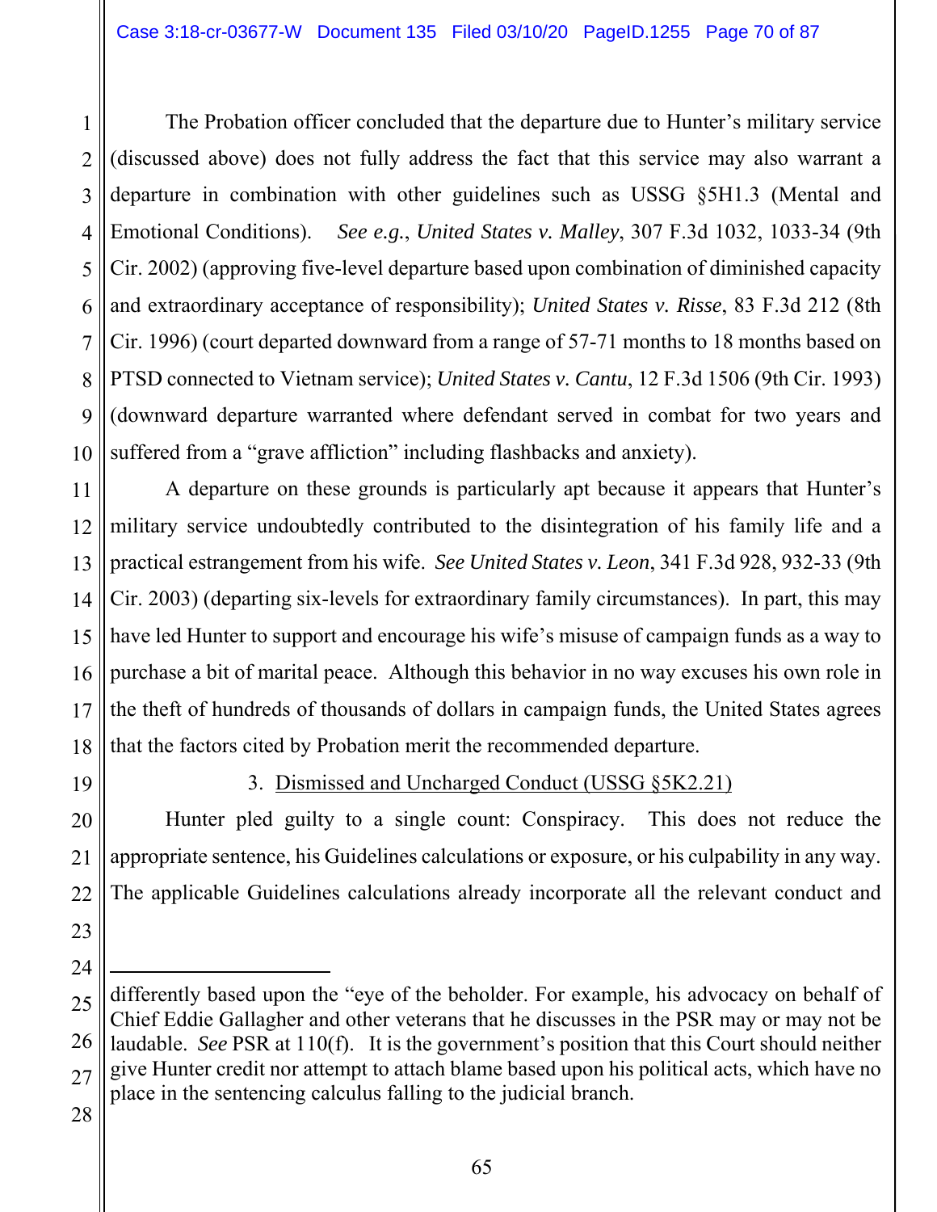The Probation officer concluded that the departure due to Hunter's military service (discussed above) does not fully address the fact that this service may also warrant a departure in combination with other guidelines such as USSG §5H1.3 (Mental and Emotional Conditions). *See e.g.*, *United States v. Malley*, 307 F.3d 1032, 1033-34 (9th Cir. 2002) (approving five-level departure based upon combination of diminished capacity and extraordinary acceptance of responsibility); *United States v. Risse*, 83 F.3d 212 (8th Cir. 1996) (court departed downward from a range of 57-71 months to 18 months based on PTSD connected to Vietnam service); *United States v. Cantu*, 12 F.3d 1506 (9th Cir. 1993) (downward departure warranted where defendant served in combat for two years and suffered from a "grave affliction" including flashbacks and anxiety).

A departure on these grounds is particularly apt because it appears that Hunter's military service undoubtedly contributed to the disintegration of his family life and a practical estrangement from his wife. *See United States v. Leon*, 341 F.3d 928, 932-33 (9th Cir. 2003) (departing six-levels for extraordinary family circumstances). In part, this may have led Hunter to support and encourage his wife's misuse of campaign funds as a way to purchase a bit of marital peace. Although this behavior in no way excuses his own role in the theft of hundreds of thousands of dollars in campaign funds, the United States agrees that the factors cited by Probation merit the recommended departure.

3. Dismissed and Uncharged Conduct (USSG §5K2.21)

Hunter pled guilty to a single count: Conspiracy. This does not reduce the appropriate sentence, his Guidelines calculations or exposure, or his culpability in any way. The applicable Guidelines calculations already incorporate all the relevant conduct and

---

differently based upon the "eye of the beholder. For example, his advocacy on behalf of Chief Eddie Gallagher and other veterans that he discusses in the PSR may or may not be laudable. *See* PSR at 110(f). It is the government's position that this Court should neither give Hunter credit nor attempt to attach blame based upon his political acts, which have no place in the sentencing calculus falling to the judicial branch.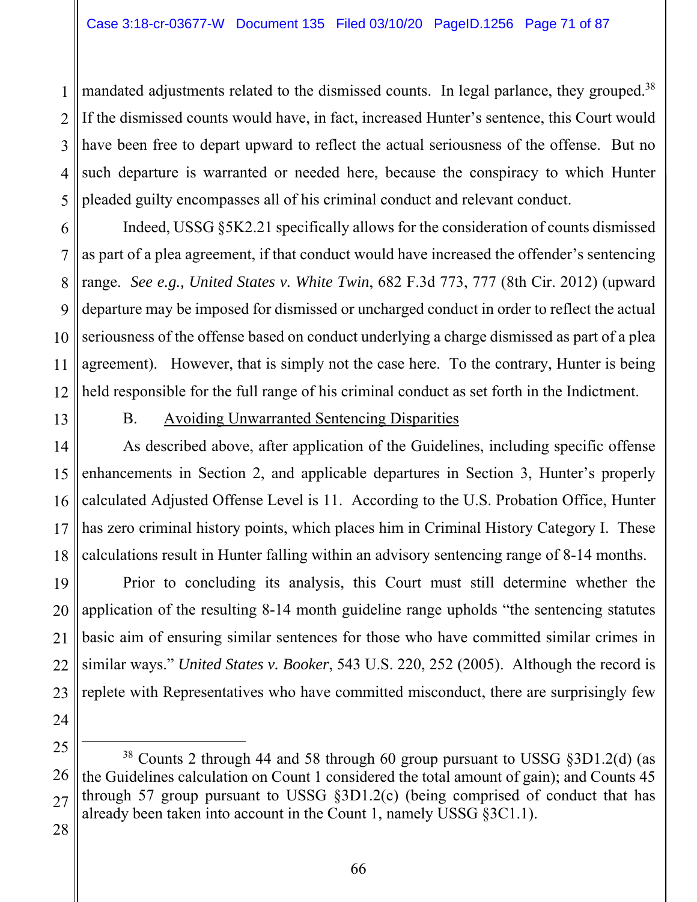mandated adjustments related to the dismissed counts. In legal parlance, they grouped.[38] If the dismissed counts would have, in fact, increased Hunter's sentence, this Court would have been free to depart upward to reflect the actual seriousness of the offense. But no such departure is warranted or needed here, because the conspiracy to which Hunter pleaded guilty encompasses all of his criminal conduct and relevant conduct.

Indeed, USSG §5K2.21 specifically allows for the consideration of counts dismissed as part of a plea agreement, if that conduct would have increased the offender's sentencing range. *See e.g., United States v. White Twin*, 682 F.3d 773, 777 (8th Cir. 2012) (upward departure may be imposed for dismissed or uncharged conduct in order to reflect the actual seriousness of the offense based on conduct underlying a charge dismissed as part of a plea agreement). However, that is simply not the case here. To the contrary, Hunter is being held responsible for the full range of his criminal conduct as set forth in the Indictment.

B. Avoiding Unwarranted Sentencing Disparities

As described above, after application of the Guidelines, including specific offense enhancements in Section 2, and applicable departures in Section 3, Hunter's properly calculated Adjusted Offense Level is 11. According to the U.S. Probation Office, Hunter has zero criminal history points, which places him in Criminal History Category I. These calculations result in Hunter falling within an advisory sentencing range of 8-14 months.

Prior to concluding its analysis, this Court must still determine whether the application of the resulting 8-14 month guideline range upholds "the sentencing statutes basic aim of ensuring similar sentences for those who have committed similar crimes in similar ways." *United States v. Booker*, 543 U.S. 220, 252 (2005). Although the record is replete with Representatives who have committed misconduct, there are surprisingly few

---

[38] Counts 2 through 44 and 58 through 60 group pursuant to USSG §3D1.2(d) (as the Guidelines calculation on Count 1 considered the total amount of gain); and Counts 45 through 57 group pursuant to USSG §3D1.2(c) (being comprised of conduct that has already been taken into account in the Count 1, namely USSG §3C1.1).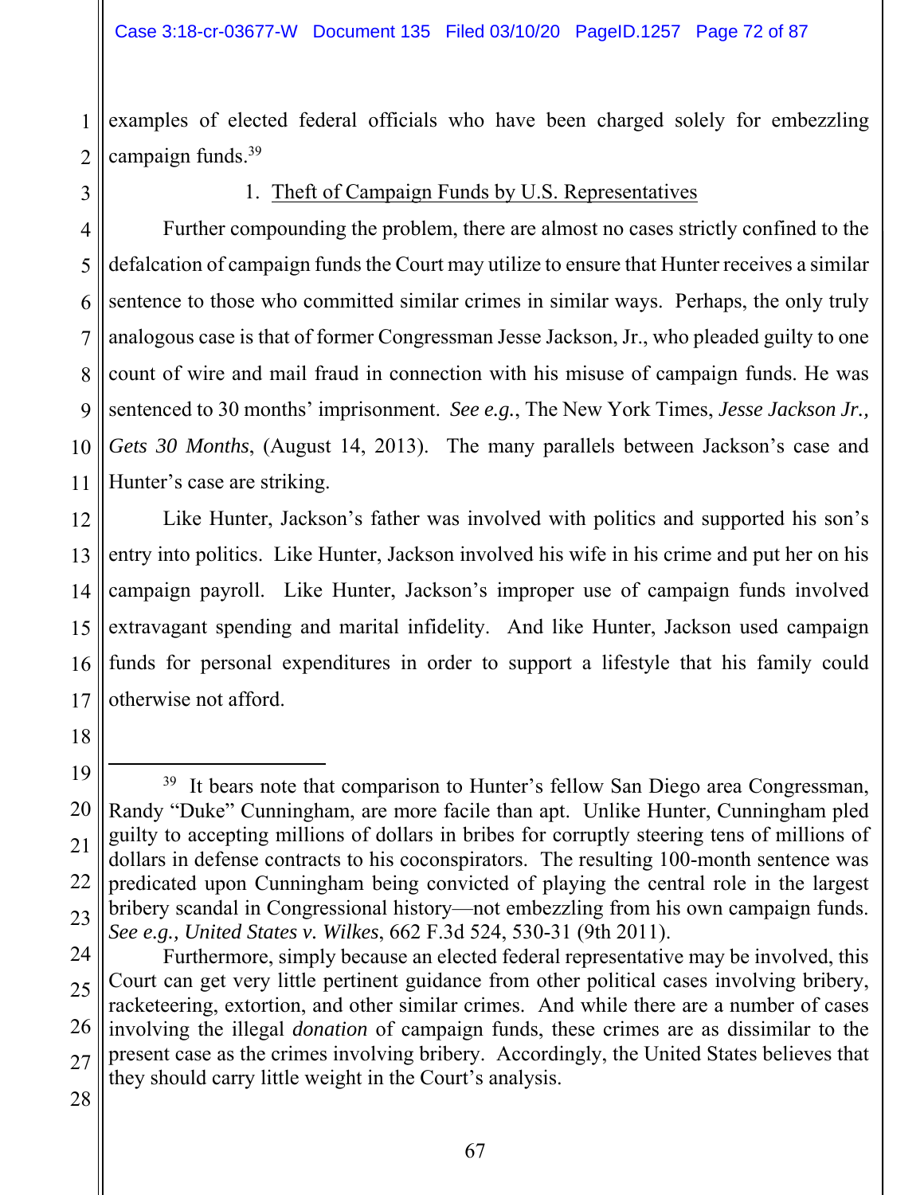examples of elected federal officials who have been charged solely for embezzling campaign funds.[39]

1. Theft of Campaign Funds by U.S. Representatives

Further compounding the problem, there are almost no cases strictly confined to the defalcation of campaign funds the Court may utilize to ensure that Hunter receives a similar sentence to those who committed similar crimes in similar ways. Perhaps, the only truly analogous case is that of former Congressman Jesse Jackson, Jr., who pleaded guilty to one count of wire and mail fraud in connection with his misuse of campaign funds. He was sentenced to 30 months' imprisonment. *See e.g.*, The New York Times, *Jesse Jackson Jr., Gets 30 Months*, (August 14, 2013). The many parallels between Jackson's case and Hunter's case are striking.

Like Hunter, Jackson's father was involved with politics and supported his son's entry into politics. Like Hunter, Jackson involved his wife in his crime and put her on his campaign payroll. Like Hunter, Jackson's improper use of campaign funds involved extravagant spending and marital infidelity. And like Hunter, Jackson used campaign funds for personal expenditures in order to support a lifestyle that his family could otherwise not afford.

---

[39] It bears note that comparison to Hunter's fellow San Diego area Congressman, Randy "Duke" Cunningham, are more facile than apt. Unlike Hunter, Cunningham pled guilty to accepting millions of dollars in bribes for corruptly steering tens of millions of dollars in defense contracts to his coconspirators. The resulting 100-month sentence was predicated upon Cunningham being convicted of playing the central role in the largest bribery scandal in Congressional history—not embezzling from his own campaign funds. *See e.g., United States v. Wilkes*, 662 F.3d 524, 530-31 (9th 2011).

Furthermore, simply because an elected federal representative may be involved, this Court can get very little pertinent guidance from other political cases involving bribery, racketeering, extortion, and other similar crimes. And while there are a number of cases involving the illegal *donation* of campaign funds, these crimes are as dissimilar to the present case as the crimes involving bribery. Accordingly, the United States believes that they should carry little weight in the Court's analysis.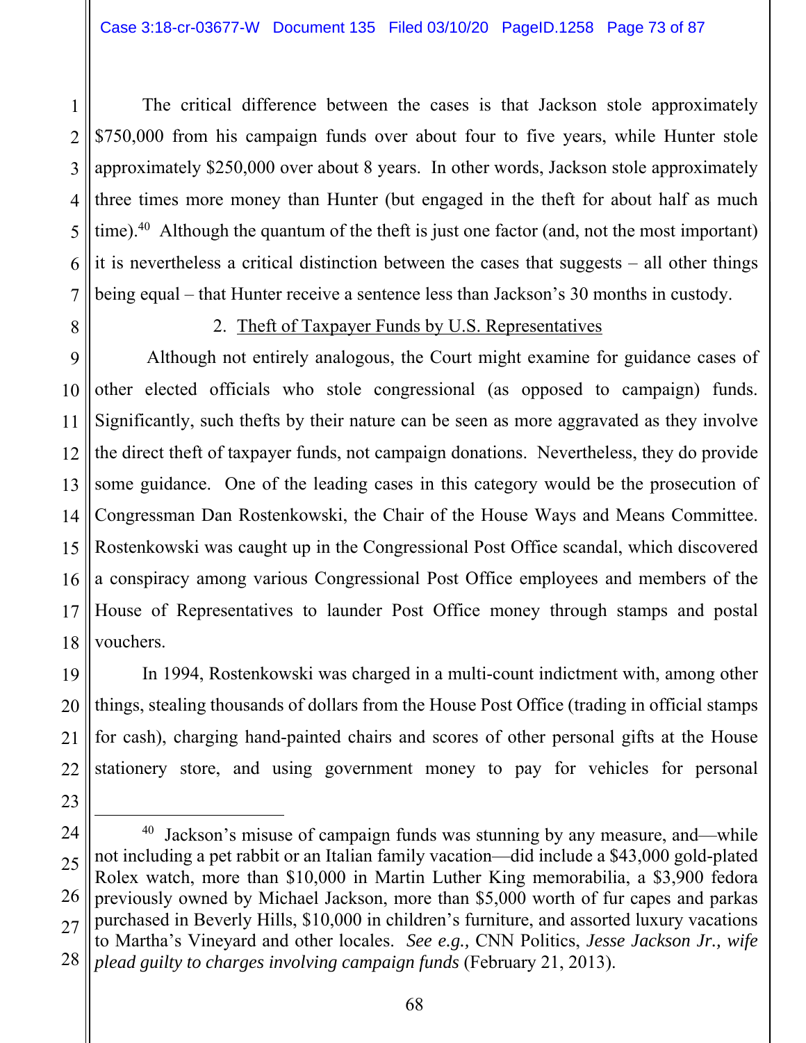The critical difference between the cases is that Jackson stole approximately $750,000 from his campaign funds over about four to five years, while Hunter stole approximately $250,000 over about 8 years. In other words, Jackson stole approximately three times more money than Hunter (but engaged in the theft for about half as much time).[40] Although the quantum of the theft is just one factor (and, not the most important) it is nevertheless a critical distinction between the cases that suggests – all other things being equal – that Hunter receive a sentence less than Jackson's 30 months in custody.

2. Theft of Taxpayer Funds by U.S. Representatives

Although not entirely analogous, the Court might examine for guidance cases of other elected officials who stole congressional (as opposed to campaign) funds. Significantly, such thefts by their nature can be seen as more aggravated as they involve the direct theft of taxpayer funds, not campaign donations. Nevertheless, they do provide some guidance. One of the leading cases in this category would be the prosecution of Congressman Dan Rostenkowski, the Chair of the House Ways and Means Committee. Rostenkowski was caught up in the Congressional Post Office scandal, which discovered a conspiracy among various Congressional Post Office employees and members of the House of Representatives to launder Post Office money through stamps and postal vouchers.

In 1994, Rostenkowski was charged in a multi-count indictment with, among other things, stealing thousands of dollars from the House Post Office (trading in official stamps for cash), charging hand-painted chairs and scores of other personal gifts at the House stationery store, and using government money to pay for vehicles for personal

---

[40] Jackson's misuse of campaign funds was stunning by any measure, and—while not including a pet rabbit or an Italian family vacation—did include a $43,000 gold-plated Rolex watch, more than $10,000 in Martin Luther King memorabilia, a $3,900 fedora previously owned by Michael Jackson, more than $5,000 worth of fur capes and parkas purchased in Beverly Hills, $10,000 in children's furniture, and assorted luxury vacations to Martha's Vineyard and other locales. *See e.g.,* CNN Politics, *Jesse Jackson Jr., wife plead guilty to charges involving campaign funds* (February 21, 2013).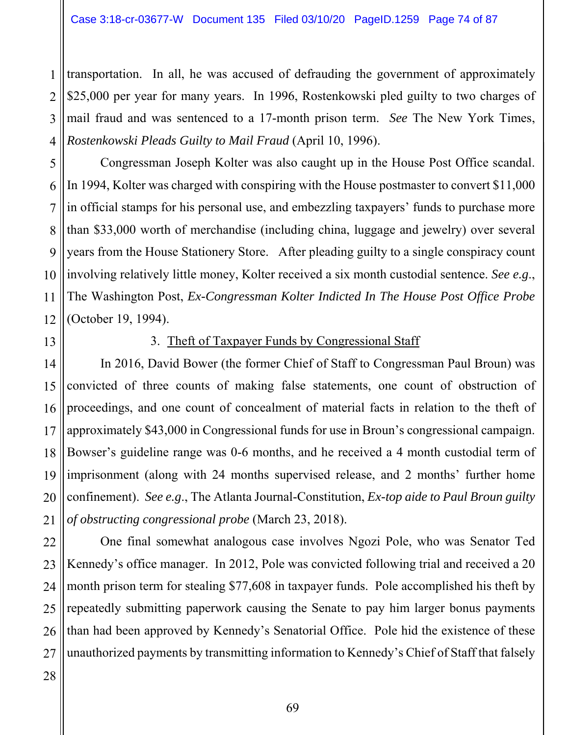transportation. In all, he was accused of defrauding the government of approximately $25,000 per year for many years. In 1996, Rostenkowski pled guilty to two charges of mail fraud and was sentenced to a 17-month prison term. *See* The New York Times, *Rostenkowski Pleads Guilty to Mail Fraud* (April 10, 1996).

Congressman Joseph Kolter was also caught up in the House Post Office scandal. In 1994, Kolter was charged with conspiring with the House postmaster to convert $11,000 in official stamps for his personal use, and embezzling taxpayers' funds to purchase more than $33,000 worth of merchandise (including china, luggage and jewelry) over several years from the House Stationery Store. After pleading guilty to a single conspiracy count involving relatively little money, Kolter received a six month custodial sentence. *See e.g.*, The Washington Post, *Ex-Congressman Kolter Indicted In The House Post Office Probe* (October 19, 1994).

3. Theft of Taxpayer Funds by Congressional Staff

In 2016, David Bower (the former Chief of Staff to Congressman Paul Broun) was convicted of three counts of making false statements, one count of obstruction of proceedings, and one count of concealment of material facts in relation to the theft of approximately $43,000 in Congressional funds for use in Broun's congressional campaign. Bowser's guideline range was 0-6 months, and he received a 4 month custodial term of imprisonment (along with 24 months supervised release, and 2 months' further home confinement). *See e.g.*, The Atlanta Journal-Constitution, *Ex-top aide to Paul Broun guilty of obstructing congressional probe* (March 23, 2018).

One final somewhat analogous case involves Ngozi Pole, who was Senator Ted Kennedy's office manager. In 2012, Pole was convicted following trial and received a 20 month prison term for stealing $77,608 in taxpayer funds. Pole accomplished his theft by repeatedly submitting paperwork causing the Senate to pay him larger bonus payments than had been approved by Kennedy's Senatorial Office. Pole hid the existence of these unauthorized payments by transmitting information to Kennedy's Chief of Staff that falsely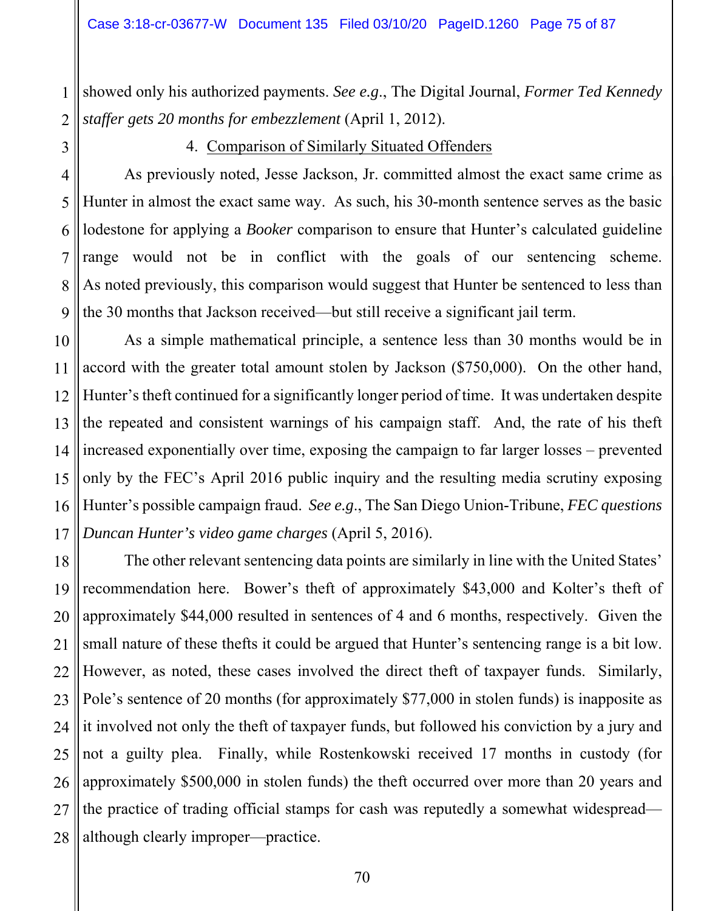showed only his authorized payments. *See e.g.*, The Digital Journal, *Former Ted Kennedy staffer gets 20 months for embezzlement* (April 1, 2012).

4. Comparison of Similarly Situated Offenders

As previously noted, Jesse Jackson, Jr. committed almost the exact same crime as Hunter in almost the exact same way. As such, his 30-month sentence serves as the basic lodestone for applying a *Booker* comparison to ensure that Hunter's calculated guideline range would not be in conflict with the goals of our sentencing scheme. As noted previously, this comparison would suggest that Hunter be sentenced to less than the 30 months that Jackson received—but still receive a significant jail term.

As a simple mathematical principle, a sentence less than 30 months would be in accord with the greater total amount stolen by Jackson ($750,000). On the other hand, Hunter's theft continued for a significantly longer period of time. It was undertaken despite the repeated and consistent warnings of his campaign staff. And, the rate of his theft increased exponentially over time, exposing the campaign to far larger losses – prevented only by the FEC's April 2016 public inquiry and the resulting media scrutiny exposing Hunter's possible campaign fraud. *See e.g.*, The San Diego Union-Tribune, *FEC questions Duncan Hunter's video game charges* (April 5, 2016).

The other relevant sentencing data points are similarly in line with the United States' recommendation here. Bower's theft of approximately $43,000 and Kolter's theft of approximately $44,000 resulted in sentences of 4 and 6 months, respectively. Given the small nature of these thefts it could be argued that Hunter's sentencing range is a bit low. However, as noted, these cases involved the direct theft of taxpayer funds. Similarly, Pole's sentence of 20 months (for approximately $77,000 in stolen funds) is inapposite as it involved not only the theft of taxpayer funds, but followed his conviction by a jury and not a guilty plea. Finally, while Rostenkowski received 17 months in custody (for approximately $500,000 in stolen funds) the theft occurred over more than 20 years and the practice of trading official stamps for cash was reputedly a somewhat widespread—although clearly improper—practice.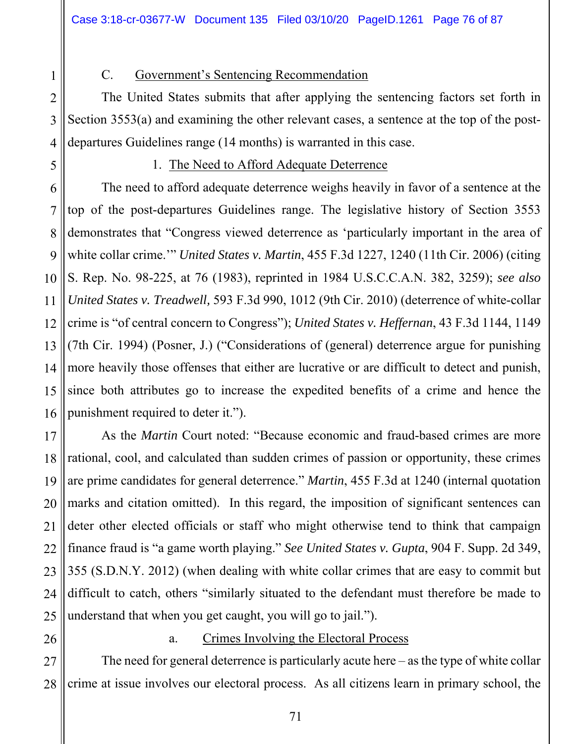### C. Government's Sentencing Recommendation

The United States submits that after applying the sentencing factors set forth in Section 3553(a) and examining the other relevant cases, a sentence at the top of the post-departures Guidelines range (14 months) is warranted in this case.

#### 1. The Need to Afford Adequate Deterrence

The need to afford adequate deterrence weighs heavily in favor of a sentence at the top of the post-departures Guidelines range. The legislative history of Section 3553 demonstrates that "Congress viewed deterrence as 'particularly important in the area of white collar crime.'" *United States v. Martin*, 455 F.3d 1227, 1240 (11th Cir. 2006) (citing S. Rep. No. 98-225, at 76 (1983), reprinted in 1984 U.S.C.C.A.N. 382, 3259); *see also United States v. Treadwell,* 593 F.3d 990, 1012 (9th Cir. 2010) (deterrence of white-collar crime is "of central concern to Congress"); *United States v. Heffernan*, 43 F.3d 1144, 1149 (7th Cir. 1994) (Posner, J.) ("Considerations of (general) deterrence argue for punishing more heavily those offenses that either are lucrative or are difficult to detect and punish, since both attributes go to increase the expedited benefits of a crime and hence the punishment required to deter it.").

As the *Martin* Court noted: "Because economic and fraud-based crimes are more rational, cool, and calculated than sudden crimes of passion or opportunity, these crimes are prime candidates for general deterrence." *Martin*, 455 F.3d at 1240 (internal quotation marks and citation omitted). In this regard, the imposition of significant sentences can deter other elected officials or staff who might otherwise tend to think that campaign finance fraud is "a game worth playing." *See United States v. Gupta*, 904 F. Supp. 2d 349, 355 (S.D.N.Y. 2012) (when dealing with white collar crimes that are easy to commit but difficult to catch, others "similarly situated to the defendant must therefore be made to understand that when you get caught, you will go to jail.").

##### a. Crimes Involving the Electoral Process

The need for general deterrence is particularly acute here – as the type of white collar crime at issue involves our electoral process. As all citizens learn in primary school, the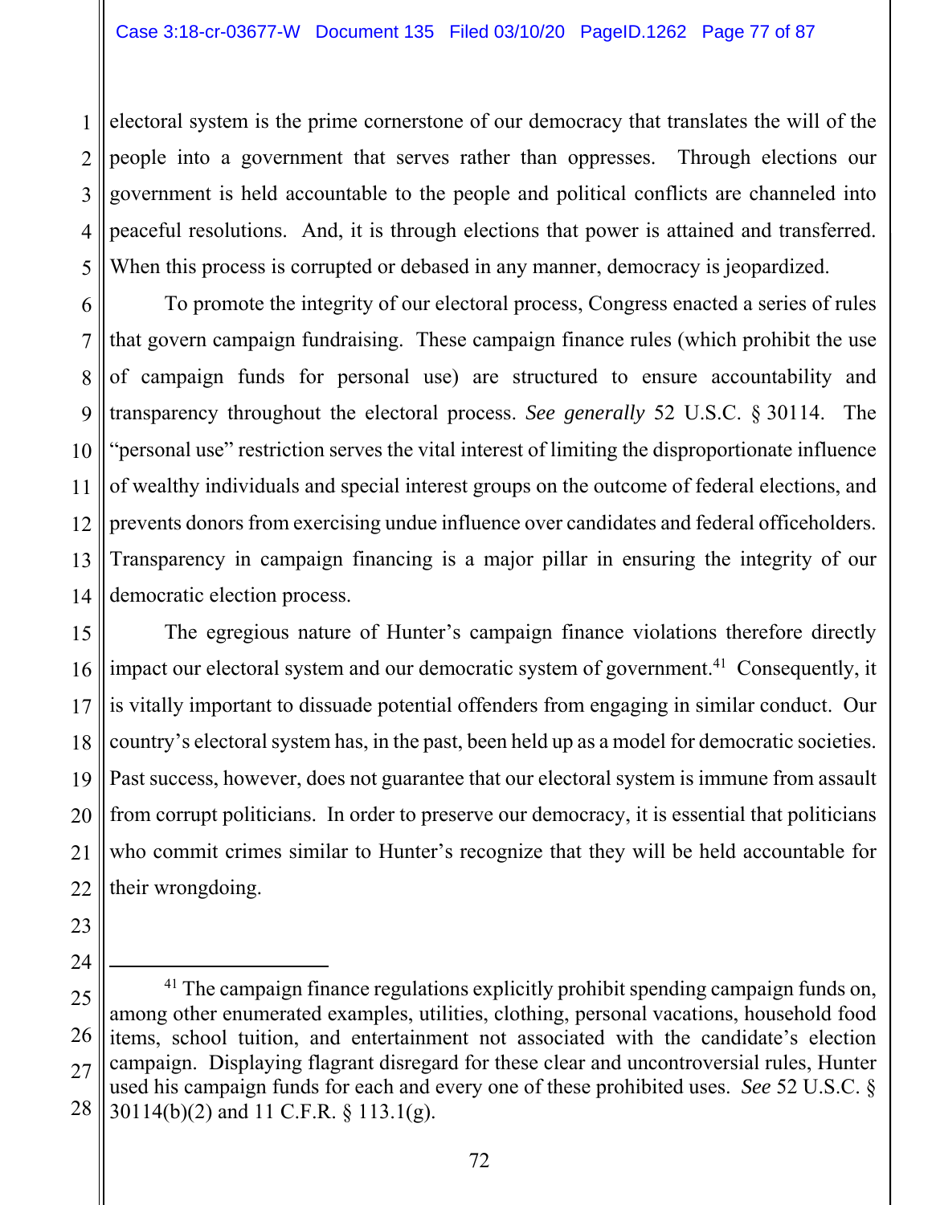electoral system is the prime cornerstone of our democracy that translates the will of the people into a government that serves rather than oppresses. Through elections our government is held accountable to the people and political conflicts are channeled into peaceful resolutions. And, it is through elections that power is attained and transferred. When this process is corrupted or debased in any manner, democracy is jeopardized.

To promote the integrity of our electoral process, Congress enacted a series of rules that govern campaign fundraising. These campaign finance rules (which prohibit the use of campaign funds for personal use) are structured to ensure accountability and transparency throughout the electoral process. *See generally* 52 U.S.C. § 30114. The "personal use" restriction serves the vital interest of limiting the disproportionate influence of wealthy individuals and special interest groups on the outcome of federal elections, and prevents donors from exercising undue influence over candidates and federal officeholders. Transparency in campaign financing is a major pillar in ensuring the integrity of our democratic election process.

The egregious nature of Hunter's campaign finance violations therefore directly impact our electoral system and our democratic system of government.[41] Consequently, it is vitally important to dissuade potential offenders from engaging in similar conduct. Our country's electoral system has, in the past, been held up as a model for democratic societies. Past success, however, does not guarantee that our electoral system is immune from assault from corrupt politicians. In order to preserve our democracy, it is essential that politicians who commit crimes similar to Hunter's recognize that they will be held accountable for their wrongdoing.

---

[41] The campaign finance regulations explicitly prohibit spending campaign funds on, among other enumerated examples, utilities, clothing, personal vacations, household food items, school tuition, and entertainment not associated with the candidate's election campaign. Displaying flagrant disregard for these clear and uncontroversial rules, Hunter used his campaign funds for each and every one of these prohibited uses. *See* 52 U.S.C. § 30114(b)(2) and 11 C.F.R. § 113.1(g).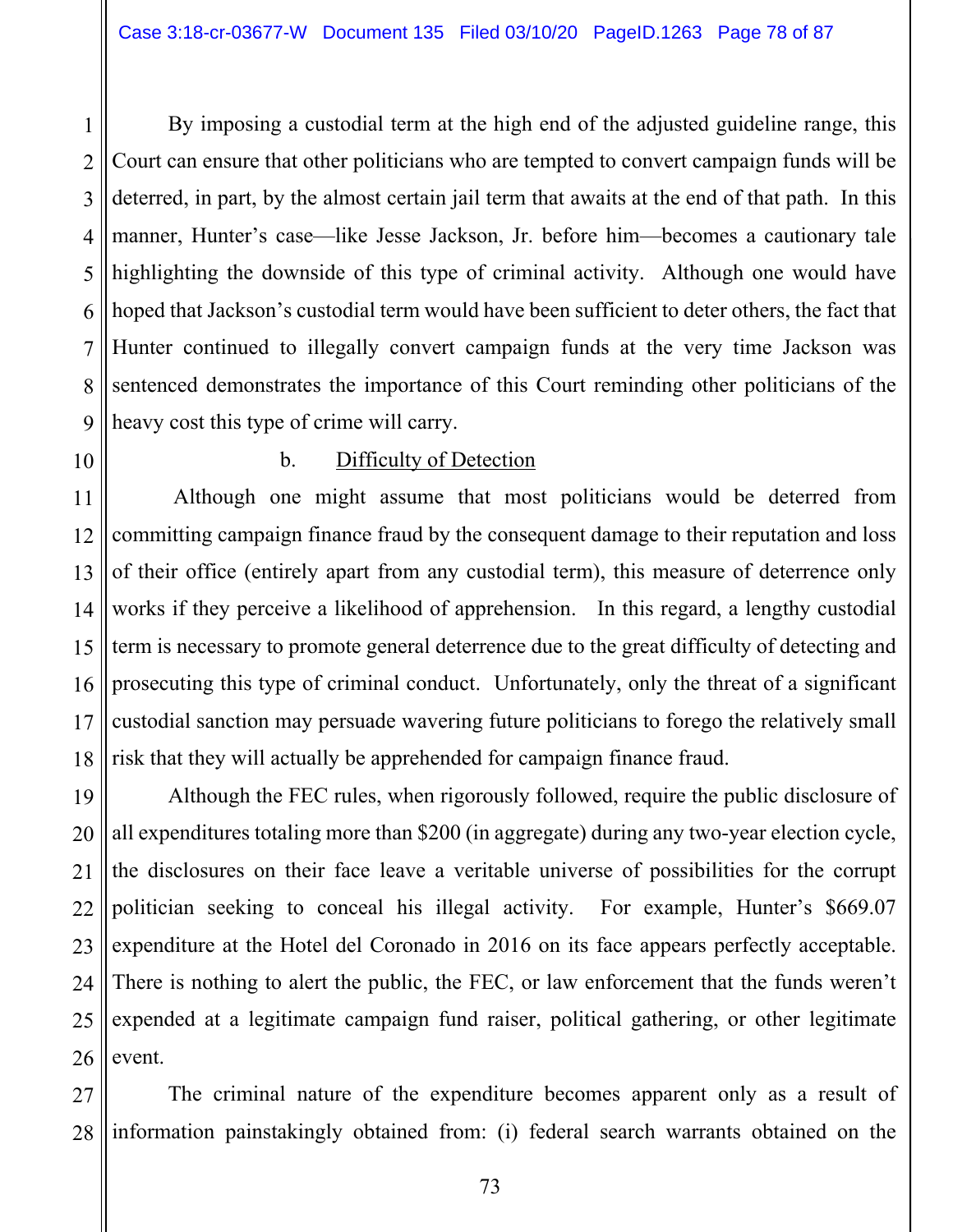By imposing a custodial term at the high end of the adjusted guideline range, this Court can ensure that other politicians who are tempted to convert campaign funds will be deterred, in part, by the almost certain jail term that awaits at the end of that path. In this manner, Hunter's case—like Jesse Jackson, Jr. before him—becomes a cautionary tale highlighting the downside of this type of criminal activity. Although one would have hoped that Jackson's custodial term would have been sufficient to deter others, the fact that Hunter continued to illegally convert campaign funds at the very time Jackson was sentenced demonstrates the importance of this Court reminding other politicians of the heavy cost this type of crime will carry.

b. Difficulty of Detection

Although one might assume that most politicians would be deterred from committing campaign finance fraud by the consequent damage to their reputation and loss of their office (entirely apart from any custodial term), this measure of deterrence only works if they perceive a likelihood of apprehension. In this regard, a lengthy custodial term is necessary to promote general deterrence due to the great difficulty of detecting and prosecuting this type of criminal conduct. Unfortunately, only the threat of a significant custodial sanction may persuade wavering future politicians to forego the relatively small risk that they will actually be apprehended for campaign finance fraud.

Although the FEC rules, when rigorously followed, require the public disclosure of all expenditures totaling more than $200 (in aggregate) during any two-year election cycle, the disclosures on their face leave a veritable universe of possibilities for the corrupt politician seeking to conceal his illegal activity. For example, Hunter's $669.07 expenditure at the Hotel del Coronado in 2016 on its face appears perfectly acceptable. There is nothing to alert the public, the FEC, or law enforcement that the funds weren't expended at a legitimate campaign fund raiser, political gathering, or other legitimate event.

The criminal nature of the expenditure becomes apparent only as a result of information painstakingly obtained from: (i) federal search warrants obtained on the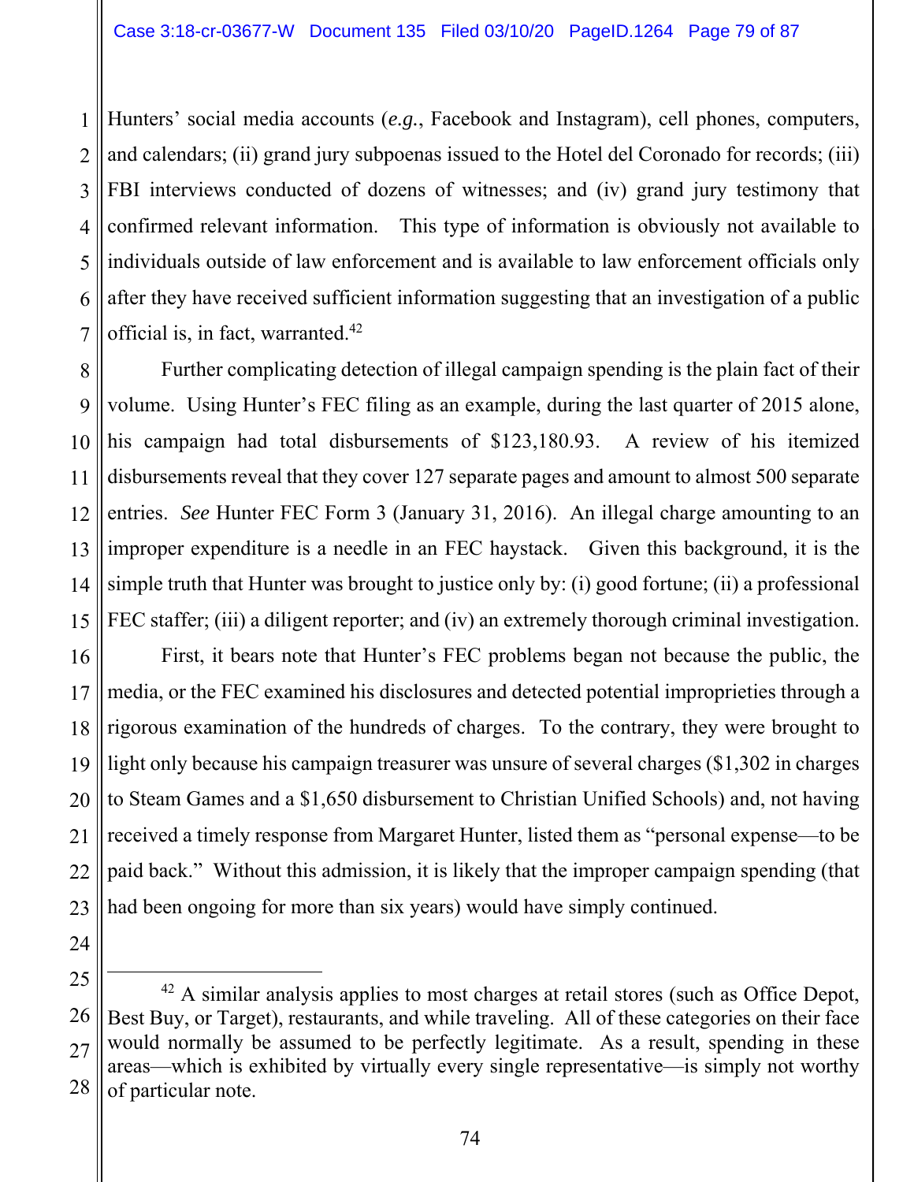Hunters' social media accounts (*e.g.*, Facebook and Instagram), cell phones, computers, and calendars; (ii) grand jury subpoenas issued to the Hotel del Coronado for records; (iii) FBI interviews conducted of dozens of witnesses; and (iv) grand jury testimony that confirmed relevant information. This type of information is obviously not available to individuals outside of law enforcement and is available to law enforcement officials only after they have received sufficient information suggesting that an investigation of a public official is, in fact, warranted.[42]

Further complicating detection of illegal campaign spending is the plain fact of their volume. Using Hunter's FEC filing as an example, during the last quarter of 2015 alone, his campaign had total disbursements of $123,180.93. A review of his itemized disbursements reveal that they cover 127 separate pages and amount to almost 500 separate entries. *See* Hunter FEC Form 3 (January 31, 2016). An illegal charge amounting to an improper expenditure is a needle in an FEC haystack. Given this background, it is the simple truth that Hunter was brought to justice only by: (i) good fortune; (ii) a professional FEC staffer; (iii) a diligent reporter; and (iv) an extremely thorough criminal investigation.

First, it bears note that Hunter's FEC problems began not because the public, the media, or the FEC examined his disclosures and detected potential improprieties through a rigorous examination of the hundreds of charges. To the contrary, they were brought to light only because his campaign treasurer was unsure of several charges ($1,302 in charges to Steam Games and a $1,650 disbursement to Christian Unified Schools) and, not having received a timely response from Margaret Hunter, listed them as "personal expense—to be paid back." Without this admission, it is likely that the improper campaign spending (that had been ongoing for more than six years) would have simply continued.

---

[42] A similar analysis applies to most charges at retail stores (such as Office Depot, Best Buy, or Target), restaurants, and while traveling. All of these categories on their face would normally be assumed to be perfectly legitimate. As a result, spending in these areas—which is exhibited by virtually every single representative—is simply not worthy of particular note.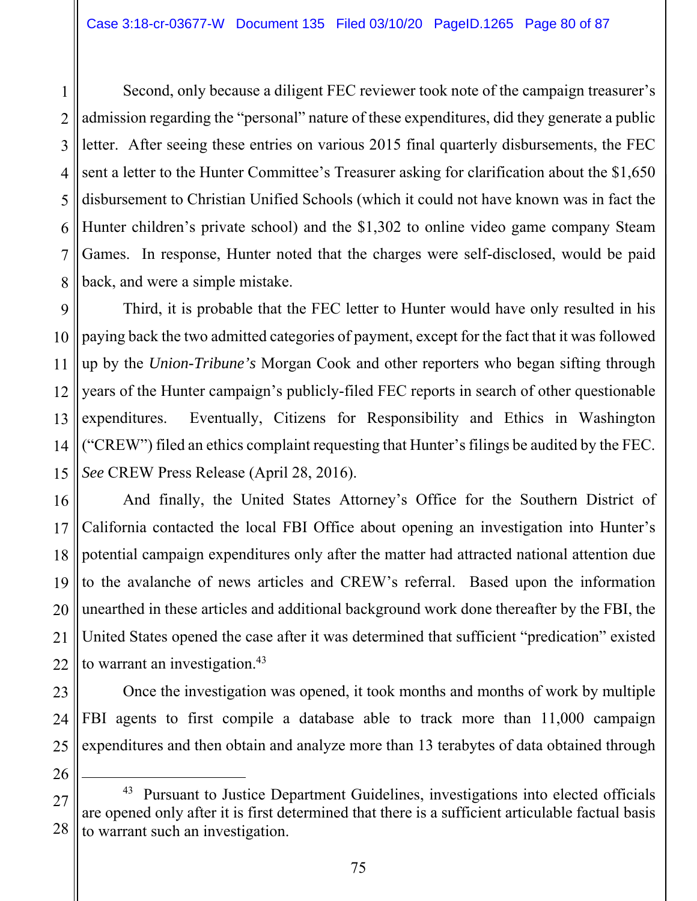Second, only because a diligent FEC reviewer took note of the campaign treasurer's admission regarding the "personal" nature of these expenditures, did they generate a public letter. After seeing these entries on various 2015 final quarterly disbursements, the FEC sent a letter to the Hunter Committee's Treasurer asking for clarification about the $1,650 disbursement to Christian Unified Schools (which it could not have known was in fact the Hunter children's private school) and the $1,302 to online video game company Steam Games. In response, Hunter noted that the charges were self-disclosed, would be paid back, and were a simple mistake.

Third, it is probable that the FEC letter to Hunter would have only resulted in his paying back the two admitted categories of payment, except for the fact that it was followed up by the *Union-Tribune's* Morgan Cook and other reporters who began sifting through years of the Hunter campaign's publicly-filed FEC reports in search of other questionable expenditures. Eventually, Citizens for Responsibility and Ethics in Washington ("CREW") filed an ethics complaint requesting that Hunter's filings be audited by the FEC. *See* CREW Press Release (April 28, 2016).

And finally, the United States Attorney's Office for the Southern District of California contacted the local FBI Office about opening an investigation into Hunter's potential campaign expenditures only after the matter had attracted national attention due to the avalanche of news articles and CREW's referral. Based upon the information unearthed in these articles and additional background work done thereafter by the FBI, the United States opened the case after it was determined that sufficient "predication" existed to warrant an investigation.[43]

Once the investigation was opened, it took months and months of work by multiple FBI agents to first compile a database able to track more than 11,000 campaign expenditures and then obtain and analyze more than 13 terabytes of data obtained through

---

[43] Pursuant to Justice Department Guidelines, investigations into elected officials are opened only after it is first determined that there is a sufficient articulable factual basis to warrant such an investigation.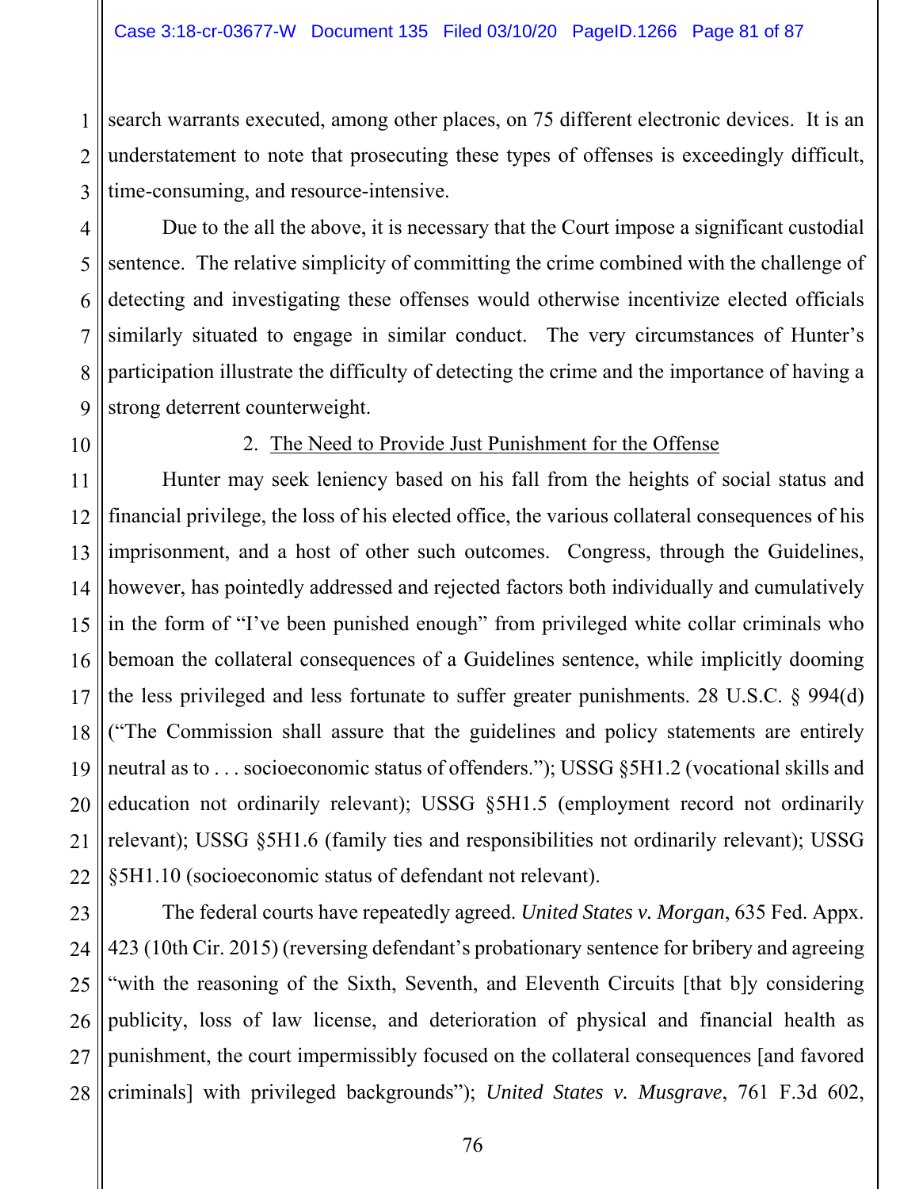search warrants executed, among other places, on 75 different electronic devices. It is an understatement to note that prosecuting these types of offenses is exceedingly difficult, time-consuming, and resource-intensive.

Due to the all the above, it is necessary that the Court impose a significant custodial sentence. The relative simplicity of committing the crime combined with the challenge of detecting and investigating these offenses would otherwise incentivize elected officials similarly situated to engage in similar conduct. The very circumstances of Hunter's participation illustrate the difficulty of detecting the crime and the importance of having a strong deterrent counterweight.

2. <u>The Need to Provide Just Punishment for the Offense</u>

Hunter may seek leniency based on his fall from the heights of social status and financial privilege, the loss of his elected office, the various collateral consequences of his imprisonment, and a host of other such outcomes. Congress, through the Guidelines, however, has pointedly addressed and rejected factors both individually and cumulatively in the form of "I've been punished enough" from privileged white collar criminals who bemoan the collateral consequences of a Guidelines sentence, while implicitly dooming the less privileged and less fortunate to suffer greater punishments. 28 U.S.C. § 994(d) ("The Commission shall assure that the guidelines and policy statements are entirely neutral as to . . . socioeconomic status of offenders."); USSG §5H1.2 (vocational skills and education not ordinarily relevant); USSG §5H1.5 (employment record not ordinarily relevant); USSG §5H1.6 (family ties and responsibilities not ordinarily relevant); USSG §5H1.10 (socioeconomic status of defendant not relevant).

The federal courts have repeatedly agreed. *United States v. Morgan*, 635 Fed. Appx. 423 (10th Cir. 2015) (reversing defendant's probationary sentence for bribery and agreeing "with the reasoning of the Sixth, Seventh, and Eleventh Circuits [that b]y considering publicity, loss of law license, and deterioration of physical and financial health as punishment, the court impermissibly focused on the collateral consequences [and favored criminals] with privileged backgrounds"); *United States v. Musgrave*, 761 F.3d 602,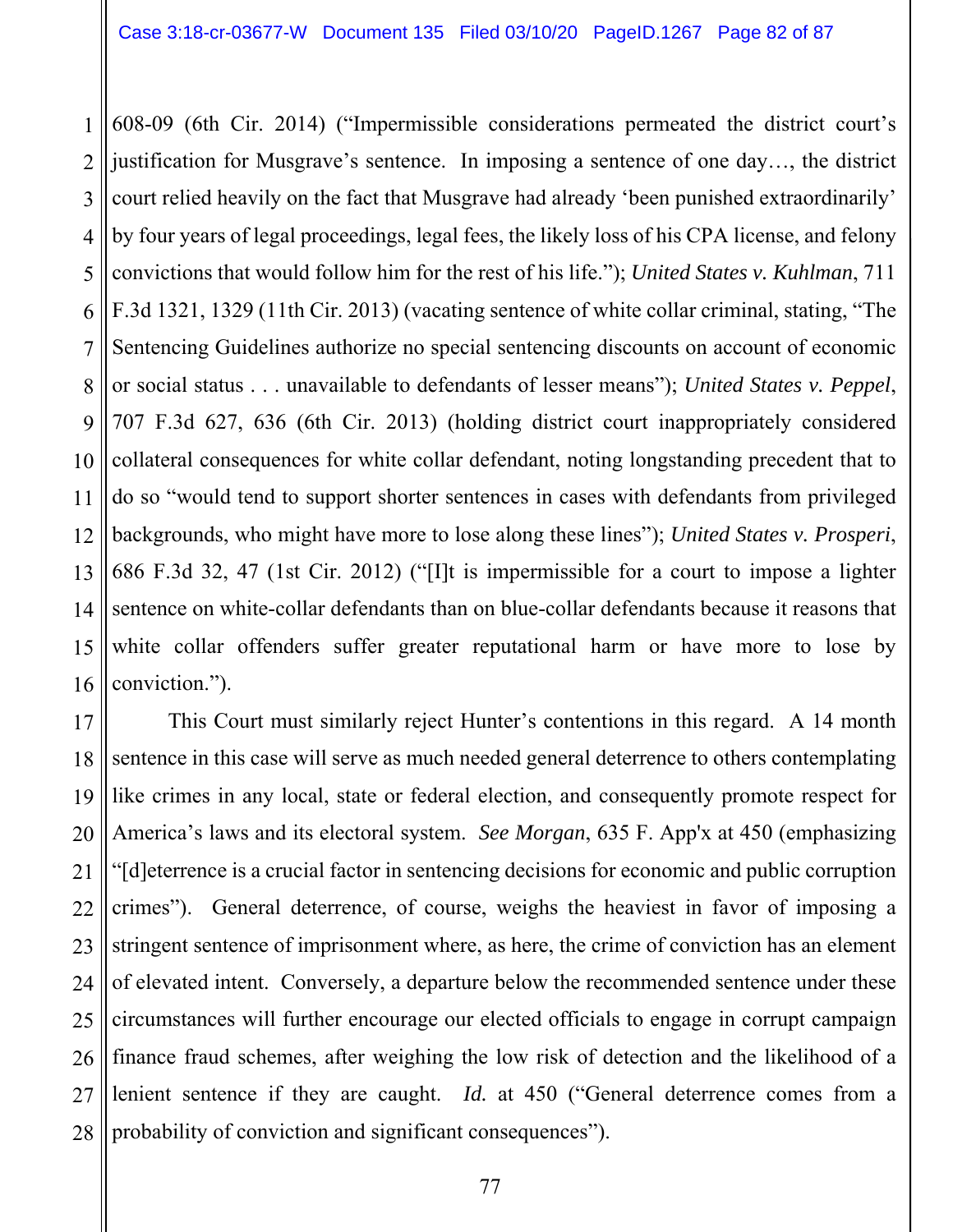608-09 (6th Cir. 2014) ("Impermissible considerations permeated the district court's justification for Musgrave's sentence. In imposing a sentence of one day…, the district court relied heavily on the fact that Musgrave had already 'been punished extraordinarily' by four years of legal proceedings, legal fees, the likely loss of his CPA license, and felony convictions that would follow him for the rest of his life."); *United States v. Kuhlman*, 711 F.3d 1321, 1329 (11th Cir. 2013) (vacating sentence of white collar criminal, stating, "The Sentencing Guidelines authorize no special sentencing discounts on account of economic or social status . . . unavailable to defendants of lesser means"); *United States v. Peppel*, 707 F.3d 627, 636 (6th Cir. 2013) (holding district court inappropriately considered collateral consequences for white collar defendant, noting longstanding precedent that to do so "would tend to support shorter sentences in cases with defendants from privileged backgrounds, who might have more to lose along these lines"); *United States v. Prosperi*, 686 F.3d 32, 47 (1st Cir. 2012) ("[I]t is impermissible for a court to impose a lighter sentence on white-collar defendants than on blue-collar defendants because it reasons that white collar offenders suffer greater reputational harm or have more to lose by conviction.").

This Court must similarly reject Hunter's contentions in this regard. A 14 month sentence in this case will serve as much needed general deterrence to others contemplating like crimes in any local, state or federal election, and consequently promote respect for America's laws and its electoral system. *See Morgan*, 635 F. App'x at 450 (emphasizing "[d]eterrence is a crucial factor in sentencing decisions for economic and public corruption crimes"). General deterrence, of course, weighs the heaviest in favor of imposing a stringent sentence of imprisonment where, as here, the crime of conviction has an element of elevated intent. Conversely, a departure below the recommended sentence under these circumstances will further encourage our elected officials to engage in corrupt campaign finance fraud schemes, after weighing the low risk of detection and the likelihood of a lenient sentence if they are caught. *Id.* at 450 ("General deterrence comes from a probability of conviction and significant consequences").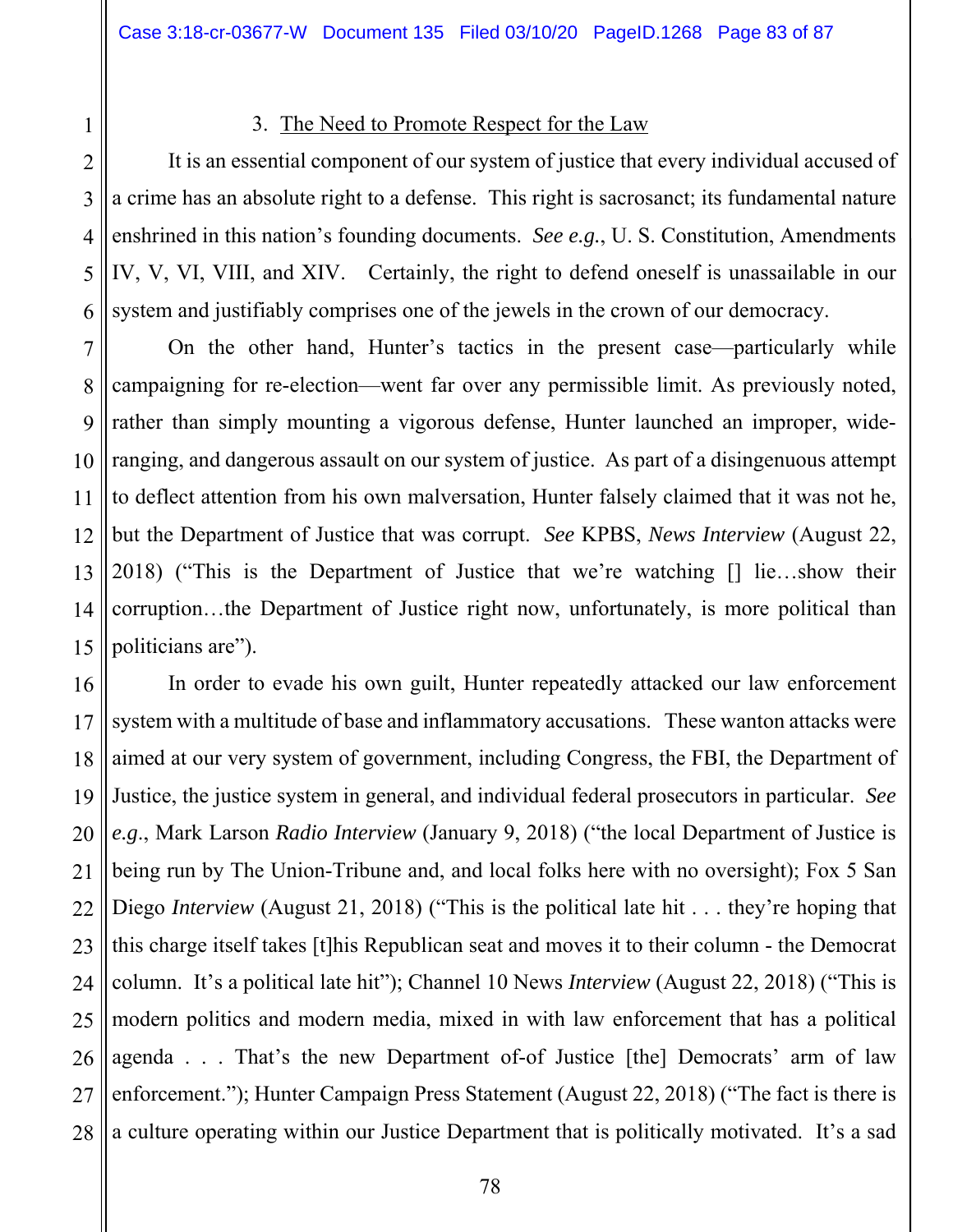3. The Need to Promote Respect for the Law

It is an essential component of our system of justice that every individual accused of a crime has an absolute right to a defense. This right is sacrosanct; its fundamental nature enshrined in this nation's founding documents. *See e.g.*, U. S. Constitution, Amendments IV, V, VI, VIII, and XIV. Certainly, the right to defend oneself is unassailable in our system and justifiably comprises one of the jewels in the crown of our democracy.

On the other hand, Hunter's tactics in the present case—particularly while campaigning for re-election—went far over any permissible limit. As previously noted, rather than simply mounting a vigorous defense, Hunter launched an improper, wide-ranging, and dangerous assault on our system of justice. As part of a disingenuous attempt to deflect attention from his own malversation, Hunter falsely claimed that it was not he, but the Department of Justice that was corrupt. *See* KPBS, *News Interview* (August 22, 2018) ("This is the Department of Justice that we're watching [] lie…show their corruption…the Department of Justice right now, unfortunately, is more political than politicians are").

In order to evade his own guilt, Hunter repeatedly attacked our law enforcement system with a multitude of base and inflammatory accusations. These wanton attacks were aimed at our very system of government, including Congress, the FBI, the Department of Justice, the justice system in general, and individual federal prosecutors in particular. *See e.g.*, Mark Larson *Radio Interview* (January 9, 2018) ("the local Department of Justice is being run by The Union-Tribune and, and local folks here with no oversight); Fox 5 San Diego *Interview* (August 21, 2018) ("This is the political late hit . . . they're hoping that this charge itself takes [t]his Republican seat and moves it to their column - the Democrat column. It's a political late hit"); Channel 10 News *Interview* (August 22, 2018) ("This is modern politics and modern media, mixed in with law enforcement that has a political agenda . . . That's the new Department of-of Justice [the] Democrats' arm of law enforcement."); Hunter Campaign Press Statement (August 22, 2018) ("The fact is there is a culture operating within our Justice Department that is politically motivated. It's a sad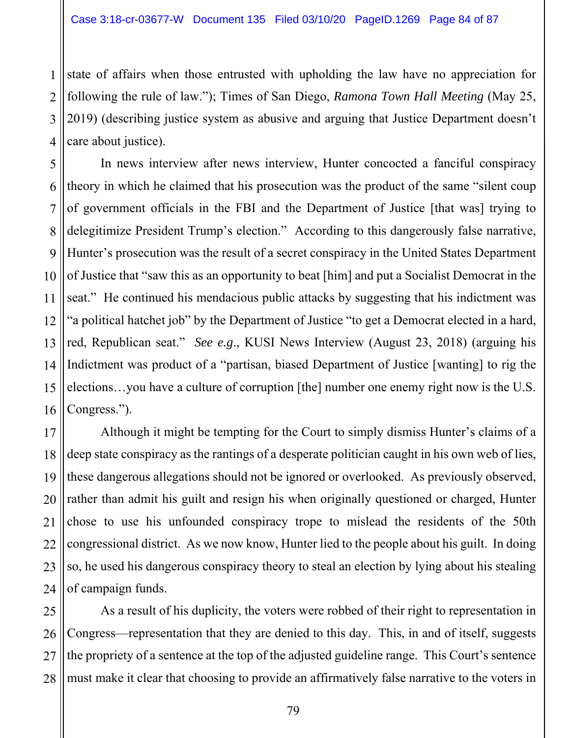state of affairs when those entrusted with upholding the law have no appreciation for following the rule of law."); Times of San Diego, *Ramona Town Hall Meeting* (May 25, 2019) (describing justice system as abusive and arguing that Justice Department doesn't care about justice).

In news interview after news interview, Hunter concocted a fanciful conspiracy theory in which he claimed that his prosecution was the product of the same "silent coup of government officials in the FBI and the Department of Justice [that was] trying to delegitimize President Trump's election." According to this dangerously false narrative, Hunter's prosecution was the result of a secret conspiracy in the United States Department of Justice that "saw this as an opportunity to beat [him] and put a Socialist Democrat in the seat." He continued his mendacious public attacks by suggesting that his indictment was "a political hatchet job" by the Department of Justice "to get a Democrat elected in a hard, red, Republican seat." *See e.g.*, KUSI News Interview (August 23, 2018) (arguing his Indictment was product of a "partisan, biased Department of Justice [wanting] to rig the elections…you have a culture of corruption [the] number one enemy right now is the U.S. Congress.").

Although it might be tempting for the Court to simply dismiss Hunter's claims of a deep state conspiracy as the rantings of a desperate politician caught in his own web of lies, these dangerous allegations should not be ignored or overlooked. As previously observed, rather than admit his guilt and resign his when originally questioned or charged, Hunter chose to use his unfounded conspiracy trope to mislead the residents of the 50th congressional district. As we now know, Hunter lied to the people about his guilt. In doing so, he used his dangerous conspiracy theory to steal an election by lying about his stealing of campaign funds.

As a result of his duplicity, the voters were robbed of their right to representation in Congress—representation that they are denied to this day. This, in and of itself, suggests the propriety of a sentence at the top of the adjusted guideline range. This Court's sentence must make it clear that choosing to provide an affirmatively false narrative to the voters in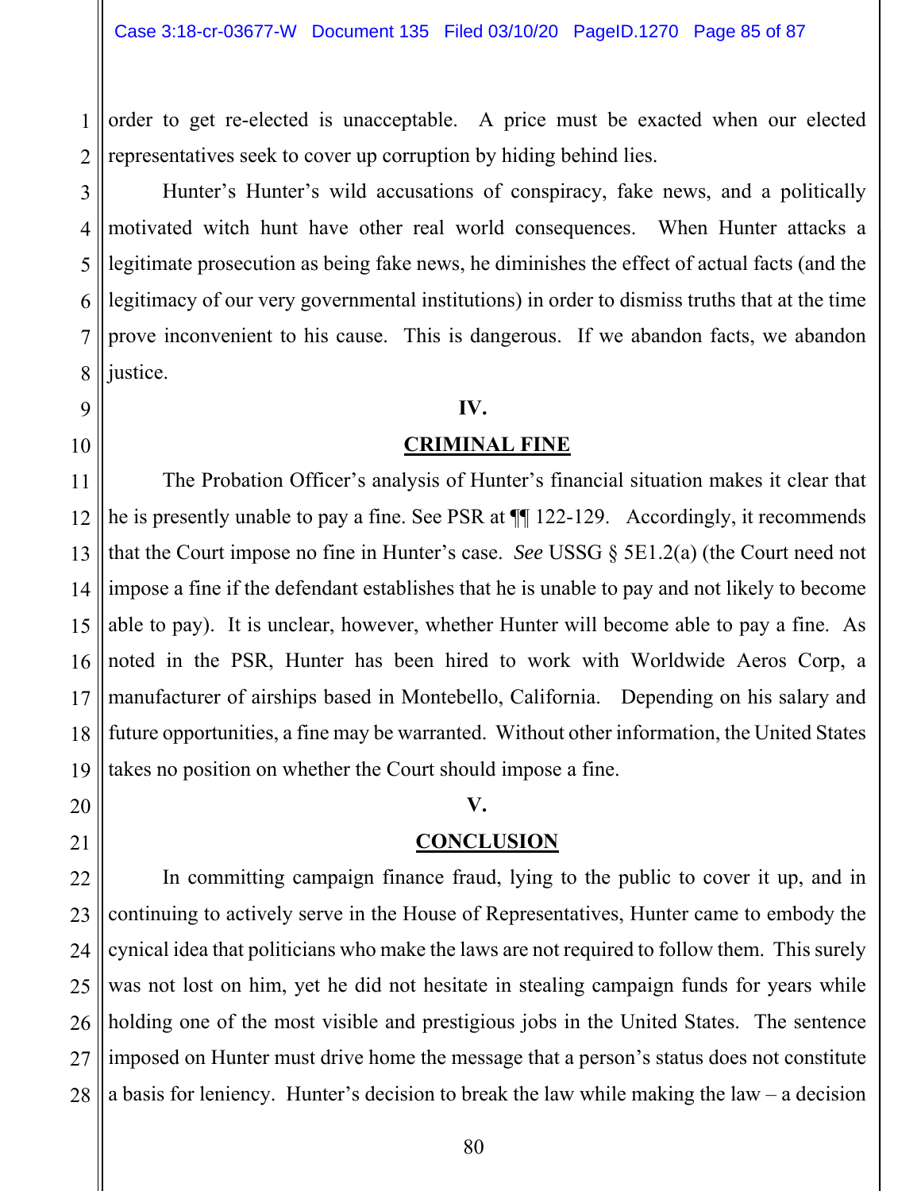order to get re-elected is unacceptable. A price must be exacted when our elected representatives seek to cover up corruption by hiding behind lies.

Hunter's Hunter's wild accusations of conspiracy, fake news, and a politically motivated witch hunt have other real world consequences. When Hunter attacks a legitimate prosecution as being fake news, he diminishes the effect of actual facts (and the legitimacy of our very governmental institutions) in order to dismiss truths that at the time prove inconvenient to his cause. This is dangerous. If we abandon facts, we abandon justice.

## IV.

## CRIMINAL FINE

The Probation Officer's analysis of Hunter's financial situation makes it clear that he is presently unable to pay a fine. See PSR at ¶¶ 122-129. Accordingly, it recommends that the Court impose no fine in Hunter's case. *See* USSG § 5E1.2(a) (the Court need not impose a fine if the defendant establishes that he is unable to pay and not likely to become able to pay). It is unclear, however, whether Hunter will become able to pay a fine. As noted in the PSR, Hunter has been hired to work with Worldwide Aeros Corp, a manufacturer of airships based in Montebello, California. Depending on his salary and future opportunities, a fine may be warranted. Without other information, the United States takes no position on whether the Court should impose a fine.

## V.

## CONCLUSION

In committing campaign finance fraud, lying to the public to cover it up, and in continuing to actively serve in the House of Representatives, Hunter came to embody the cynical idea that politicians who make the laws are not required to follow them. This surely was not lost on him, yet he did not hesitate in stealing campaign funds for years while holding one of the most visible and prestigious jobs in the United States. The sentence imposed on Hunter must drive home the message that a person's status does not constitute a basis for leniency. Hunter's decision to break the law while making the law – a decision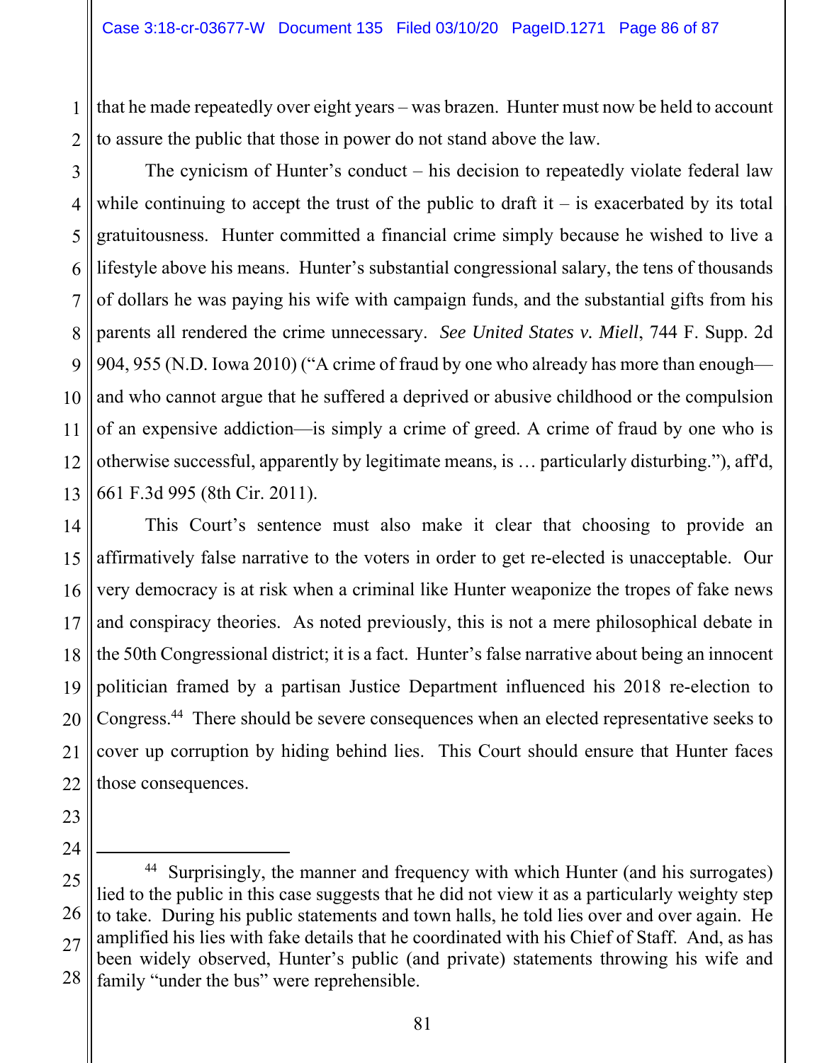that he made repeatedly over eight years – was brazen. Hunter must now be held to account to assure the public that those in power do not stand above the law.

The cynicism of Hunter's conduct – his decision to repeatedly violate federal law while continuing to accept the trust of the public to draft it – is exacerbated by its total gratuitousness. Hunter committed a financial crime simply because he wished to live a lifestyle above his means. Hunter's substantial congressional salary, the tens of thousands of dollars he was paying his wife with campaign funds, and the substantial gifts from his parents all rendered the crime unnecessary. *See United States v. Miell*, 744 F. Supp. 2d 904, 955 (N.D. Iowa 2010) ("A crime of fraud by one who already has more than enough—and who cannot argue that he suffered a deprived or abusive childhood or the compulsion of an expensive addiction—is simply a crime of greed. A crime of fraud by one who is otherwise successful, apparently by legitimate means, is … particularly disturbing."), aff'd, 661 F.3d 995 (8th Cir. 2011).

This Court's sentence must also make it clear that choosing to provide an affirmatively false narrative to the voters in order to get re-elected is unacceptable. Our very democracy is at risk when a criminal like Hunter weaponize the tropes of fake news and conspiracy theories. As noted previously, this is not a mere philosophical debate in the 50th Congressional district; it is a fact. Hunter's false narrative about being an innocent politician framed by a partisan Justice Department influenced his 2018 re-election to Congress.[44] There should be severe consequences when an elected representative seeks to cover up corruption by hiding behind lies. This Court should ensure that Hunter faces those consequences.

---

[44] Surprisingly, the manner and frequency with which Hunter (and his surrogates) lied to the public in this case suggests that he did not view it as a particularly weighty step to take. During his public statements and town halls, he told lies over and over again. He amplified his lies with fake details that he coordinated with his Chief of Staff. And, as has been widely observed, Hunter's public (and private) statements throwing his wife and family "under the bus" were reprehensible.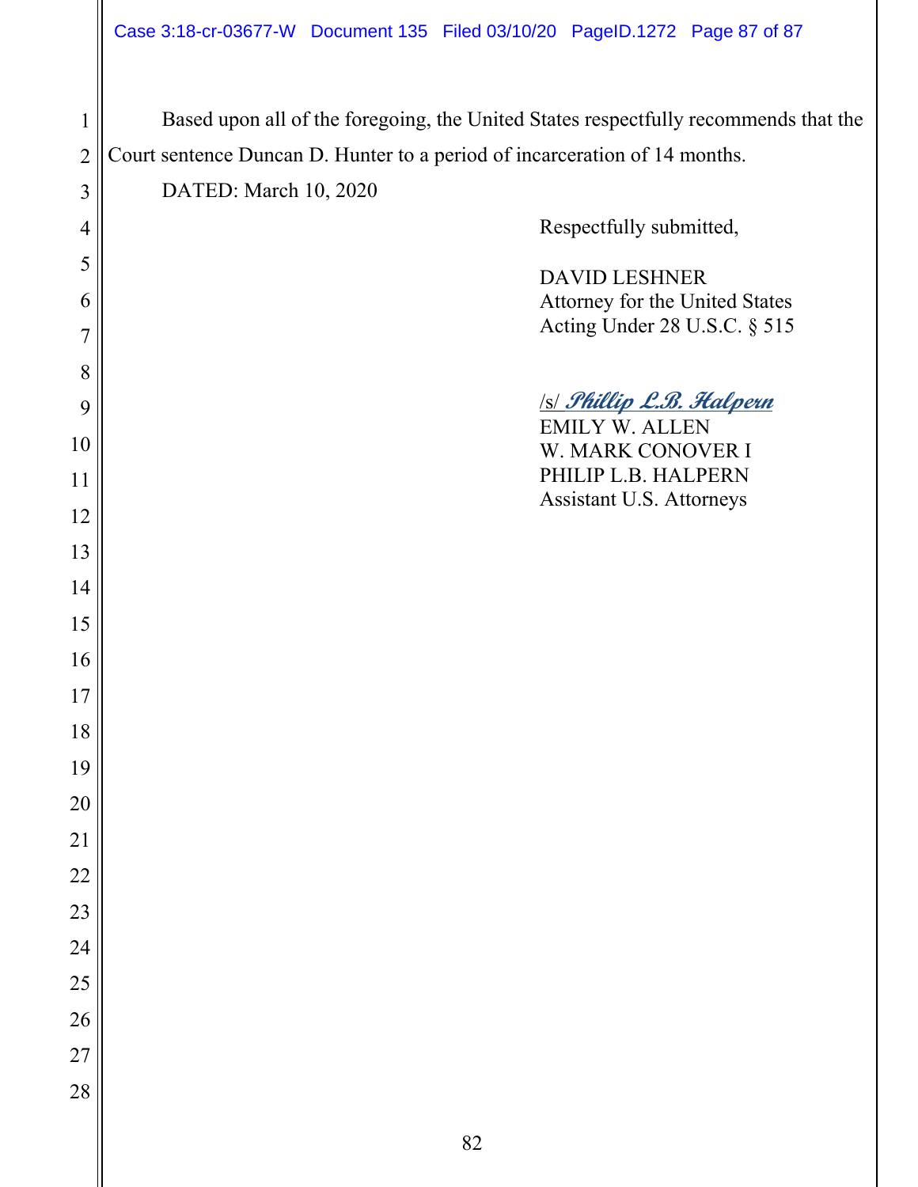Based upon all of the foregoing, the United States respectfully recommends that the Court sentence Duncan D. Hunter to a period of incarceration of 14 months.

DATED: March 10, 2020

Respectfully submitted,

DAVID LESHNER
Attorney for the United States
Acting Under 28 U.S.C. § 515

/s/ *Phillip L.B. Halpern*
EMILY W. ALLEN
W. MARK CONOVER I
PHILIP L.B. HALPERN
Assistant U.S. Attorneys